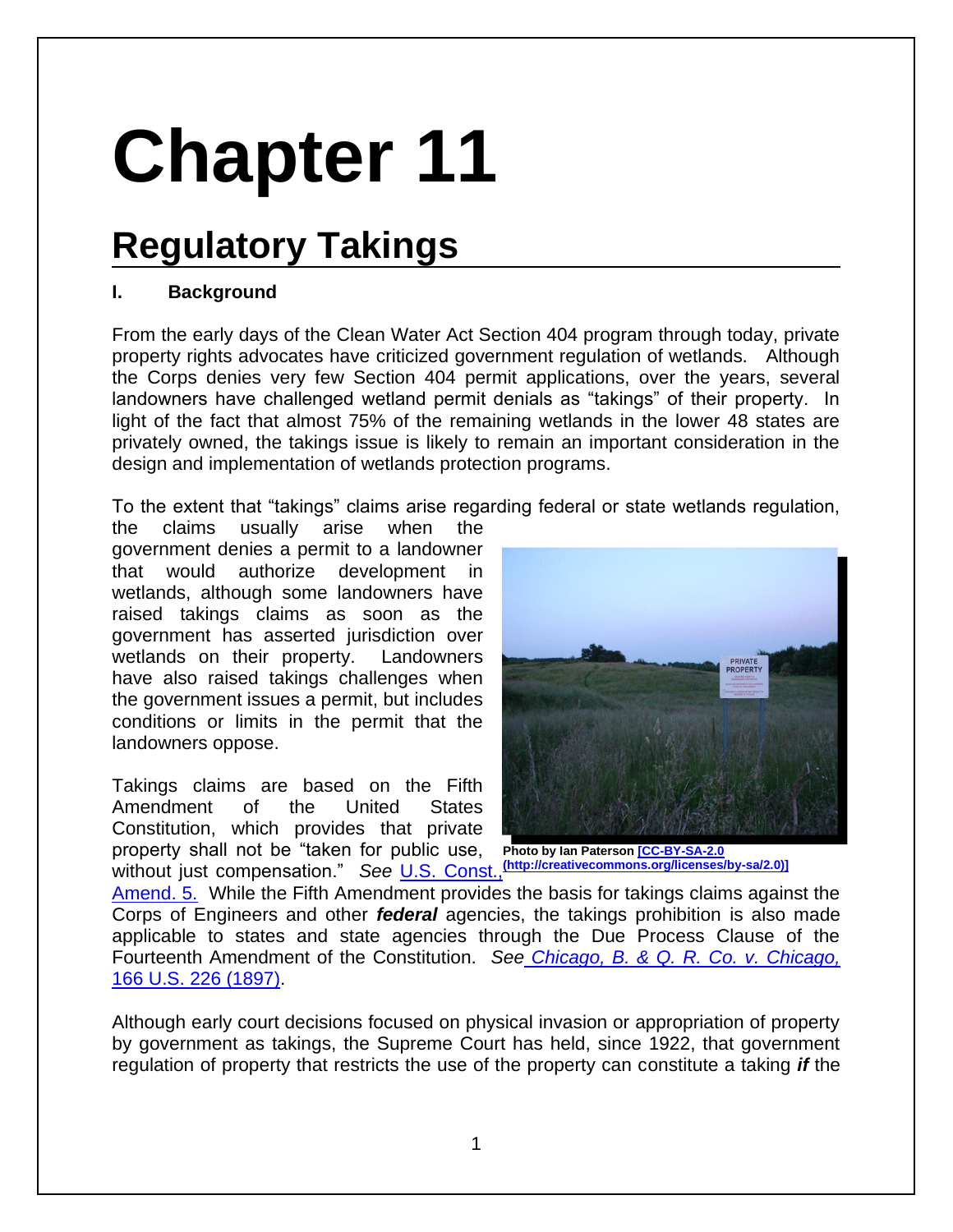# Chapter 11

## Regulatory Takings

### I. Background

From the early days of the Clean Water Act Section 404 program through today, private property rights advocates have criticized government regulation of wetlands. Although the Corps denies very few Section 404 permit applications, over the years, several landowners have challenged wetland permit denials as "takings" of their property. In light of the fact that almost 75% of the remaining wetlands in the lower 48 states are privately owned, the takings issue is likely to remain an important consideration in the design and implementation of wetlands protection programs.

To the extent that "takings" claims arise regarding federal or state wetlands regulation, the claims usually arise when the government denies a permit to a landowner that would authorize development in wetlands, although some landowners have raised takings claims as soon as the government has asserted jurisdiction over wetlands on their property. Landowners have also raised takings challenges when the government issues a permit, but includes conditions or limits in the permit that the landowners oppose.

Photo by Ian Paterson [CC-BY-SA-2.0 (http://creativecommons.org/licenses/by-sa/2.0)]

Takings claims are based on the Fifth Amendment of the United States Constitution, which provides that private property shall not be "taken for public use, without just compensation." *See* U.S. Const., Amend. 5. While the Fifth Amendment provides the basis for takings claims against the Corps of Engineers and other ***federal*** agencies, the takings prohibition is also made applicable to states and state agencies through the Due Process Clause of the Fourteenth Amendment of the Constitution. *See Chicago, B. & Q. R. Co. v. Chicago,* 166 U.S. 226 (1897).

Although early court decisions focused on physical invasion or appropriation of property by government as takings, the Supreme Court has held, since 1922, that government regulation of property that restricts the use of the property can constitute a taking ***if*** the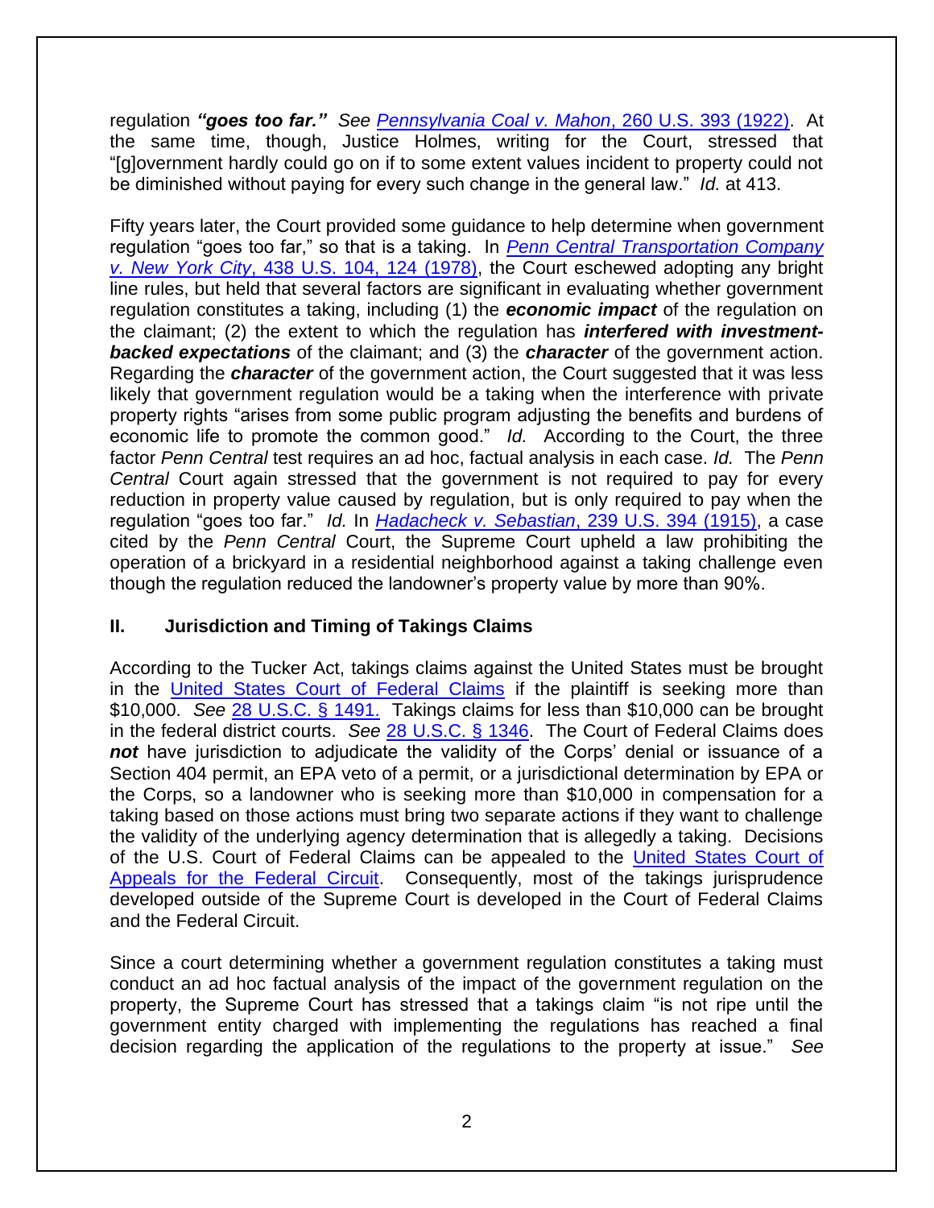regulation ***"goes too far."*** *See* [*Pennsylvania Coal v. Mahon*, 260 U.S. 393 (1922)]. At the same time, though, Justice Holmes, writing for the Court, stressed that "[g]overnment hardly could go on if to some extent values incident to property could not be diminished without paying for every such change in the general law." *Id.* at 413.

Fifty years later, the Court provided some guidance to help determine when government regulation "goes too far," so that is a taking. In [*Penn Central Transportation Company v. New York City*, 438 U.S. 104, 124 (1978)], the Court eschewed adopting any bright line rules, but held that several factors are significant in evaluating whether government regulation constitutes a taking, including (1) the ***economic impact*** of the regulation on the claimant; (2) the extent to which the regulation has ***interfered with investment-backed expectations*** of the claimant; and (3) the ***character*** of the government action. Regarding the ***character*** of the government action, the Court suggested that it was less likely that government regulation would be a taking when the interference with private property rights "arises from some public program adjusting the benefits and burdens of economic life to promote the common good." *Id.* According to the Court, the three factor *Penn Central* test requires an ad hoc, factual analysis in each case. *Id.* The *Penn Central* Court again stressed that the government is not required to pay for every reduction in property value caused by regulation, but is only required to pay when the regulation "goes too far." *Id.* In [*Hadacheck v. Sebastian*, 239 U.S. 394 (1915)], a case cited by the *Penn Central* Court, the Supreme Court upheld a law prohibiting the operation of a brickyard in a residential neighborhood against a taking challenge even though the regulation reduced the landowner's property value by more than 90%.

## II. Jurisdiction and Timing of Takings Claims

According to the Tucker Act, takings claims against the United States must be brought in the [United States Court of Federal Claims] if the plaintiff is seeking more than $10,000. *See* [28 U.S.C. § 1491.] Takings claims for less than $10,000 can be brought in the federal district courts. *See* [28 U.S.C. § 1346]. The Court of Federal Claims does ***not*** have jurisdiction to adjudicate the validity of the Corps' denial or issuance of a Section 404 permit, an EPA veto of a permit, or a jurisdictional determination by EPA or the Corps, so a landowner who is seeking more than $10,000 in compensation for a taking based on those actions must bring two separate actions if they want to challenge the validity of the underlying agency determination that is allegedly a taking. Decisions of the U.S. Court of Federal Claims can be appealed to the [United States Court of Appeals for the Federal Circuit]. Consequently, most of the takings jurisprudence developed outside of the Supreme Court is developed in the Court of Federal Claims and the Federal Circuit.

Since a court determining whether a government regulation constitutes a taking must conduct an ad hoc factual analysis of the impact of the government regulation on the property, the Supreme Court has stressed that a takings claim "is not ripe until the government entity charged with implementing the regulations has reached a final decision regarding the application of the regulations to the property at issue." *See*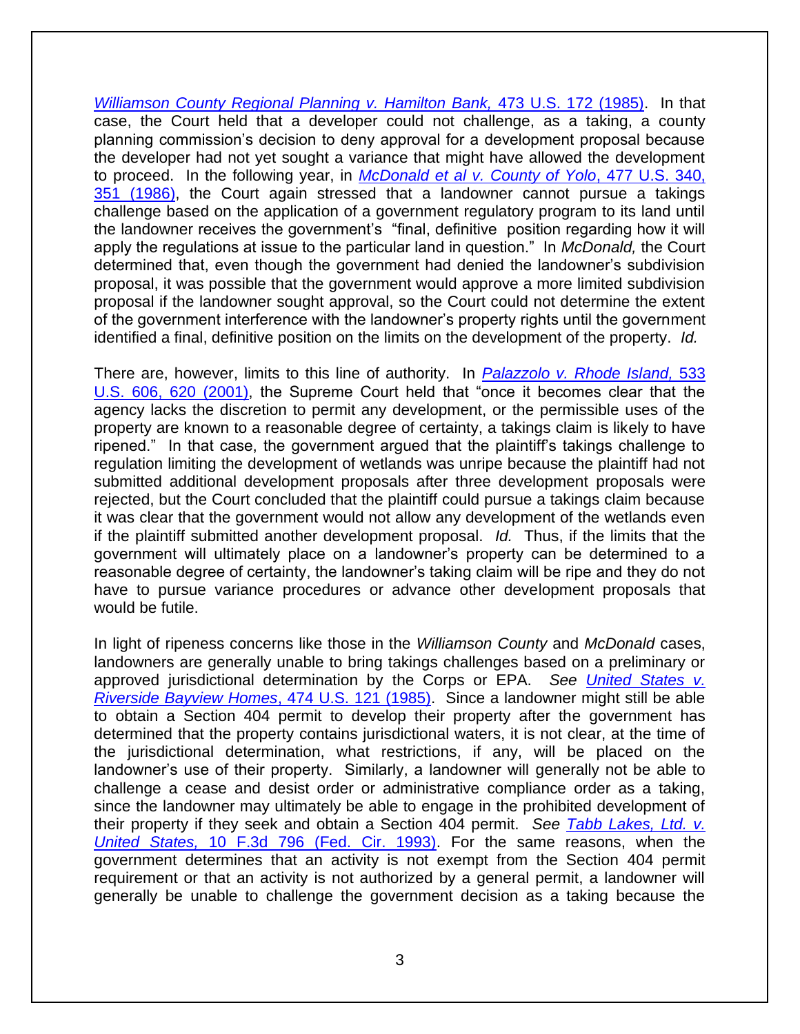*Williamson County Regional Planning v. Hamilton Bank,* 473 U.S. 172 (1985). In that case, the Court held that a developer could not challenge, as a taking, a county planning commission's decision to deny approval for a development proposal because the developer had not yet sought a variance that might have allowed the development to proceed. In the following year, in *McDonald et al v. County of Yolo*, 477 U.S. 340, 351 (1986), the Court again stressed that a landowner cannot pursue a takings challenge based on the application of a government regulatory program to its land until the landowner receives the government's "final, definitive position regarding how it will apply the regulations at issue to the particular land in question." In *McDonald,* the Court determined that, even though the government had denied the landowner's subdivision proposal, it was possible that the government would approve a more limited subdivision proposal if the landowner sought approval, so the Court could not determine the extent of the government interference with the landowner's property rights until the government identified a final, definitive position on the limits on the development of the property. *Id.*

There are, however, limits to this line of authority. In *Palazzolo v. Rhode Island,* 533 U.S. 606, 620 (2001), the Supreme Court held that "once it becomes clear that the agency lacks the discretion to permit any development, or the permissible uses of the property are known to a reasonable degree of certainty, a takings claim is likely to have ripened." In that case, the government argued that the plaintiff's takings challenge to regulation limiting the development of wetlands was unripe because the plaintiff had not submitted additional development proposals after three development proposals were rejected, but the Court concluded that the plaintiff could pursue a takings claim because it was clear that the government would not allow any development of the wetlands even if the plaintiff submitted another development proposal. *Id.* Thus, if the limits that the government will ultimately place on a landowner's property can be determined to a reasonable degree of certainty, the landowner's taking claim will be ripe and they do not have to pursue variance procedures or advance other development proposals that would be futile.

In light of ripeness concerns like those in the *Williamson County* and *McDonald* cases, landowners are generally unable to bring takings challenges based on a preliminary or approved jurisdictional determination by the Corps or EPA. *See United States v. Riverside Bayview Homes*, 474 U.S. 121 (1985). Since a landowner might still be able to obtain a Section 404 permit to develop their property after the government has determined that the property contains jurisdictional waters, it is not clear, at the time of the jurisdictional determination, what restrictions, if any, will be placed on the landowner's use of their property. Similarly, a landowner will generally not be able to challenge a cease and desist order or administrative compliance order as a taking, since the landowner may ultimately be able to engage in the prohibited development of their property if they seek and obtain a Section 404 permit. *See Tabb Lakes, Ltd. v. United States,* 10 F.3d 796 (Fed. Cir. 1993). For the same reasons, when the government determines that an activity is not exempt from the Section 404 permit requirement or that an activity is not authorized by a general permit, a landowner will generally be unable to challenge the government decision as a taking because the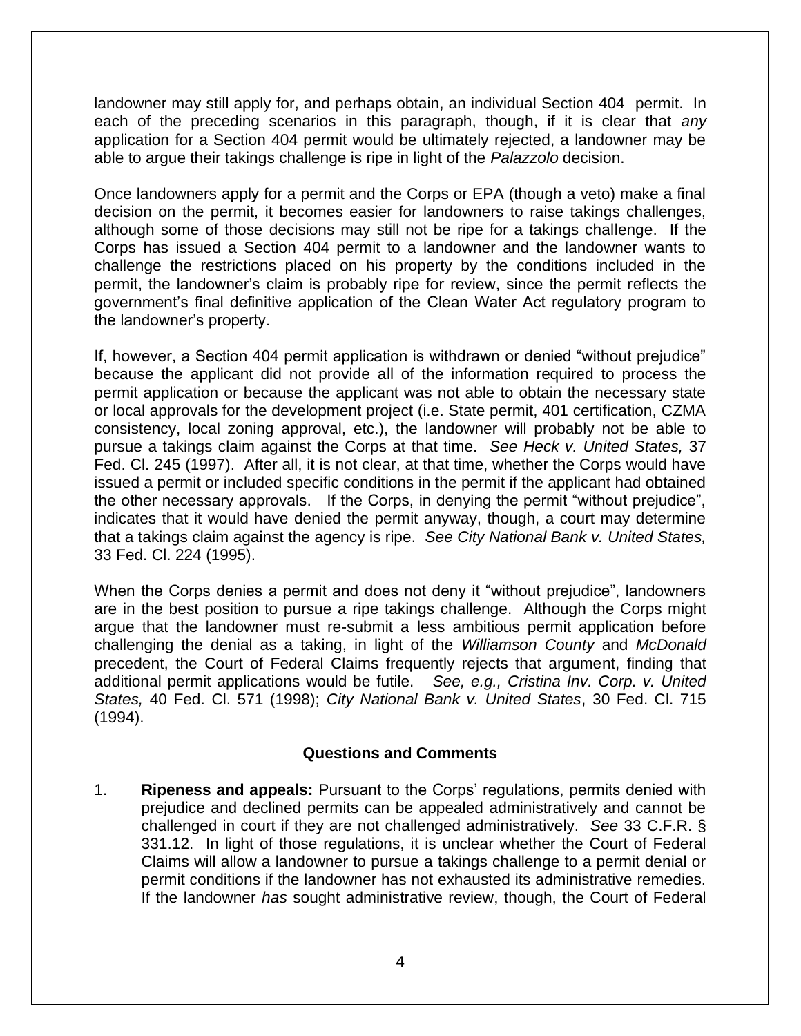landowner may still apply for, and perhaps obtain, an individual Section 404 permit. In each of the preceding scenarios in this paragraph, though, if it is clear that *any* application for a Section 404 permit would be ultimately rejected, a landowner may be able to argue their takings challenge is ripe in light of the *Palazzolo* decision.

Once landowners apply for a permit and the Corps or EPA (though a veto) make a final decision on the permit, it becomes easier for landowners to raise takings challenges, although some of those decisions may still not be ripe for a takings challenge. If the Corps has issued a Section 404 permit to a landowner and the landowner wants to challenge the restrictions placed on his property by the conditions included in the permit, the landowner's claim is probably ripe for review, since the permit reflects the government's final definitive application of the Clean Water Act regulatory program to the landowner's property.

If, however, a Section 404 permit application is withdrawn or denied "without prejudice" because the applicant did not provide all of the information required to process the permit application or because the applicant was not able to obtain the necessary state or local approvals for the development project (i.e. State permit, 401 certification, CZMA consistency, local zoning approval, etc.), the landowner will probably not be able to pursue a takings claim against the Corps at that time. *See Heck v. United States,* 37 Fed. Cl. 245 (1997). After all, it is not clear, at that time, whether the Corps would have issued a permit or included specific conditions in the permit if the applicant had obtained the other necessary approvals. If the Corps, in denying the permit "without prejudice", indicates that it would have denied the permit anyway, though, a court may determine that a takings claim against the agency is ripe. *See City National Bank v. United States,* 33 Fed. Cl. 224 (1995).

When the Corps denies a permit and does not deny it "without prejudice", landowners are in the best position to pursue a ripe takings challenge. Although the Corps might argue that the landowner must re-submit a less ambitious permit application before challenging the denial as a taking, in light of the *Williamson County* and *McDonald* precedent, the Court of Federal Claims frequently rejects that argument, finding that additional permit applications would be futile. *See, e.g., Cristina Inv. Corp. v. United States,* 40 Fed. Cl. 571 (1998); *City National Bank v. United States*, 30 Fed. Cl. 715 (1994).

**Questions and Comments**

1. **Ripeness and appeals:** Pursuant to the Corps' regulations, permits denied with prejudice and declined permits can be appealed administratively and cannot be challenged in court if they are not challenged administratively. *See* 33 C.F.R. § 331.12. In light of those regulations, it is unclear whether the Court of Federal Claims will allow a landowner to pursue a takings challenge to a permit denial or permit conditions if the landowner has not exhausted its administrative remedies. If the landowner *has* sought administrative review, though, the Court of Federal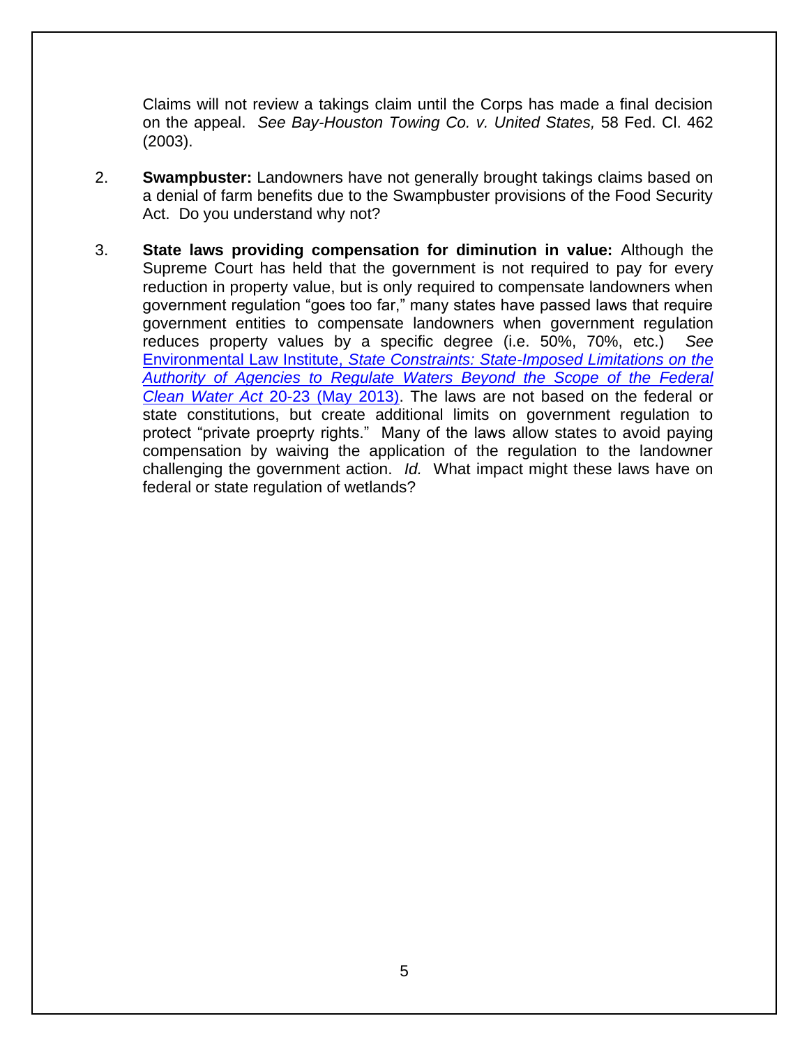Claims will not review a takings claim until the Corps has made a final decision on the appeal. *See Bay-Houston Towing Co. v. United States,* 58 Fed. Cl. 462 (2003).

2. **Swampbuster:** Landowners have not generally brought takings claims based on a denial of farm benefits due to the Swampbuster provisions of the Food Security Act. Do you understand why not?

3. **State laws providing compensation for diminution in value:** Although the Supreme Court has held that the government is not required to pay for every reduction in property value, but is only required to compensate landowners when government regulation "goes too far," many states have passed laws that require government entities to compensate landowners when government regulation reduces property values by a specific degree (i.e. 50%, 70%, etc.) *See* Environmental Law Institute, *State Constraints: State-Imposed Limitations on the Authority of Agencies to Regulate Waters Beyond the Scope of the Federal Clean Water Act* 20-23 (May 2013). The laws are not based on the federal or state constitutions, but create additional limits on government regulation to protect "private proeprty rights." Many of the laws allow states to avoid paying compensation by waiving the application of the regulation to the landowner challenging the government action. *Id.* What impact might these laws have on federal or state regulation of wetlands?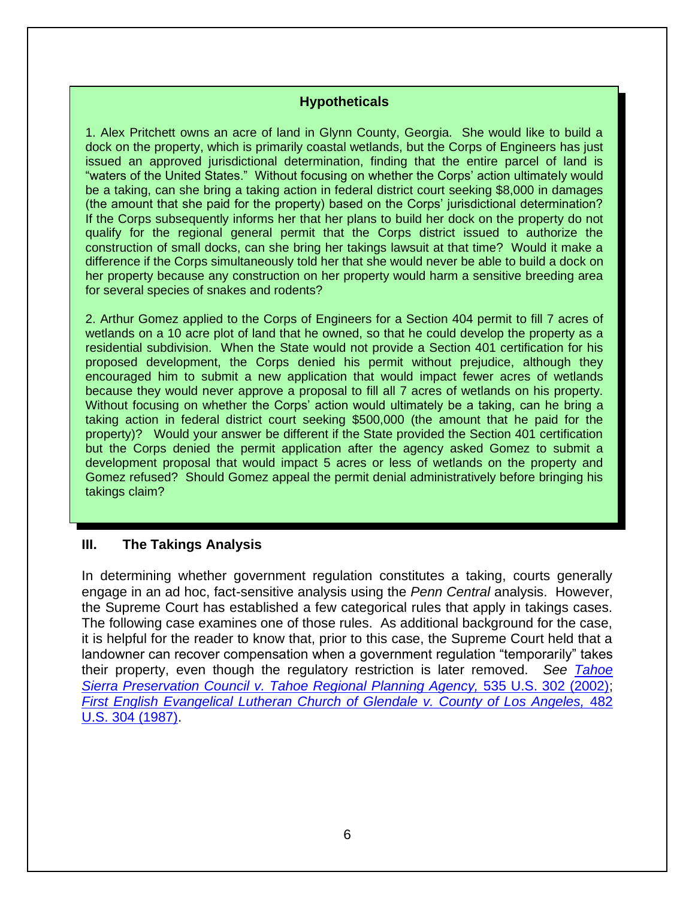### Hypotheticals

1. Alex Pritchett owns an acre of land in Glynn County, Georgia. She would like to build a dock on the property, which is primarily coastal wetlands, but the Corps of Engineers has just issued an approved jurisdictional determination, finding that the entire parcel of land is "waters of the United States." Without focusing on whether the Corps' action ultimately would be a taking, can she bring a taking action in federal district court seeking $8,000 in damages (the amount that she paid for the property) based on the Corps' jurisdictional determination? If the Corps subsequently informs her that her plans to build her dock on the property do not qualify for the regional general permit that the Corps district issued to authorize the construction of small docks, can she bring her takings lawsuit at that time? Would it make a difference if the Corps simultaneously told her that she would never be able to build a dock on her property because any construction on her property would harm a sensitive breeding area for several species of snakes and rodents?

2. Arthur Gomez applied to the Corps of Engineers for a Section 404 permit to fill 7 acres of wetlands on a 10 acre plot of land that he owned, so that he could develop the property as a residential subdivision. When the State would not provide a Section 401 certification for his proposed development, the Corps denied his permit without prejudice, although they encouraged him to submit a new application that would impact fewer acres of wetlands because they would never approve a proposal to fill all 7 acres of wetlands on his property. Without focusing on whether the Corps' action would ultimately be a taking, can he bring a taking action in federal district court seeking $500,000 (the amount that he paid for the property)? Would your answer be different if the State provided the Section 401 certification but the Corps denied the permit application after the agency asked Gomez to submit a development proposal that would impact 5 acres or less of wetlands on the property and Gomez refused? Should Gomez appeal the permit denial administratively before bringing his takings claim?

## III. The Takings Analysis

In determining whether government regulation constitutes a taking, courts generally engage in an ad hoc, fact-sensitive analysis using the *Penn Central* analysis. However, the Supreme Court has established a few categorical rules that apply in takings cases. The following case examines one of those rules. As additional background for the case, it is helpful for the reader to know that, prior to this case, the Supreme Court held that a landowner can recover compensation when a government regulation "temporarily" takes their property, even though the regulatory restriction is later removed. *See* *Tahoe Sierra Preservation Council v. Tahoe Regional Planning Agency,* 535 U.S. 302 (2002); *First English Evangelical Lutheran Church of Glendale v. County of Los Angeles,* 482 U.S. 304 (1987).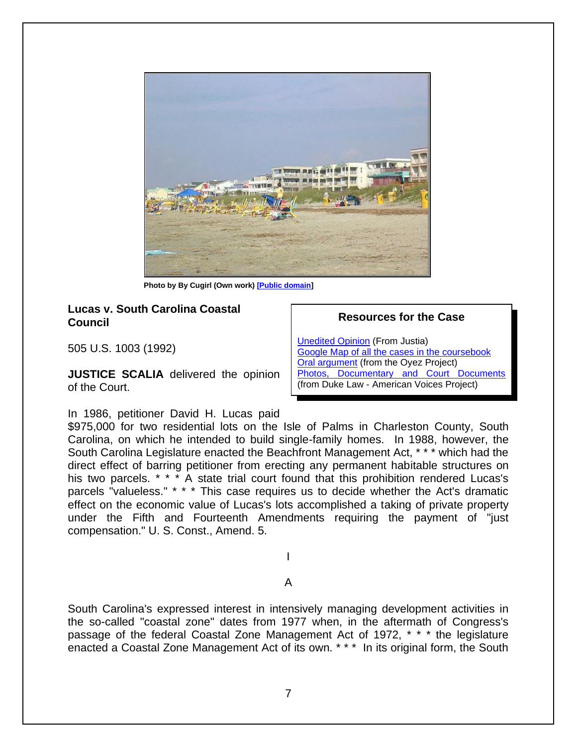Photo by By Cugirl (Own work) [Public domain]

**Lucas v. South Carolina Coastal Council**

505 U.S. 1003 (1992)

**JUSTICE SCALIA** delivered the opinion of the Court.

> **Resources for the Case**
>
> Unedited Opinion (From Justia)
> Google Map of all the cases in the coursebook
> Oral argument (from the Oyez Project)
> Photos, Documentary and Court Documents (from Duke Law - American Voices Project)

In 1986, petitioner David H. Lucas paid $975,000 for two residential lots on the Isle of Palms in Charleston County, South Carolina, on which he intended to build single-family homes. In 1988, however, the South Carolina Legislature enacted the Beachfront Management Act, * * * which had the direct effect of barring petitioner from erecting any permanent habitable structures on his two parcels. * * * A state trial court found that this prohibition rendered Lucas's parcels "valueless." * * * This case requires us to decide whether the Act's dramatic effect on the economic value of Lucas's lots accomplished a taking of private property under the Fifth and Fourteenth Amendments requiring the payment of "just compensation." U. S. Const., Amend. 5.

I

A

South Carolina's expressed interest in intensively managing development activities in the so-called "coastal zone" dates from 1977 when, in the aftermath of Congress's passage of the federal Coastal Zone Management Act of 1972, * * * the legislature enacted a Coastal Zone Management Act of its own. * * * In its original form, the South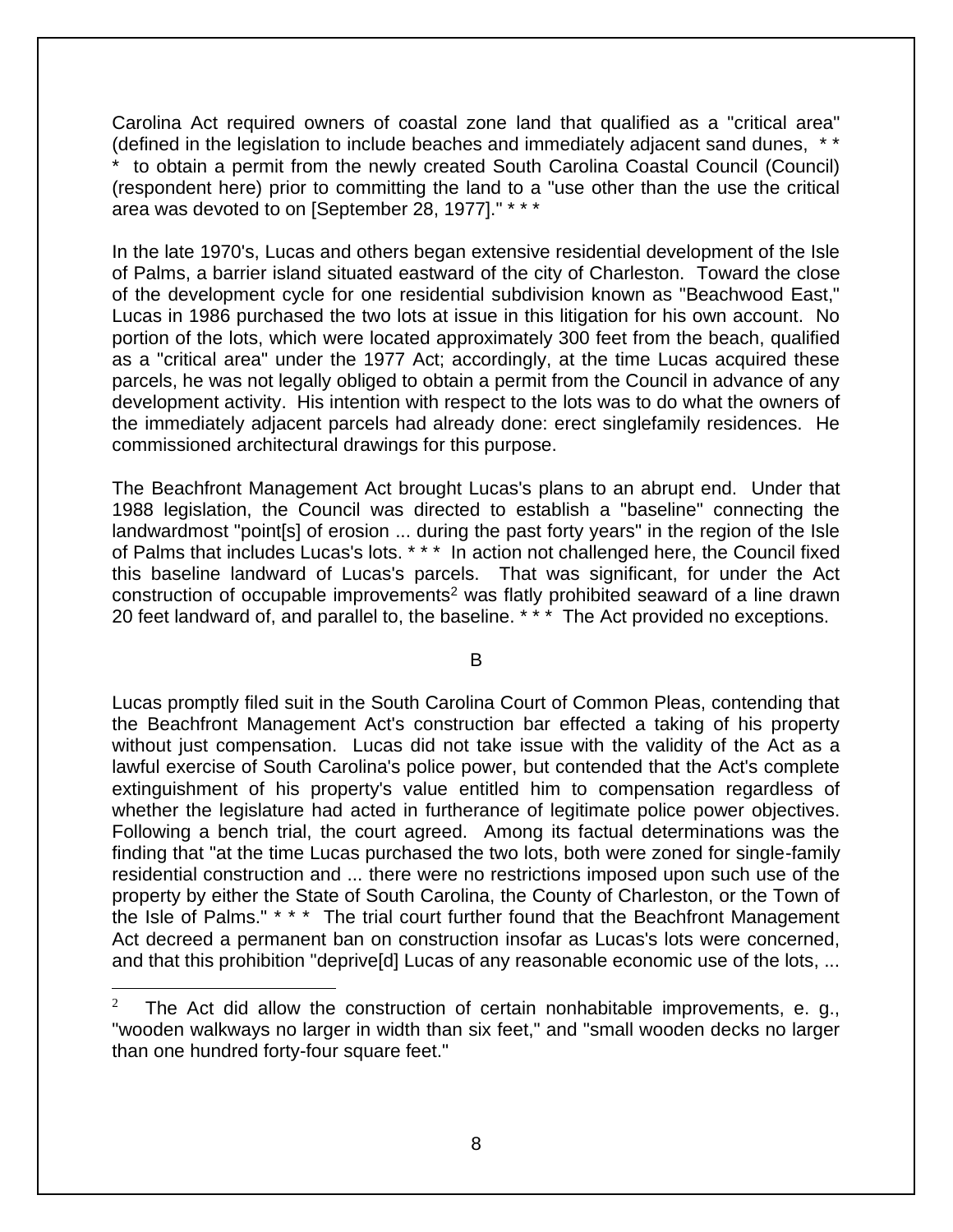Carolina Act required owners of coastal zone land that qualified as a "critical area" (defined in the legislation to include beaches and immediately adjacent sand dunes, * * * to obtain a permit from the newly created South Carolina Coastal Council (Council) (respondent here) prior to committing the land to a "use other than the use the critical area was devoted to on [September 28, 1977]." * * *

In the late 1970's, Lucas and others began extensive residential development of the Isle of Palms, a barrier island situated eastward of the city of Charleston. Toward the close of the development cycle for one residential subdivision known as "Beachwood East," Lucas in 1986 purchased the two lots at issue in this litigation for his own account. No portion of the lots, which were located approximately 300 feet from the beach, qualified as a "critical area" under the 1977 Act; accordingly, at the time Lucas acquired these parcels, he was not legally obliged to obtain a permit from the Council in advance of any development activity. His intention with respect to the lots was to do what the owners of the immediately adjacent parcels had already done: erect singlefamily residences. He commissioned architectural drawings for this purpose.

The Beachfront Management Act brought Lucas's plans to an abrupt end. Under that 1988 legislation, the Council was directed to establish a "baseline" connecting the landwardmost "point[s] of erosion ... during the past forty years" in the region of the Isle of Palms that includes Lucas's lots. * * * In action not challenged here, the Council fixed this baseline landward of Lucas's parcels. That was significant, for under the Act construction of occupable improvements[2] was flatly prohibited seaward of a line drawn 20 feet landward of, and parallel to, the baseline. * * * The Act provided no exceptions.

### B

Lucas promptly filed suit in the South Carolina Court of Common Pleas, contending that the Beachfront Management Act's construction bar effected a taking of his property without just compensation. Lucas did not take issue with the validity of the Act as a lawful exercise of South Carolina's police power, but contended that the Act's complete extinguishment of his property's value entitled him to compensation regardless of whether the legislature had acted in furtherance of legitimate police power objectives. Following a bench trial, the court agreed. Among its factual determinations was the finding that "at the time Lucas purchased the two lots, both were zoned for single-family residential construction and ... there were no restrictions imposed upon such use of the property by either the State of South Carolina, the County of Charleston, or the Town of the Isle of Palms." * * * The trial court further found that the Beachfront Management Act decreed a permanent ban on construction insofar as Lucas's lots were concerned, and that this prohibition "deprive[d] Lucas of any reasonable economic use of the lots, ...

---

[2] The Act did allow the construction of certain nonhabitable improvements, e. g., "wooden walkways no larger in width than six feet," and "small wooden decks no larger than one hundred forty-four square feet."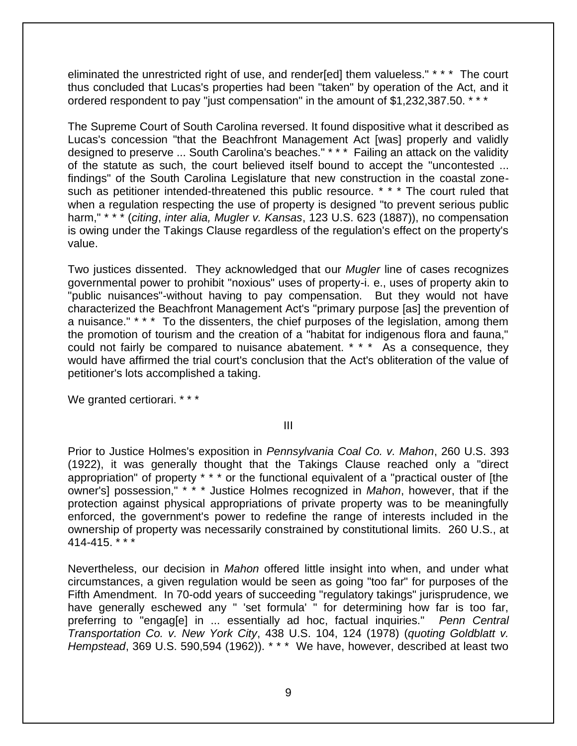eliminated the unrestricted right of use, and render[ed] them valueless." * * * The court thus concluded that Lucas's properties had been "taken" by operation of the Act, and it ordered respondent to pay "just compensation" in the amount of $1,232,387.50. * * *

The Supreme Court of South Carolina reversed. It found dispositive what it described as Lucas's concession "that the Beachfront Management Act [was] properly and validly designed to preserve ... South Carolina's beaches." * * * Failing an attack on the validity of the statute as such, the court believed itself bound to accept the "uncontested ... findings" of the South Carolina Legislature that new construction in the coastal zone-such as petitioner intended-threatened this public resource. * * * The court ruled that when a regulation respecting the use of property is designed "to prevent serious public harm," * * * (*citing*, *inter alia, Mugler v. Kansas*, 123 U.S. 623 (1887)), no compensation is owing under the Takings Clause regardless of the regulation's effect on the property's value.

Two justices dissented. They acknowledged that our *Mugler* line of cases recognizes governmental power to prohibit "noxious" uses of property-i. e., uses of property akin to "public nuisances"-without having to pay compensation. But they would not have characterized the Beachfront Management Act's "primary purpose [as] the prevention of a nuisance." * * * To the dissenters, the chief purposes of the legislation, among them the promotion of tourism and the creation of a "habitat for indigenous flora and fauna," could not fairly be compared to nuisance abatement. * * * As a consequence, they would have affirmed the trial court's conclusion that the Act's obliteration of the value of petitioner's lots accomplished a taking.

We granted certiorari. * * *

III

Prior to Justice Holmes's exposition in *Pennsylvania Coal Co. v. Mahon*, 260 U.S. 393 (1922), it was generally thought that the Takings Clause reached only a "direct appropriation" of property * * * or the functional equivalent of a "practical ouster of [the owner's] possession," * * * Justice Holmes recognized in *Mahon*, however, that if the protection against physical appropriations of private property was to be meaningfully enforced, the government's power to redefine the range of interests included in the ownership of property was necessarily constrained by constitutional limits. 260 U.S., at 414-415. * * *

Nevertheless, our decision in *Mahon* offered little insight into when, and under what circumstances, a given regulation would be seen as going "too far" for purposes of the Fifth Amendment. In 70-odd years of succeeding "regulatory takings" jurisprudence, we have generally eschewed any " 'set formula' " for determining how far is too far, preferring to "engag[e] in ... essentially ad hoc, factual inquiries." *Penn Central Transportation Co. v. New York City*, 438 U.S. 104, 124 (1978) (*quoting Goldblatt v. Hempstead*, 369 U.S. 590,594 (1962)). * * * We have, however, described at least two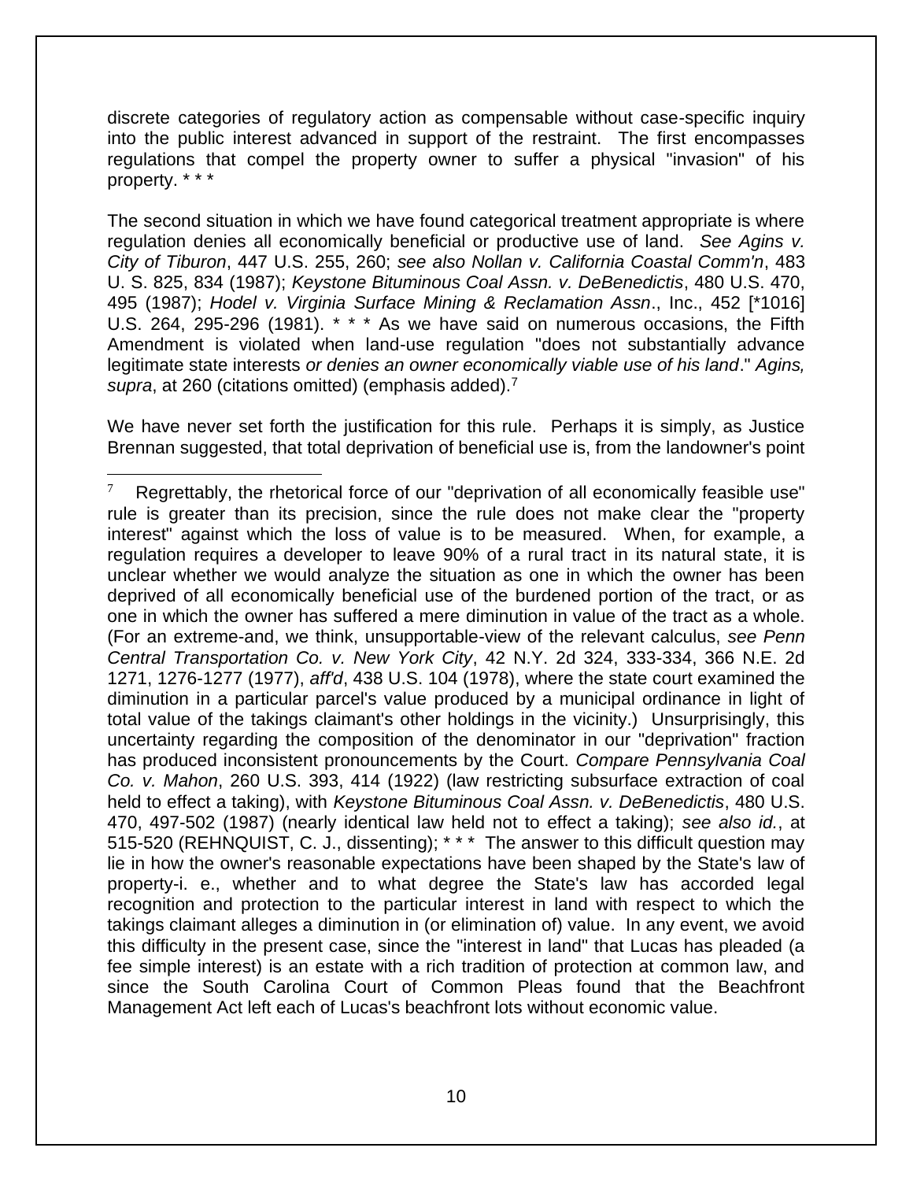discrete categories of regulatory action as compensable without case-specific inquiry into the public interest advanced in support of the restraint. The first encompasses regulations that compel the property owner to suffer a physical "invasion" of his property. * * *

The second situation in which we have found categorical treatment appropriate is where regulation denies all economically beneficial or productive use of land. *See Agins v. City of Tiburon*, 447 U.S. 255, 260; *see also Nollan v. California Coastal Comm'n*, 483 U. S. 825, 834 (1987); *Keystone Bituminous Coal Assn. v. DeBenedictis*, 480 U.S. 470, 495 (1987); *Hodel v. Virginia Surface Mining & Reclamation Assn*., Inc., 452 [*1016] U.S. 264, 295-296 (1981). * * * As we have said on numerous occasions, the Fifth Amendment is violated when land-use regulation "does not substantially advance legitimate state interests *or denies an owner economically viable use of his land*." *Agins, supra*, at 260 (citations omitted) (emphasis added).[7]

We have never set forth the justification for this rule. Perhaps it is simply, as Justice Brennan suggested, that total deprivation of beneficial use is, from the landowner's point

---

[7] Regrettably, the rhetorical force of our "deprivation of all economically feasible use" rule is greater than its precision, since the rule does not make clear the "property interest" against which the loss of value is to be measured. When, for example, a regulation requires a developer to leave 90% of a rural tract in its natural state, it is unclear whether we would analyze the situation as one in which the owner has been deprived of all economically beneficial use of the burdened portion of the tract, or as one in which the owner has suffered a mere diminution in value of the tract as a whole. (For an extreme-and, we think, unsupportable-view of the relevant calculus, *see Penn Central Transportation Co. v. New York City*, 42 N.Y. 2d 324, 333-334, 366 N.E. 2d 1271, 1276-1277 (1977), *aff'd*, 438 U.S. 104 (1978), where the state court examined the diminution in a particular parcel's value produced by a municipal ordinance in light of total value of the takings claimant's other holdings in the vicinity.) Unsurprisingly, this uncertainty regarding the composition of the denominator in our "deprivation" fraction has produced inconsistent pronouncements by the Court. *Compare Pennsylvania Coal Co. v. Mahon*, 260 U.S. 393, 414 (1922) (law restricting subsurface extraction of coal held to effect a taking), with *Keystone Bituminous Coal Assn. v. DeBenedictis*, 480 U.S. 470, 497-502 (1987) (nearly identical law held not to effect a taking); *see also id.*, at 515-520 (REHNQUIST, C. J., dissenting); * * * The answer to this difficult question may lie in how the owner's reasonable expectations have been shaped by the State's law of property-i. e., whether and to what degree the State's law has accorded legal recognition and protection to the particular interest in land with respect to which the takings claimant alleges a diminution in (or elimination of) value. In any event, we avoid this difficulty in the present case, since the "interest in land" that Lucas has pleaded (a fee simple interest) is an estate with a rich tradition of protection at common law, and since the South Carolina Court of Common Pleas found that the Beachfront Management Act left each of Lucas's beachfront lots without economic value.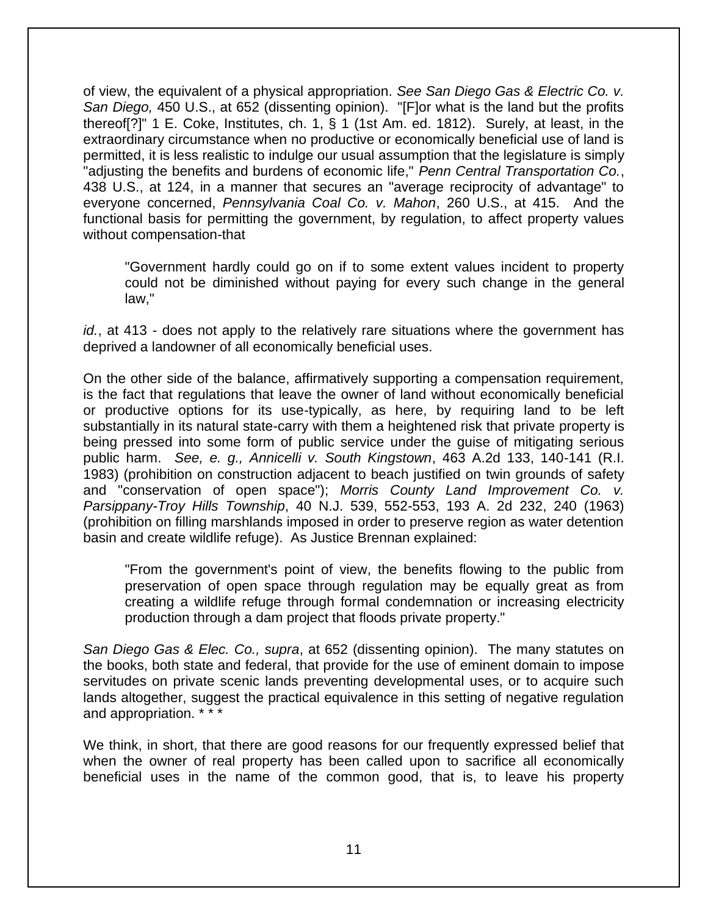of view, the equivalent of a physical appropriation. *See San Diego Gas & Electric Co. v. San Diego,* 450 U.S., at 652 (dissenting opinion). "[F]or what is the land but the profits thereof[?]" 1 E. Coke, Institutes, ch. 1, § 1 (1st Am. ed. 1812). Surely, at least, in the extraordinary circumstance when no productive or economically beneficial use of land is permitted, it is less realistic to indulge our usual assumption that the legislature is simply "adjusting the benefits and burdens of economic life," *Penn Central Transportation Co.*, 438 U.S., at 124, in a manner that secures an "average reciprocity of advantage" to everyone concerned, *Pennsylvania Coal Co. v. Mahon*, 260 U.S., at 415. And the functional basis for permitting the government, by regulation, to affect property values without compensation-that

> "Government hardly could go on if to some extent values incident to property could not be diminished without paying for every such change in the general law,"

*id.*, at 413 - does not apply to the relatively rare situations where the government has deprived a landowner of all economically beneficial uses.

On the other side of the balance, affirmatively supporting a compensation requirement, is the fact that regulations that leave the owner of land without economically beneficial or productive options for its use-typically, as here, by requiring land to be left substantially in its natural state-carry with them a heightened risk that private property is being pressed into some form of public service under the guise of mitigating serious public harm. *See, e. g., Annicelli v. South Kingstown*, 463 A.2d 133, 140-141 (R.I. 1983) (prohibition on construction adjacent to beach justified on twin grounds of safety and "conservation of open space"); *Morris County Land Improvement Co. v. Parsippany-Troy Hills Township*, 40 N.J. 539, 552-553, 193 A. 2d 232, 240 (1963) (prohibition on filling marshlands imposed in order to preserve region as water detention basin and create wildlife refuge). As Justice Brennan explained:

> "From the government's point of view, the benefits flowing to the public from preservation of open space through regulation may be equally great as from creating a wildlife refuge through formal condemnation or increasing electricity production through a dam project that floods private property."

*San Diego Gas & Elec. Co., supra*, at 652 (dissenting opinion). The many statutes on the books, both state and federal, that provide for the use of eminent domain to impose servitudes on private scenic lands preventing developmental uses, or to acquire such lands altogether, suggest the practical equivalence in this setting of negative regulation and appropriation. * * *

We think, in short, that there are good reasons for our frequently expressed belief that when the owner of real property has been called upon to sacrifice all economically beneficial uses in the name of the common good, that is, to leave his property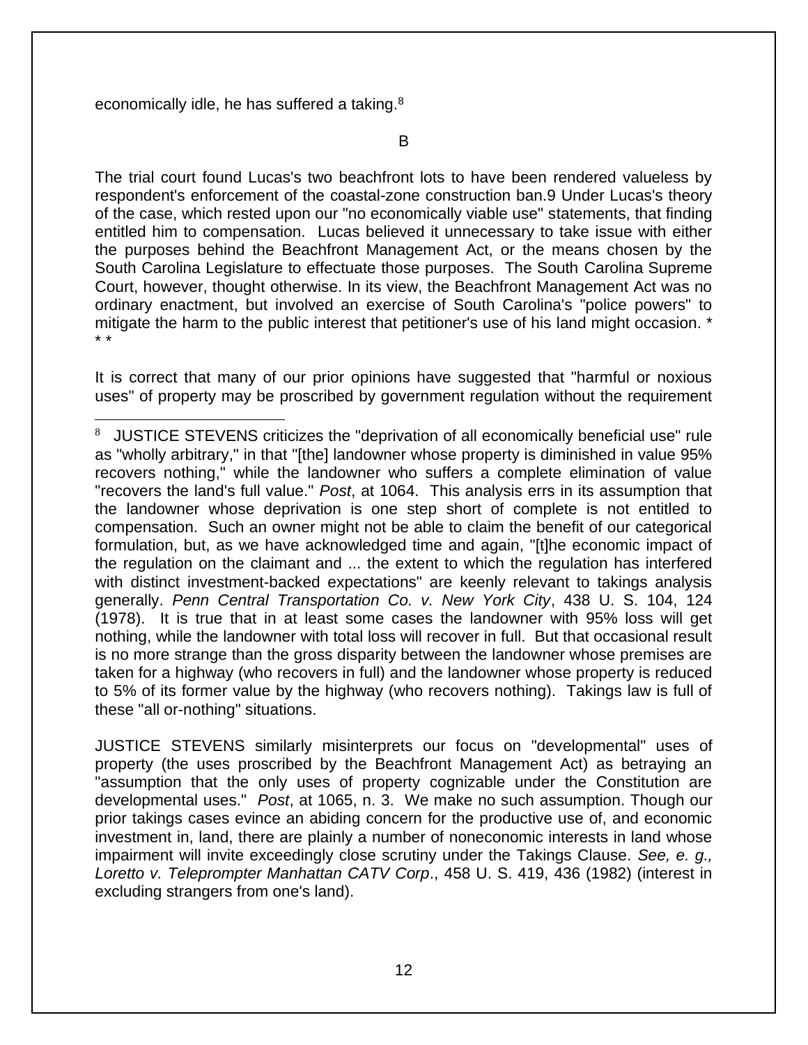economically idle, he has suffered a taking.[8]

B

The trial court found Lucas's two beachfront lots to have been rendered valueless by respondent's enforcement of the coastal-zone construction ban.9 Under Lucas's theory of the case, which rested upon our "no economically viable use" statements, that finding entitled him to compensation. Lucas believed it unnecessary to take issue with either the purposes behind the Beachfront Management Act, or the means chosen by the South Carolina Legislature to effectuate those purposes. The South Carolina Supreme Court, however, thought otherwise. In its view, the Beachfront Management Act was no ordinary enactment, but involved an exercise of South Carolina's "police powers" to mitigate the harm to the public interest that petitioner's use of his land might occasion. * * *

It is correct that many of our prior opinions have suggested that "harmful or noxious uses" of property may be proscribed by government regulation without the requirement

---

[8] JUSTICE STEVENS criticizes the "deprivation of all economically beneficial use" rule as "wholly arbitrary," in that "[the] landowner whose property is diminished in value 95% recovers nothing," while the landowner who suffers a complete elimination of value "recovers the land's full value." *Post*, at 1064. This analysis errs in its assumption that the landowner whose deprivation is one step short of complete is not entitled to compensation. Such an owner might not be able to claim the benefit of our categorical formulation, but, as we have acknowledged time and again, "[t]he economic impact of the regulation on the claimant and ... the extent to which the regulation has interfered with distinct investment-backed expectations" are keenly relevant to takings analysis generally. *Penn Central Transportation Co. v. New York City*, 438 U. S. 104, 124 (1978). It is true that in at least some cases the landowner with 95% loss will get nothing, while the landowner with total loss will recover in full. But that occasional result is no more strange than the gross disparity between the landowner whose premises are taken for a highway (who recovers in full) and the landowner whose property is reduced to 5% of its former value by the highway (who recovers nothing). Takings law is full of these "all or-nothing" situations.

JUSTICE STEVENS similarly misinterprets our focus on "developmental" uses of property (the uses proscribed by the Beachfront Management Act) as betraying an "assumption that the only uses of property cognizable under the Constitution are developmental uses." *Post*, at 1065, n. 3. We make no such assumption. Though our prior takings cases evince an abiding concern for the productive use of, and economic investment in, land, there are plainly a number of noneconomic interests in land whose impairment will invite exceedingly close scrutiny under the Takings Clause. *See, e. g., Loretto v. Teleprompter Manhattan CATV Corp*., 458 U. S. 419, 436 (1982) (interest in excluding strangers from one's land).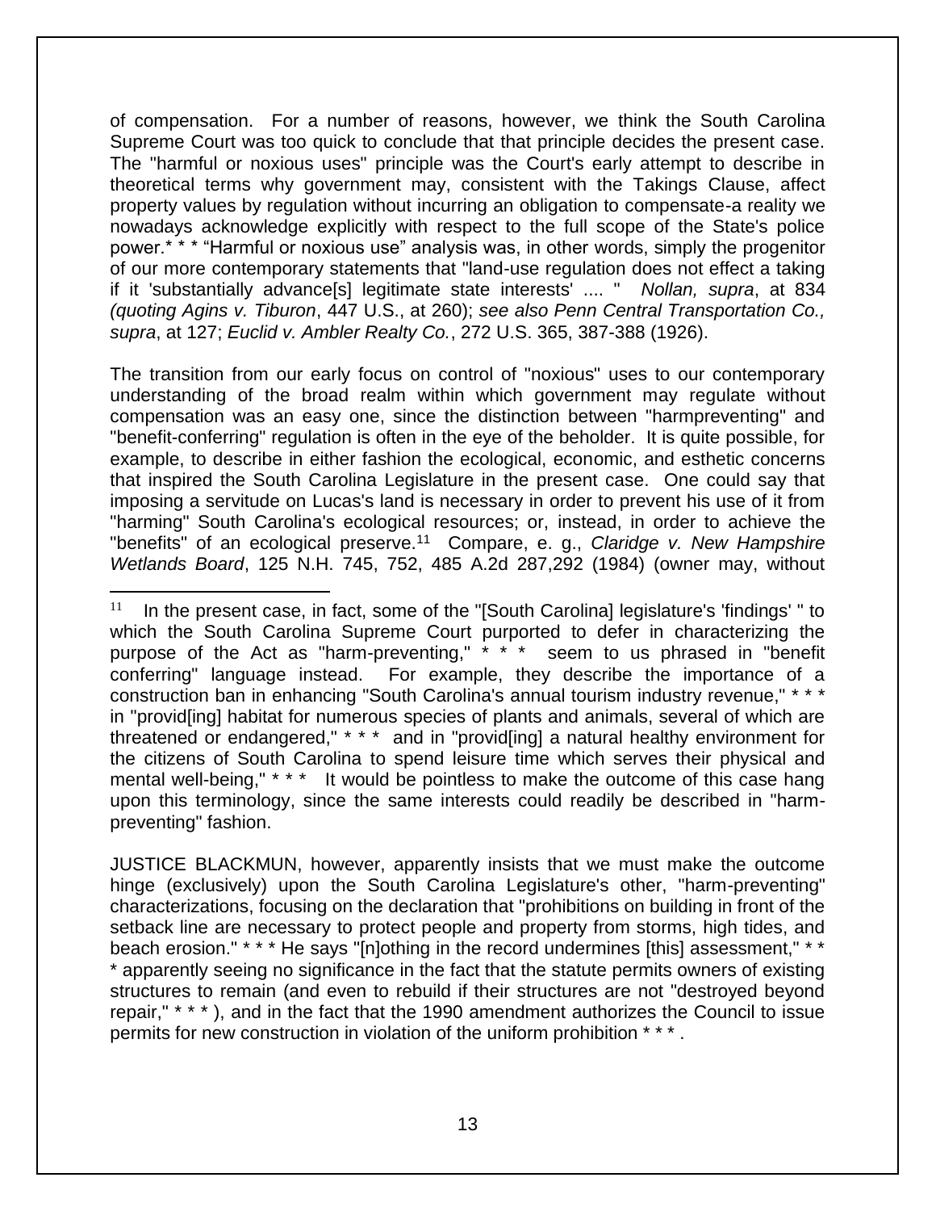of compensation. For a number of reasons, however, we think the South Carolina Supreme Court was too quick to conclude that that principle decides the present case. The "harmful or noxious uses" principle was the Court's early attempt to describe in theoretical terms why government may, consistent with the Takings Clause, affect property values by regulation without incurring an obligation to compensate-a reality we nowadays acknowledge explicitly with respect to the full scope of the State's police power.* * * "Harmful or noxious use" analysis was, in other words, simply the progenitor of our more contemporary statements that "land-use regulation does not effect a taking if it 'substantially advance[s] legitimate state interests' .... " *Nollan, supra*, at 834 *(quoting Agins v. Tiburon*, 447 U.S., at 260); *see also Penn Central Transportation Co., supra*, at 127; *Euclid v. Ambler Realty Co.*, 272 U.S. 365, 387-388 (1926).

The transition from our early focus on control of "noxious" uses to our contemporary understanding of the broad realm within which government may regulate without compensation was an easy one, since the distinction between "harmpreventing" and "benefit-conferring" regulation is often in the eye of the beholder. It is quite possible, for example, to describe in either fashion the ecological, economic, and esthetic concerns that inspired the South Carolina Legislature in the present case. One could say that imposing a servitude on Lucas's land is necessary in order to prevent his use of it from "harming" South Carolina's ecological resources; or, instead, in order to achieve the "benefits" of an ecological preserve.[11] Compare, e. g., *Claridge v. New Hampshire Wetlands Board*, 125 N.H. 745, 752, 485 A.2d 287,292 (1984) (owner may, without

[11] In the present case, in fact, some of the "[South Carolina] legislature's 'findings' " to which the South Carolina Supreme Court purported to defer in characterizing the purpose of the Act as "harm-preventing," * * * seem to us phrased in "benefit conferring" language instead. For example, they describe the importance of a construction ban in enhancing "South Carolina's annual tourism industry revenue," * * * in "provid[ing] habitat for numerous species of plants and animals, several of which are threatened or endangered," * * * and in "provid[ing] a natural healthy environment for the citizens of South Carolina to spend leisure time which serves their physical and mental well-being," * * * It would be pointless to make the outcome of this case hang upon this terminology, since the same interests could readily be described in "harm-preventing" fashion.

JUSTICE BLACKMUN, however, apparently insists that we must make the outcome hinge (exclusively) upon the South Carolina Legislature's other, "harm-preventing" characterizations, focusing on the declaration that "prohibitions on building in front of the setback line are necessary to protect people and property from storms, high tides, and beach erosion." * * * He says "[n]othing in the record undermines [this] assessment," * * * apparently seeing no significance in the fact that the statute permits owners of existing structures to remain (and even to rebuild if their structures are not "destroyed beyond repair," * * * ), and in the fact that the 1990 amendment authorizes the Council to issue permits for new construction in violation of the uniform prohibition * * * .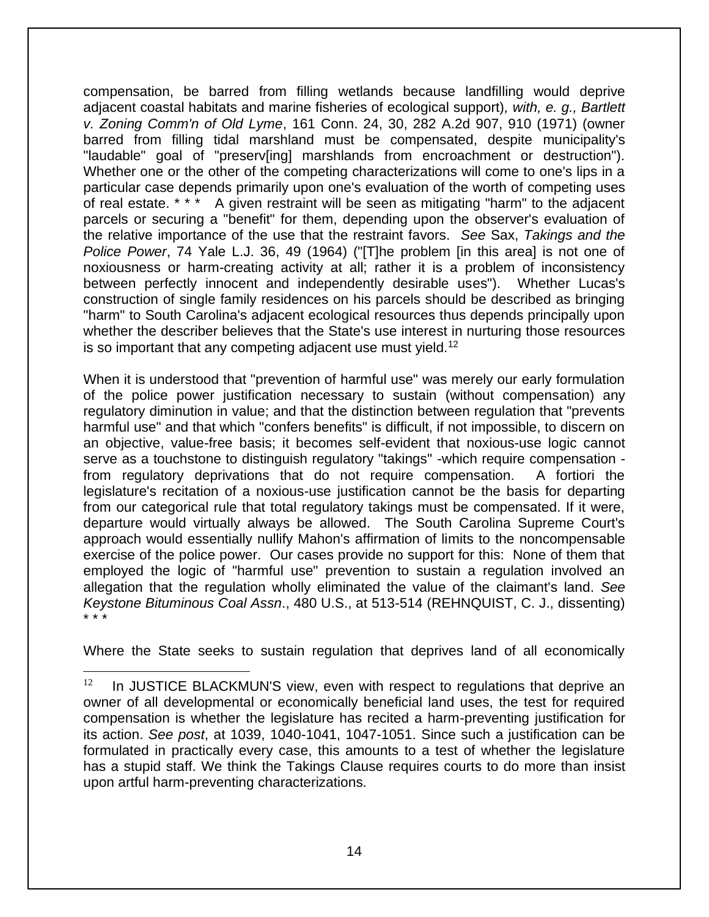compensation, be barred from filling wetlands because landfilling would deprive adjacent coastal habitats and marine fisheries of ecological support)*, with, e. g., Bartlett v. Zoning Comm'n of Old Lyme*, 161 Conn. 24, 30, 282 A.2d 907, 910 (1971) (owner barred from filling tidal marshland must be compensated, despite municipality's "laudable" goal of "preserv[ing] marshlands from encroachment or destruction"). Whether one or the other of the competing characterizations will come to one's lips in a particular case depends primarily upon one's evaluation of the worth of competing uses of real estate. * * * A given restraint will be seen as mitigating "harm" to the adjacent parcels or securing a "benefit" for them, depending upon the observer's evaluation of the relative importance of the use that the restraint favors. *See* Sax, *Takings and the Police Power*, 74 Yale L.J. 36, 49 (1964) ("[T]he problem [in this area] is not one of noxiousness or harm-creating activity at all; rather it is a problem of inconsistency between perfectly innocent and independently desirable uses"). Whether Lucas's construction of single family residences on his parcels should be described as bringing "harm" to South Carolina's adjacent ecological resources thus depends principally upon whether the describer believes that the State's use interest in nurturing those resources is so important that any competing adjacent use must yield.[12]

When it is understood that "prevention of harmful use" was merely our early formulation of the police power justification necessary to sustain (without compensation) any regulatory diminution in value; and that the distinction between regulation that "prevents harmful use" and that which "confers benefits" is difficult, if not impossible, to discern on an objective, value-free basis; it becomes self-evident that noxious-use logic cannot serve as a touchstone to distinguish regulatory "takings" -which require compensation - from regulatory deprivations that do not require compensation. A fortiori the legislature's recitation of a noxious-use justification cannot be the basis for departing from our categorical rule that total regulatory takings must be compensated. If it were, departure would virtually always be allowed. The South Carolina Supreme Court's approach would essentially nullify Mahon's affirmation of limits to the noncompensable exercise of the police power. Our cases provide no support for this: None of them that employed the logic of "harmful use" prevention to sustain a regulation involved an allegation that the regulation wholly eliminated the value of the claimant's land. *See Keystone Bituminous Coal Assn*., 480 U.S., at 513-514 (REHNQUIST, C. J., dissenting) * * *

Where the State seeks to sustain regulation that deprives land of all economically

---

[12] In JUSTICE BLACKMUN'S view, even with respect to regulations that deprive an owner of all developmental or economically beneficial land uses, the test for required compensation is whether the legislature has recited a harm-preventing justification for its action. *See post*, at 1039, 1040-1041, 1047-1051. Since such a justification can be formulated in practically every case, this amounts to a test of whether the legislature has a stupid staff. We think the Takings Clause requires courts to do more than insist upon artful harm-preventing characterizations.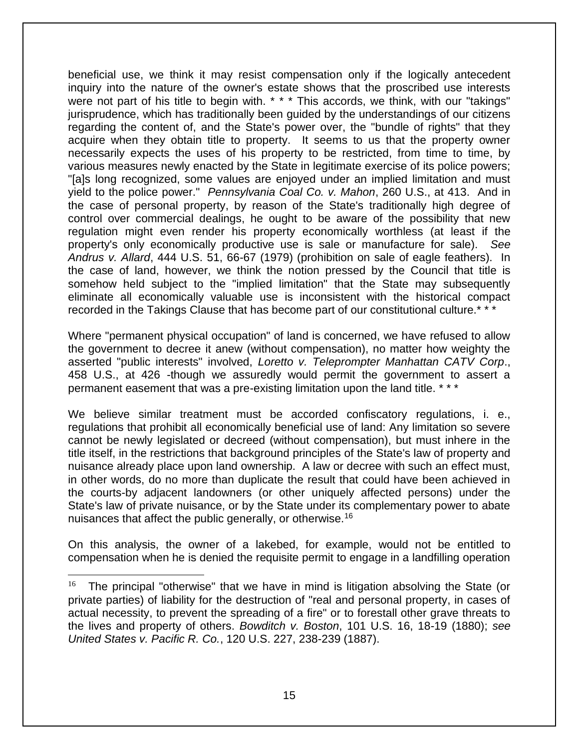beneficial use, we think it may resist compensation only if the logically antecedent inquiry into the nature of the owner's estate shows that the proscribed use interests were not part of his title to begin with. * * * This accords, we think, with our "takings" jurisprudence, which has traditionally been guided by the understandings of our citizens regarding the content of, and the State's power over, the "bundle of rights" that they acquire when they obtain title to property. It seems to us that the property owner necessarily expects the uses of his property to be restricted, from time to time, by various measures newly enacted by the State in legitimate exercise of its police powers; "[a]s long recognized, some values are enjoyed under an implied limitation and must yield to the police power." *Pennsylvania Coal Co. v. Mahon*, 260 U.S., at 413. And in the case of personal property, by reason of the State's traditionally high degree of control over commercial dealings, he ought to be aware of the possibility that new regulation might even render his property economically worthless (at least if the property's only economically productive use is sale or manufacture for sale). *See Andrus v. Allard*, 444 U.S. 51, 66-67 (1979) (prohibition on sale of eagle feathers). In the case of land, however, we think the notion pressed by the Council that title is somehow held subject to the "implied limitation" that the State may subsequently eliminate all economically valuable use is inconsistent with the historical compact recorded in the Takings Clause that has become part of our constitutional culture.* * *

Where "permanent physical occupation" of land is concerned, we have refused to allow the government to decree it anew (without compensation), no matter how weighty the asserted "public interests" involved, *Loretto v. Teleprompter Manhattan CATV Corp*., 458 U.S., at 426 -though we assuredly would permit the government to assert a permanent easement that was a pre-existing limitation upon the land title. * * *

We believe similar treatment must be accorded confiscatory regulations, i. e., regulations that prohibit all economically beneficial use of land: Any limitation so severe cannot be newly legislated or decreed (without compensation), but must inhere in the title itself, in the restrictions that background principles of the State's law of property and nuisance already place upon land ownership. A law or decree with such an effect must, in other words, do no more than duplicate the result that could have been achieved in the courts-by adjacent landowners (or other uniquely affected persons) under the State's law of private nuisance, or by the State under its complementary power to abate nuisances that affect the public generally, or otherwise.[16]

On this analysis, the owner of a lakebed, for example, would not be entitled to compensation when he is denied the requisite permit to engage in a landfilling operation

---

[16] The principal "otherwise" that we have in mind is litigation absolving the State (or private parties) of liability for the destruction of "real and personal property, in cases of actual necessity, to prevent the spreading of a fire" or to forestall other grave threats to the lives and property of others. *Bowditch v. Boston*, 101 U.S. 16, 18-19 (1880); *see United States v. Pacific R. Co.*, 120 U.S. 227, 238-239 (1887).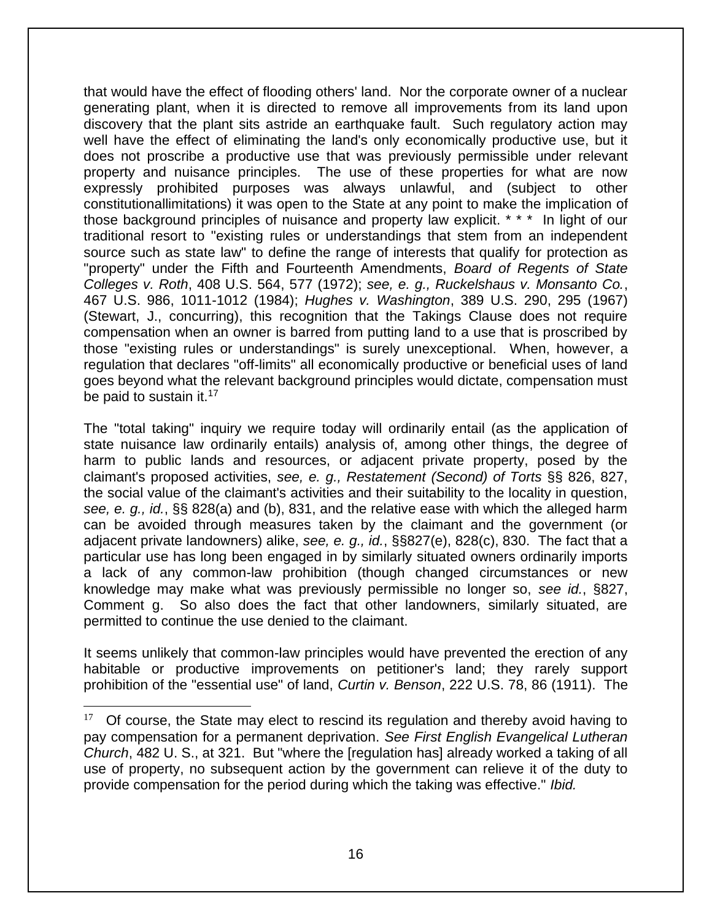that would have the effect of flooding others' land. Nor the corporate owner of a nuclear generating plant, when it is directed to remove all improvements from its land upon discovery that the plant sits astride an earthquake fault. Such regulatory action may well have the effect of eliminating the land's only economically productive use, but it does not proscribe a productive use that was previously permissible under relevant property and nuisance principles. The use of these properties for what are now expressly prohibited purposes was always unlawful, and (subject to other constitutionallimitations) it was open to the State at any point to make the implication of those background principles of nuisance and property law explicit. * * * In light of our traditional resort to "existing rules or understandings that stem from an independent source such as state law" to define the range of interests that qualify for protection as "property" under the Fifth and Fourteenth Amendments, *Board of Regents of State Colleges v. Roth*, 408 U.S. 564, 577 (1972); *see, e. g., Ruckelshaus v. Monsanto Co.*, 467 U.S. 986, 1011-1012 (1984); *Hughes v. Washington*, 389 U.S. 290, 295 (1967) (Stewart, J., concurring), this recognition that the Takings Clause does not require compensation when an owner is barred from putting land to a use that is proscribed by those "existing rules or understandings" is surely unexceptional. When, however, a regulation that declares "off-limits" all economically productive or beneficial uses of land goes beyond what the relevant background principles would dictate, compensation must be paid to sustain it.[17]

The "total taking" inquiry we require today will ordinarily entail (as the application of state nuisance law ordinarily entails) analysis of, among other things, the degree of harm to public lands and resources, or adjacent private property, posed by the claimant's proposed activities, *see, e. g., Restatement (Second) of Torts* §§ 826, 827, the social value of the claimant's activities and their suitability to the locality in question, *see, e. g., id.*, §§ 828(a) and (b), 831, and the relative ease with which the alleged harm can be avoided through measures taken by the claimant and the government (or adjacent private landowners) alike, *see, e. g., id.*, §§827(e), 828(c), 830. The fact that a particular use has long been engaged in by similarly situated owners ordinarily imports a lack of any common-law prohibition (though changed circumstances or new knowledge may make what was previously permissible no longer so, *see id.*, §827, Comment g. So also does the fact that other landowners, similarly situated, are permitted to continue the use denied to the claimant.

It seems unlikely that common-law principles would have prevented the erection of any habitable or productive improvements on petitioner's land; they rarely support prohibition of the "essential use" of land, *Curtin v. Benson*, 222 U.S. 78, 86 (1911). The

---

[17] Of course, the State may elect to rescind its regulation and thereby avoid having to pay compensation for a permanent deprivation. *See First English Evangelical Lutheran Church*, 482 U. S., at 321. But "where the [regulation has] already worked a taking of all use of property, no subsequent action by the government can relieve it of the duty to provide compensation for the period during which the taking was effective." *Ibid.*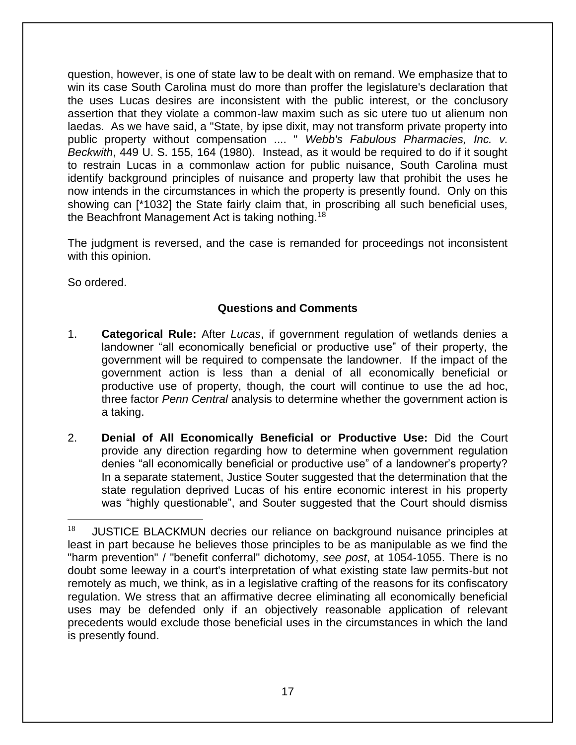question, however, is one of state law to be dealt with on remand. We emphasize that to win its case South Carolina must do more than proffer the legislature's declaration that the uses Lucas desires are inconsistent with the public interest, or the conclusory assertion that they violate a common-law maxim such as sic utere tuo ut alienum non laedas. As we have said, a "State, by ipse dixit, may not transform private property into public property without compensation .... " *Webb's Fabulous Pharmacies, Inc. v. Beckwith*, 449 U. S. 155, 164 (1980). Instead, as it would be required to do if it sought to restrain Lucas in a commonlaw action for public nuisance, South Carolina must identify background principles of nuisance and property law that prohibit the uses he now intends in the circumstances in which the property is presently found. Only on this showing can [*1032] the State fairly claim that, in proscribing all such beneficial uses, the Beachfront Management Act is taking nothing.[18]

The judgment is reversed, and the case is remanded for proceedings not inconsistent with this opinion.

So ordered.

**Questions and Comments**

1. **Categorical Rule:** After *Lucas*, if government regulation of wetlands denies a landowner "all economically beneficial or productive use" of their property, the government will be required to compensate the landowner. If the impact of the government action is less than a denial of all economically beneficial or productive use of property, though, the court will continue to use the ad hoc, three factor *Penn Central* analysis to determine whether the government action is a taking.

2. **Denial of All Economically Beneficial or Productive Use:** Did the Court provide any direction regarding how to determine when government regulation denies "all economically beneficial or productive use" of a landowner's property? In a separate statement, Justice Souter suggested that the determination that the state regulation deprived Lucas of his entire economic interest in his property was "highly questionable", and Souter suggested that the Court should dismiss

---

[18] JUSTICE BLACKMUN decries our reliance on background nuisance principles at least in part because he believes those principles to be as manipulable as we find the "harm prevention" / "benefit conferral" dichotomy, *see post*, at 1054-1055. There is no doubt some leeway in a court's interpretation of what existing state law permits-but not remotely as much, we think, as in a legislative crafting of the reasons for its confiscatory regulation. We stress that an affirmative decree eliminating all economically beneficial uses may be defended only if an objectively reasonable application of relevant precedents would exclude those beneficial uses in the circumstances in which the land is presently found.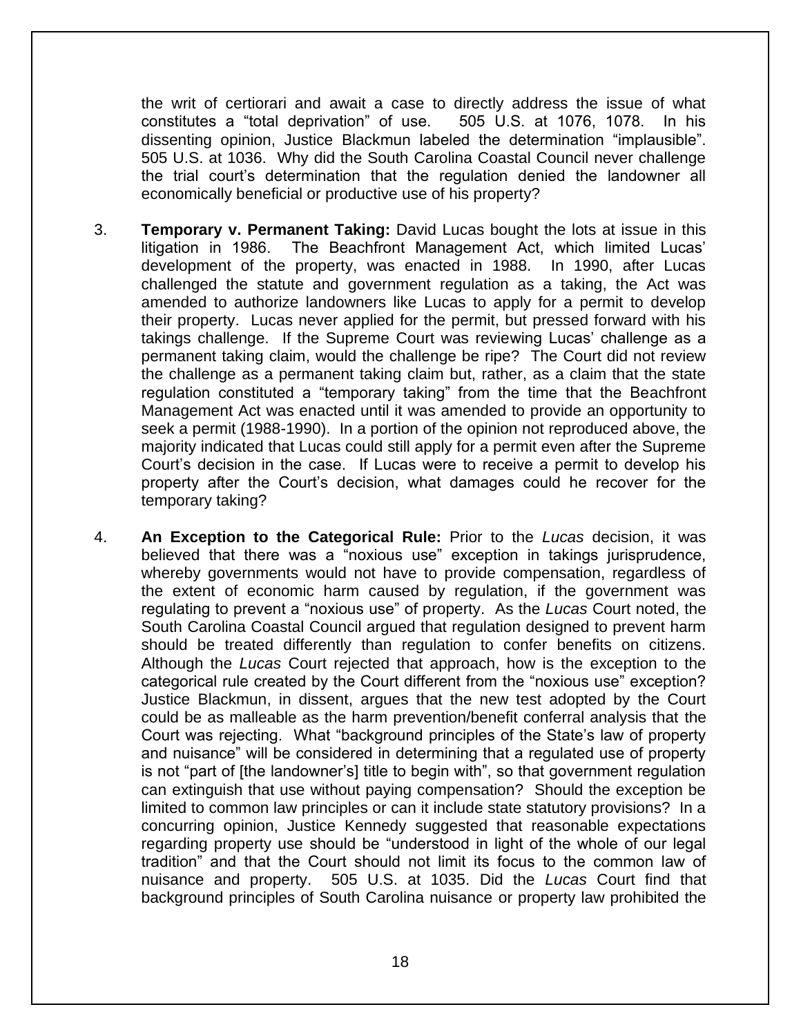the writ of certiorari and await a case to directly address the issue of what constitutes a "total deprivation" of use. 505 U.S. at 1076, 1078. In his dissenting opinion, Justice Blackmun labeled the determination "implausible". 505 U.S. at 1036. Why did the South Carolina Coastal Council never challenge the trial court's determination that the regulation denied the landowner all economically beneficial or productive use of his property?

3. **Temporary v. Permanent Taking:** David Lucas bought the lots at issue in this litigation in 1986. The Beachfront Management Act, which limited Lucas' development of the property, was enacted in 1988. In 1990, after Lucas challenged the statute and government regulation as a taking, the Act was amended to authorize landowners like Lucas to apply for a permit to develop their property. Lucas never applied for the permit, but pressed forward with his takings challenge. If the Supreme Court was reviewing Lucas' challenge as a permanent taking claim, would the challenge be ripe? The Court did not review the challenge as a permanent taking claim but, rather, as a claim that the state regulation constituted a "temporary taking" from the time that the Beachfront Management Act was enacted until it was amended to provide an opportunity to seek a permit (1988-1990). In a portion of the opinion not reproduced above, the majority indicated that Lucas could still apply for a permit even after the Supreme Court's decision in the case. If Lucas were to receive a permit to develop his property after the Court's decision, what damages could he recover for the temporary taking?

4. **An Exception to the Categorical Rule:** Prior to the *Lucas* decision, it was believed that there was a "noxious use" exception in takings jurisprudence, whereby governments would not have to provide compensation, regardless of the extent of economic harm caused by regulation, if the government was regulating to prevent a "noxious use" of property. As the *Lucas* Court noted, the South Carolina Coastal Council argued that regulation designed to prevent harm should be treated differently than regulation to confer benefits on citizens. Although the *Lucas* Court rejected that approach, how is the exception to the categorical rule created by the Court different from the "noxious use" exception? Justice Blackmun, in dissent, argues that the new test adopted by the Court could be as malleable as the harm prevention/benefit conferral analysis that the Court was rejecting. What "background principles of the State's law of property and nuisance" will be considered in determining that a regulated use of property is not "part of [the landowner's] title to begin with", so that government regulation can extinguish that use without paying compensation? Should the exception be limited to common law principles or can it include state statutory provisions? In a concurring opinion, Justice Kennedy suggested that reasonable expectations regarding property use should be "understood in light of the whole of our legal tradition" and that the Court should not limit its focus to the common law of nuisance and property. 505 U.S. at 1035. Did the *Lucas* Court find that background principles of South Carolina nuisance or property law prohibited the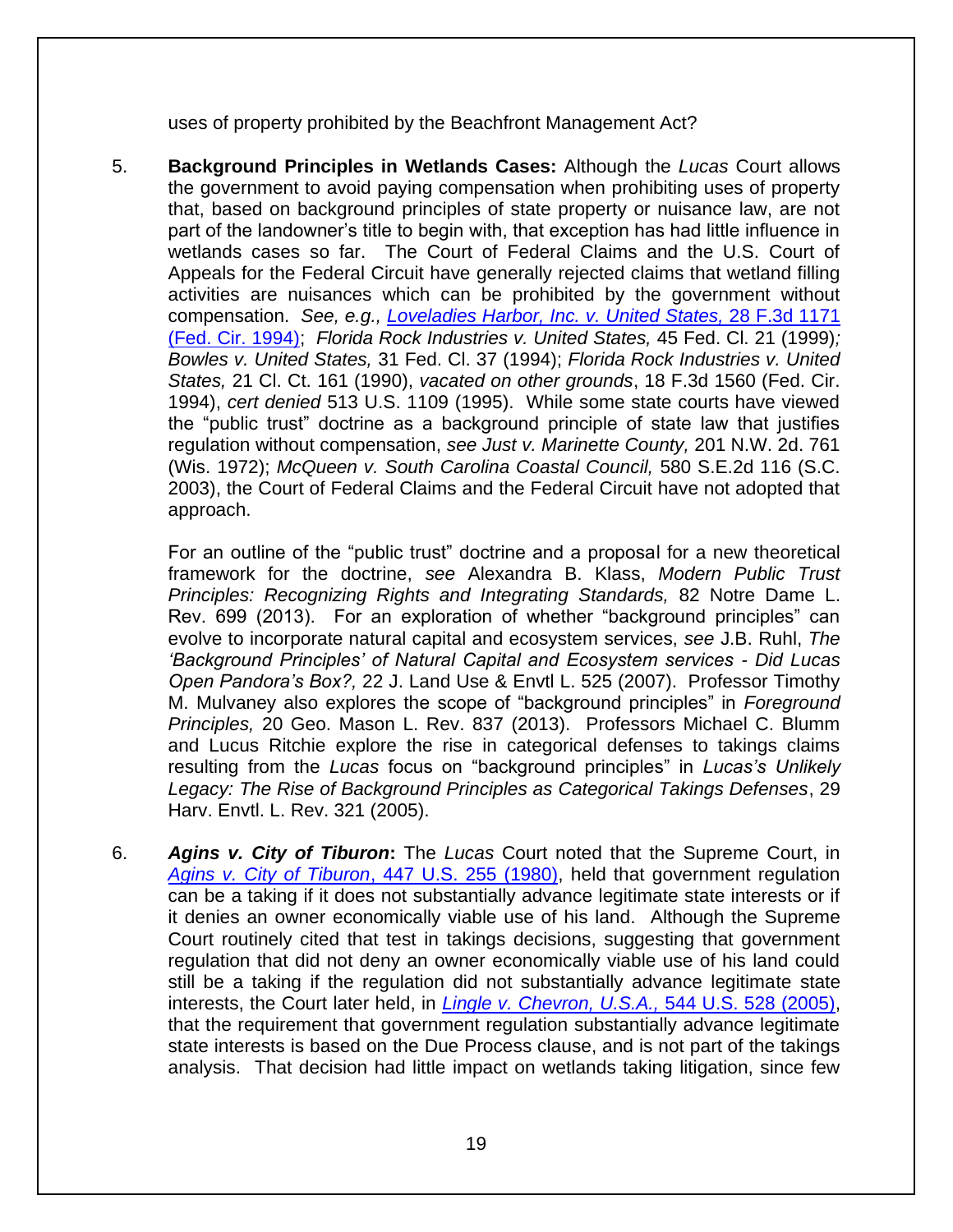uses of property prohibited by the Beachfront Management Act?

5. **Background Principles in Wetlands Cases:** Although the *Lucas* Court allows the government to avoid paying compensation when prohibiting uses of property that, based on background principles of state property or nuisance law, are not part of the landowner's title to begin with, that exception has had little influence in wetlands cases so far. The Court of Federal Claims and the U.S. Court of Appeals for the Federal Circuit have generally rejected claims that wetland filling activities are nuisances which can be prohibited by the government without compensation. *See, e.g., Loveladies Harbor, Inc. v. United States,* 28 F.3d 1171 (Fed. Cir. 1994); *Florida Rock Industries v. United States,* 45 Fed. Cl. 21 (1999)*; Bowles v. United States,* 31 Fed. Cl. 37 (1994); *Florida Rock Industries v. United States,* 21 Cl. Ct. 161 (1990), *vacated on other grounds*, 18 F.3d 1560 (Fed. Cir. 1994), *cert denied* 513 U.S. 1109 (1995). While some state courts have viewed the "public trust" doctrine as a background principle of state law that justifies regulation without compensation, *see Just v. Marinette County,* 201 N.W. 2d. 761 (Wis. 1972); *McQueen v. South Carolina Coastal Council,* 580 S.E.2d 116 (S.C. 2003), the Court of Federal Claims and the Federal Circuit have not adopted that approach.

   For an outline of the "public trust" doctrine and a proposal for a new theoretical framework for the doctrine, *see* Alexandra B. Klass, *Modern Public Trust Principles: Recognizing Rights and Integrating Standards,* 82 Notre Dame L. Rev. 699 (2013). For an exploration of whether "background principles" can evolve to incorporate natural capital and ecosystem services, *see* J.B. Ruhl, *The 'Background Principles' of Natural Capital and Ecosystem services - Did Lucas Open Pandora's Box?,* 22 J. Land Use & Envtl L. 525 (2007). Professor Timothy M. Mulvaney also explores the scope of "background principles" in *Foreground Principles,* 20 Geo. Mason L. Rev. 837 (2013). Professors Michael C. Blumm and Lucus Ritchie explore the rise in categorical defenses to takings claims resulting from the *Lucas* focus on "background principles" in *Lucas's Unlikely Legacy: The Rise of Background Principles as Categorical Takings Defenses*, 29 Harv. Envtl. L. Rev. 321 (2005).

6. ***Agins v. City of Tiburon*:** The *Lucas* Court noted that the Supreme Court, in *Agins v. City of Tiburon*, 447 U.S. 255 (1980), held that government regulation can be a taking if it does not substantially advance legitimate state interests or if it denies an owner economically viable use of his land. Although the Supreme Court routinely cited that test in takings decisions, suggesting that government regulation that did not deny an owner economically viable use of his land could still be a taking if the regulation did not substantially advance legitimate state interests, the Court later held, in *Lingle v. Chevron, U.S.A.,* 544 U.S. 528 (2005), that the requirement that government regulation substantially advance legitimate state interests is based on the Due Process clause, and is not part of the takings analysis. That decision had little impact on wetlands taking litigation, since few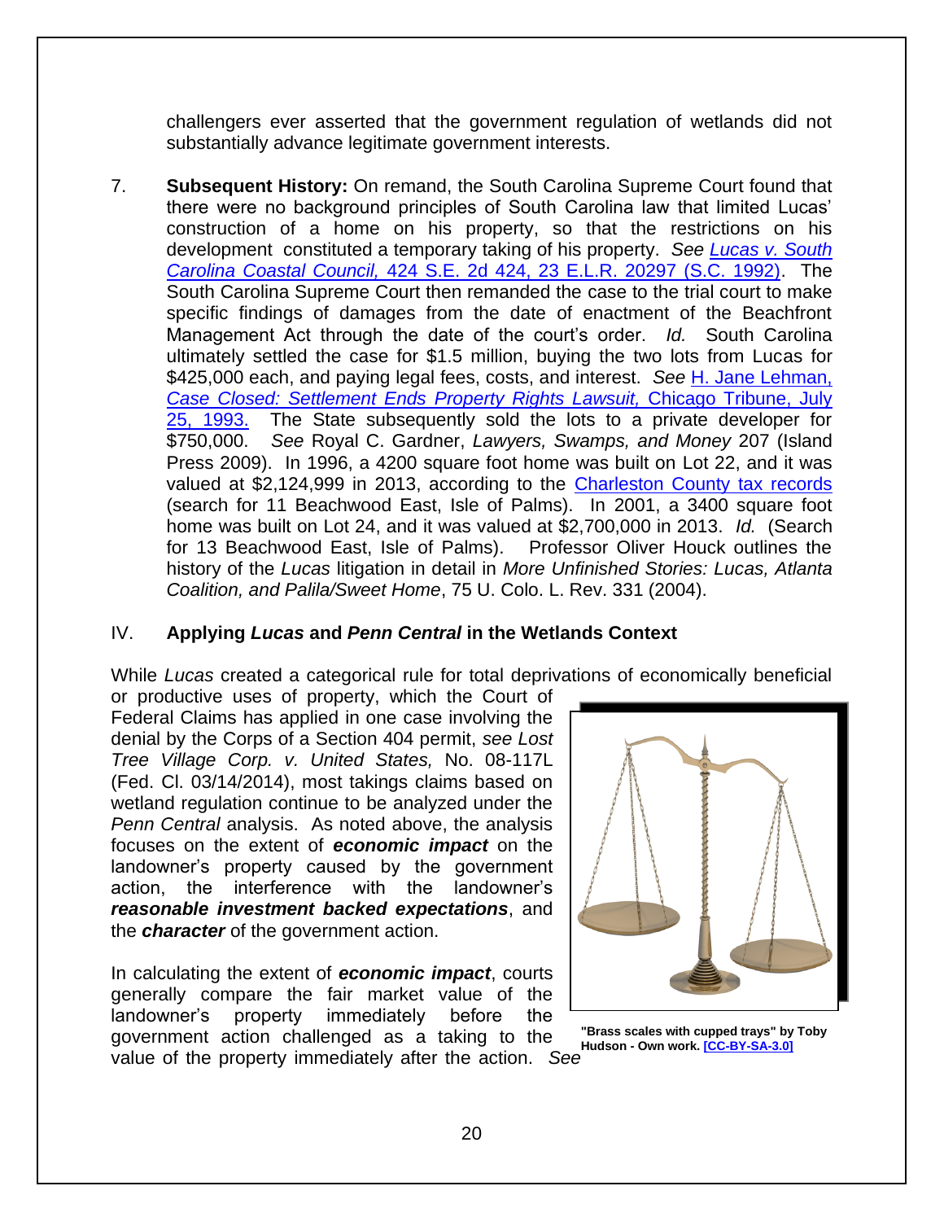challengers ever asserted that the government regulation of wetlands did not substantially advance legitimate government interests.

7. **Subsequent History:** On remand, the South Carolina Supreme Court found that there were no background principles of South Carolina law that limited Lucas' construction of a home on his property, so that the restrictions on his development constituted a temporary taking of his property. *See Lucas v. South Carolina Coastal Council,* 424 S.E. 2d 424, 23 E.L.R. 20297 (S.C. 1992). The South Carolina Supreme Court then remanded the case to the trial court to make specific findings of damages from the date of enactment of the Beachfront Management Act through the date of the court's order. *Id.* South Carolina ultimately settled the case for $1.5 million, buying the two lots from Lucas for $425,000 each, and paying legal fees, costs, and interest. *See* H. Jane Lehman, *Case Closed: Settlement Ends Property Rights Lawsuit,* Chicago Tribune, July 25, 1993. The State subsequently sold the lots to a private developer for $750,000. *See* Royal C. Gardner, *Lawyers, Swamps, and Money* 207 (Island Press 2009). In 1996, a 4200 square foot home was built on Lot 22, and it was valued at $2,124,999 in 2013, according to the Charleston County tax records (search for 11 Beachwood East, Isle of Palms). In 2001, a 3400 square foot home was built on Lot 24, and it was valued at $2,700,000 in 2013. *Id.* (Search for 13 Beachwood East, Isle of Palms). Professor Oliver Houck outlines the history of the *Lucas* litigation in detail in *More Unfinished Stories: Lucas, Atlanta Coalition, and Palila/Sweet Home*, 75 U. Colo. L. Rev. 331 (2004).

## IV. Applying *Lucas* and *Penn Central* in the Wetlands Context

While *Lucas* created a categorical rule for total deprivations of economically beneficial or productive uses of property, which the Court of Federal Claims has applied in one case involving the denial by the Corps of a Section 404 permit, *see Lost Tree Village Corp. v. United States,* No. 08-117L (Fed. Cl. 03/14/2014), most takings claims based on wetland regulation continue to be analyzed under the *Penn Central* analysis. As noted above, the analysis focuses on the extent of ***economic impact*** on the landowner's property caused by the government action, the interference with the landowner's ***reasonable investment backed expectations***, and the ***character*** of the government action.

**"Brass scales with cupped trays" by Toby Hudson - Own work. [CC-BY-SA-3.0]**

In calculating the extent of ***economic impact***, courts generally compare the fair market value of the landowner's property immediately before the government action challenged as a taking to the value of the property immediately after the action. *See*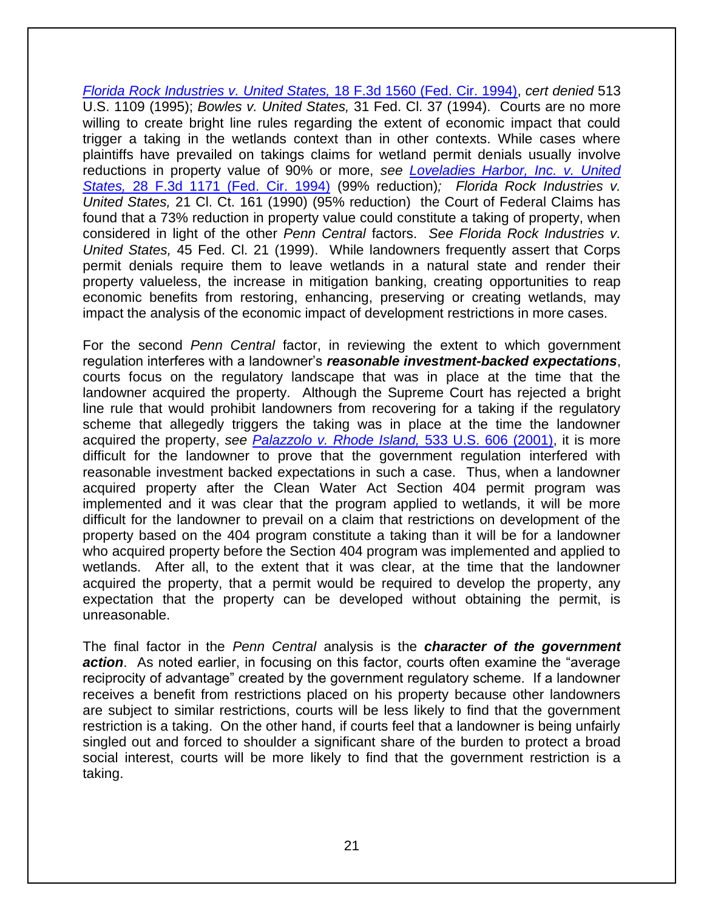*Florida Rock Industries v. United States,* 18 F.3d 1560 (Fed. Cir. 1994), *cert denied* 513 U.S. 1109 (1995); *Bowles v. United States,* 31 Fed. Cl. 37 (1994). Courts are no more willing to create bright line rules regarding the extent of economic impact that could trigger a taking in the wetlands context than in other contexts. While cases where plaintiffs have prevailed on takings claims for wetland permit denials usually involve reductions in property value of 90% or more, *see Loveladies Harbor, Inc. v. United States,* 28 F.3d 1171 (Fed. Cir. 1994) (99% reduction)*; Florida Rock Industries v. United States,* 21 Cl. Ct. 161 (1990) (95% reduction) the Court of Federal Claims has found that a 73% reduction in property value could constitute a taking of property, when considered in light of the other *Penn Central* factors. *See Florida Rock Industries v. United States,* 45 Fed. Cl. 21 (1999). While landowners frequently assert that Corps permit denials require them to leave wetlands in a natural state and render their property valueless, the increase in mitigation banking, creating opportunities to reap economic benefits from restoring, enhancing, preserving or creating wetlands, may impact the analysis of the economic impact of development restrictions in more cases.

For the second *Penn Central* factor, in reviewing the extent to which government regulation interferes with a landowner's ***reasonable investment-backed expectations***, courts focus on the regulatory landscape that was in place at the time that the landowner acquired the property. Although the Supreme Court has rejected a bright line rule that would prohibit landowners from recovering for a taking if the regulatory scheme that allegedly triggers the taking was in place at the time the landowner acquired the property, *see Palazzolo v. Rhode Island,* 533 U.S. 606 (2001), it is more difficult for the landowner to prove that the government regulation interfered with reasonable investment backed expectations in such a case. Thus, when a landowner acquired property after the Clean Water Act Section 404 permit program was implemented and it was clear that the program applied to wetlands, it will be more difficult for the landowner to prevail on a claim that restrictions on development of the property based on the 404 program constitute a taking than it will be for a landowner who acquired property before the Section 404 program was implemented and applied to wetlands. After all, to the extent that it was clear, at the time that the landowner acquired the property, that a permit would be required to develop the property, any expectation that the property can be developed without obtaining the permit, is unreasonable.

The final factor in the *Penn Central* analysis is the ***character of the government action***. As noted earlier, in focusing on this factor, courts often examine the "average reciprocity of advantage" created by the government regulatory scheme. If a landowner receives a benefit from restrictions placed on his property because other landowners are subject to similar restrictions, courts will be less likely to find that the government restriction is a taking. On the other hand, if courts feel that a landowner is being unfairly singled out and forced to shoulder a significant share of the burden to protect a broad social interest, courts will be more likely to find that the government restriction is a taking.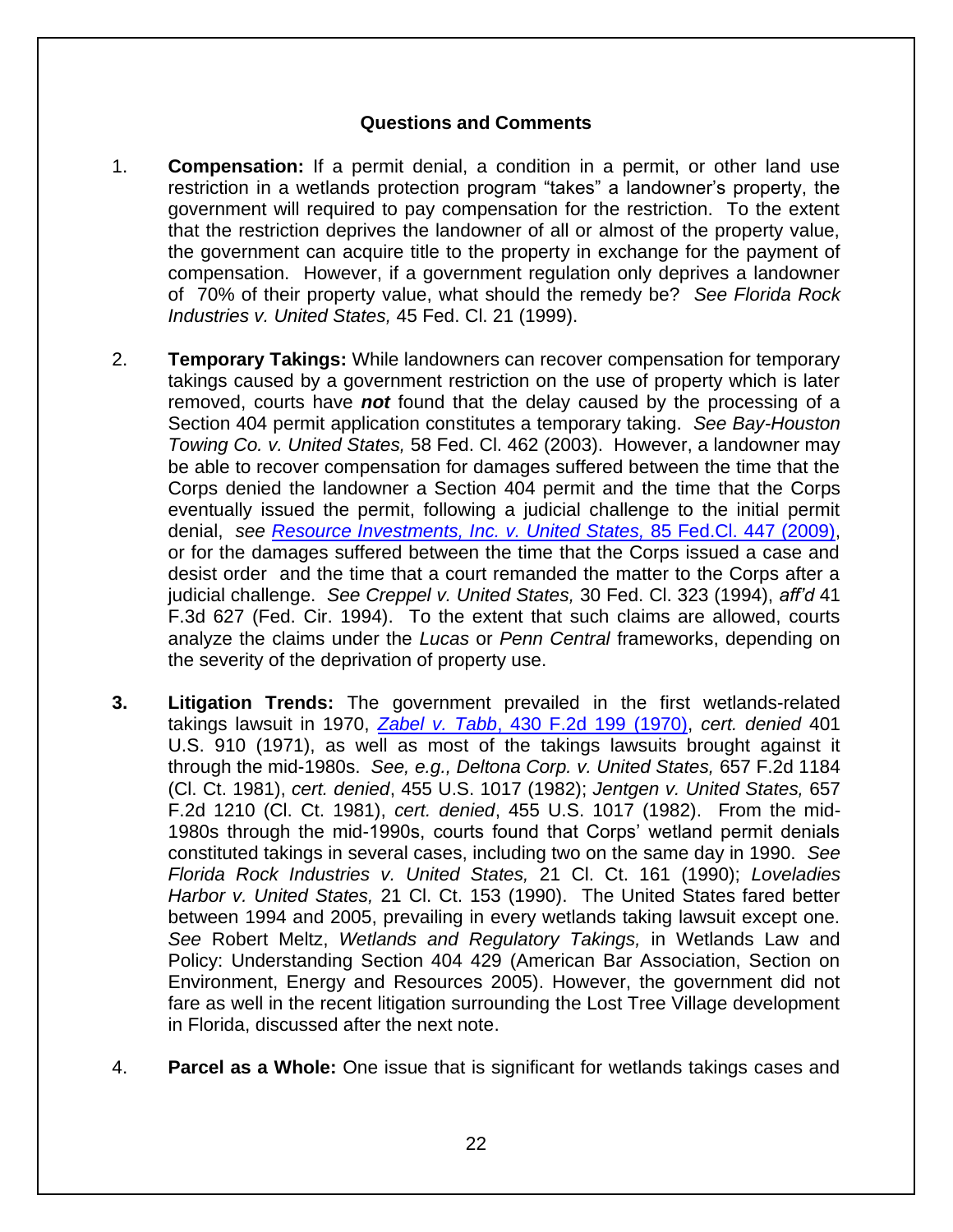**Questions and Comments**

1. **Compensation:** If a permit denial, a condition in a permit, or other land use restriction in a wetlands protection program "takes" a landowner's property, the government will required to pay compensation for the restriction. To the extent that the restriction deprives the landowner of all or almost of the property value, the government can acquire title to the property in exchange for the payment of compensation. However, if a government regulation only deprives a landowner of 70% of their property value, what should the remedy be? *See Florida Rock Industries v. United States,* 45 Fed. Cl. 21 (1999).

2. **Temporary Takings:** While landowners can recover compensation for temporary takings caused by a government restriction on the use of property which is later removed, courts have ***not*** found that the delay caused by the processing of a Section 404 permit application constitutes a temporary taking. *See Bay-Houston Towing Co. v. United States,* 58 Fed. Cl. 462 (2003). However, a landowner may be able to recover compensation for damages suffered between the time that the Corps denied the landowner a Section 404 permit and the time that the Corps eventually issued the permit, following a judicial challenge to the initial permit denial, *see Resource Investments, Inc. v. United States,* 85 Fed.Cl. 447 (2009), or for the damages suffered between the time that the Corps issued a case and desist order and the time that a court remanded the matter to the Corps after a judicial challenge. *See Creppel v. United States,* 30 Fed. Cl. 323 (1994), *aff'd* 41 F.3d 627 (Fed. Cir. 1994). To the extent that such claims are allowed, courts analyze the claims under the *Lucas* or *Penn Central* frameworks, depending on the severity of the deprivation of property use.

3. **Litigation Trends:** The government prevailed in the first wetlands-related takings lawsuit in 1970, *Zabel v. Tabb*, 430 F.2d 199 (1970), *cert. denied* 401 U.S. 910 (1971), as well as most of the takings lawsuits brought against it through the mid-1980s. *See, e.g., Deltona Corp. v. United States,* 657 F.2d 1184 (Cl. Ct. 1981), *cert. denied*, 455 U.S. 1017 (1982); *Jentgen v. United States,* 657 F.2d 1210 (Cl. Ct. 1981), *cert. denied*, 455 U.S. 1017 (1982). From the mid-1980s through the mid-1990s, courts found that Corps' wetland permit denials constituted takings in several cases, including two on the same day in 1990. *See Florida Rock Industries v. United States,* 21 Cl. Ct. 161 (1990); *Loveladies Harbor v. United States,* 21 Cl. Ct. 153 (1990). The United States fared better between 1994 and 2005, prevailing in every wetlands taking lawsuit except one. *See* Robert Meltz, *Wetlands and Regulatory Takings,* in Wetlands Law and Policy: Understanding Section 404 429 (American Bar Association, Section on Environment, Energy and Resources 2005). However, the government did not fare as well in the recent litigation surrounding the Lost Tree Village development in Florida, discussed after the next note.

4. **Parcel as a Whole:** One issue that is significant for wetlands takings cases and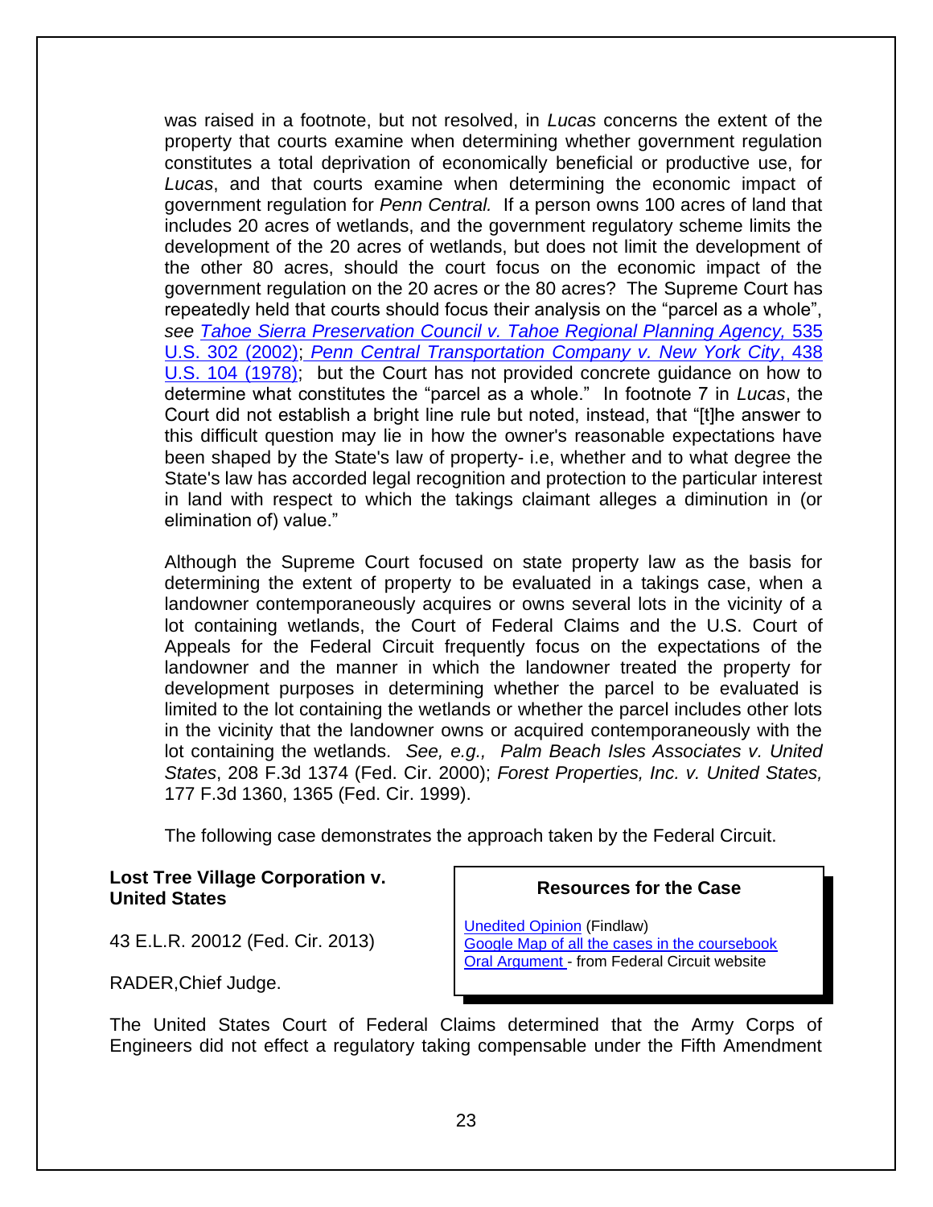was raised in a footnote, but not resolved, in *Lucas* concerns the extent of the property that courts examine when determining whether government regulation constitutes a total deprivation of economically beneficial or productive use, for *Lucas*, and that courts examine when determining the economic impact of government regulation for *Penn Central.* If a person owns 100 acres of land that includes 20 acres of wetlands, and the government regulatory scheme limits the development of the 20 acres of wetlands, but does not limit the development of the other 80 acres, should the court focus on the economic impact of the government regulation on the 20 acres or the 80 acres? The Supreme Court has repeatedly held that courts should focus their analysis on the "parcel as a whole", *see* *Tahoe Sierra Preservation Council v. Tahoe Regional Planning Agency,* 535 U.S. 302 (2002); *Penn Central Transportation Company v. New York City*, 438 U.S. 104 (1978); but the Court has not provided concrete guidance on how to determine what constitutes the "parcel as a whole." In footnote 7 in *Lucas*, the Court did not establish a bright line rule but noted, instead, that "[t]he answer to this difficult question may lie in how the owner's reasonable expectations have been shaped by the State's law of property- i.e, whether and to what degree the State's law has accorded legal recognition and protection to the particular interest in land with respect to which the takings claimant alleges a diminution in (or elimination of) value."

Although the Supreme Court focused on state property law as the basis for determining the extent of property to be evaluated in a takings case, when a landowner contemporaneously acquires or owns several lots in the vicinity of a lot containing wetlands, the Court of Federal Claims and the U.S. Court of Appeals for the Federal Circuit frequently focus on the expectations of the landowner and the manner in which the landowner treated the property for development purposes in determining whether the parcel to be evaluated is limited to the lot containing the wetlands or whether the parcel includes other lots in the vicinity that the landowner owns or acquired contemporaneously with the lot containing the wetlands. *See, e.g., Palm Beach Isles Associates v. United States*, 208 F.3d 1374 (Fed. Cir. 2000); *Forest Properties, Inc. v. United States,* 177 F.3d 1360, 1365 (Fed. Cir. 1999).

The following case demonstrates the approach taken by the Federal Circuit.

**Lost Tree Village Corporation v. United States**

43 E.L.R. 20012 (Fed. Cir. 2013)

RADER,Chief Judge.

> **Resources for the Case**
>
> Unedited Opinion (Findlaw)
> Google Map of all the cases in the coursebook
> Oral Argument - from Federal Circuit website

The United States Court of Federal Claims determined that the Army Corps of Engineers did not effect a regulatory taking compensable under the Fifth Amendment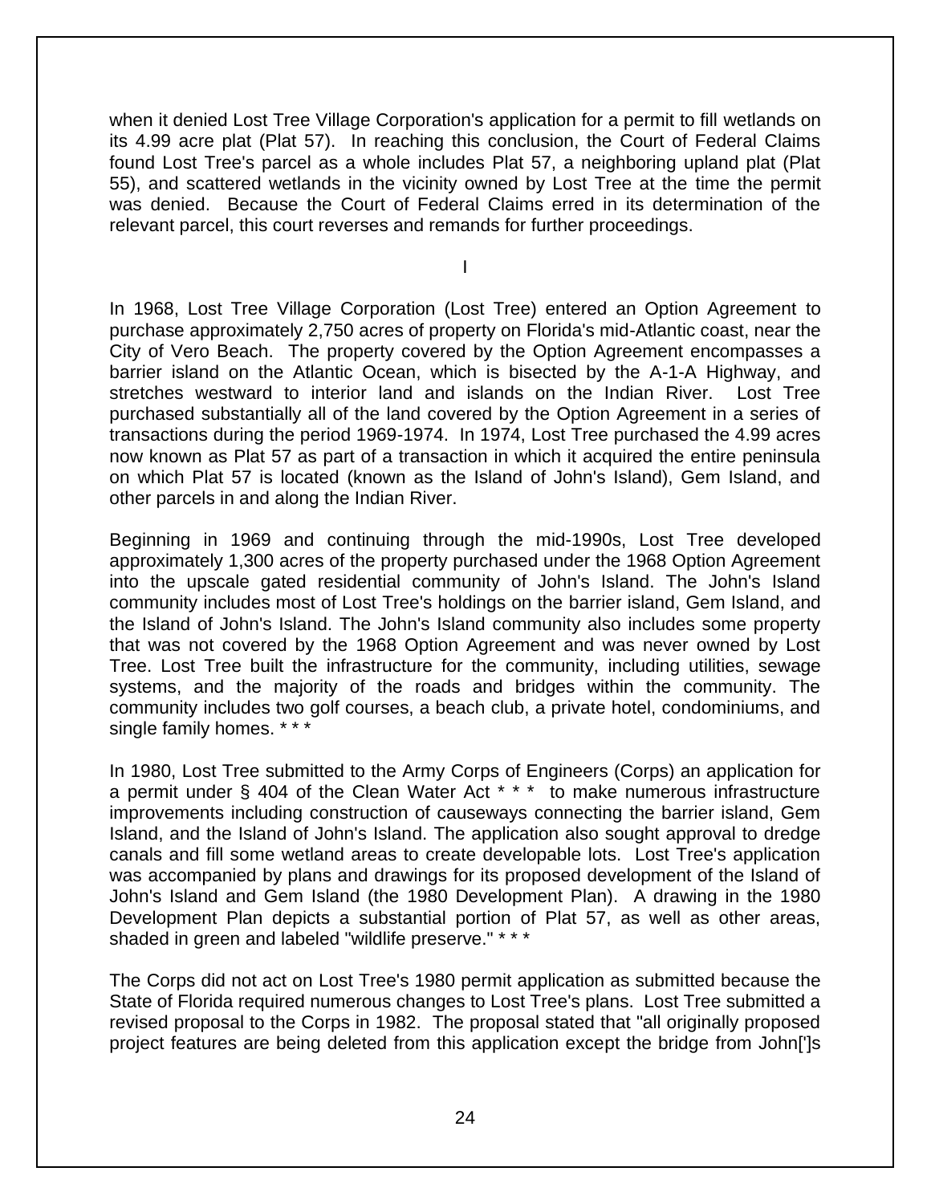when it denied Lost Tree Village Corporation's application for a permit to fill wetlands on its 4.99 acre plat (Plat 57). In reaching this conclusion, the Court of Federal Claims found Lost Tree's parcel as a whole includes Plat 57, a neighboring upland plat (Plat 55), and scattered wetlands in the vicinity owned by Lost Tree at the time the permit was denied. Because the Court of Federal Claims erred in its determination of the relevant parcel, this court reverses and remands for further proceedings.

I

In 1968, Lost Tree Village Corporation (Lost Tree) entered an Option Agreement to purchase approximately 2,750 acres of property on Florida's mid-Atlantic coast, near the City of Vero Beach. The property covered by the Option Agreement encompasses a barrier island on the Atlantic Ocean, which is bisected by the A-1-A Highway, and stretches westward to interior land and islands on the Indian River. Lost Tree purchased substantially all of the land covered by the Option Agreement in a series of transactions during the period 1969-1974. In 1974, Lost Tree purchased the 4.99 acres now known as Plat 57 as part of a transaction in which it acquired the entire peninsula on which Plat 57 is located (known as the Island of John's Island), Gem Island, and other parcels in and along the Indian River.

Beginning in 1969 and continuing through the mid-1990s, Lost Tree developed approximately 1,300 acres of the property purchased under the 1968 Option Agreement into the upscale gated residential community of John's Island. The John's Island community includes most of Lost Tree's holdings on the barrier island, Gem Island, and the Island of John's Island. The John's Island community also includes some property that was not covered by the 1968 Option Agreement and was never owned by Lost Tree. Lost Tree built the infrastructure for the community, including utilities, sewage systems, and the majority of the roads and bridges within the community. The community includes two golf courses, a beach club, a private hotel, condominiums, and single family homes. * * *

In 1980, Lost Tree submitted to the Army Corps of Engineers (Corps) an application for a permit under § 404 of the Clean Water Act * * * to make numerous infrastructure improvements including construction of causeways connecting the barrier island, Gem Island, and the Island of John's Island. The application also sought approval to dredge canals and fill some wetland areas to create developable lots. Lost Tree's application was accompanied by plans and drawings for its proposed development of the Island of John's Island and Gem Island (the 1980 Development Plan). A drawing in the 1980 Development Plan depicts a substantial portion of Plat 57, as well as other areas, shaded in green and labeled "wildlife preserve." * * *

The Corps did not act on Lost Tree's 1980 permit application as submitted because the State of Florida required numerous changes to Lost Tree's plans. Lost Tree submitted a revised proposal to the Corps in 1982. The proposal stated that "all originally proposed project features are being deleted from this application except the bridge from John[']s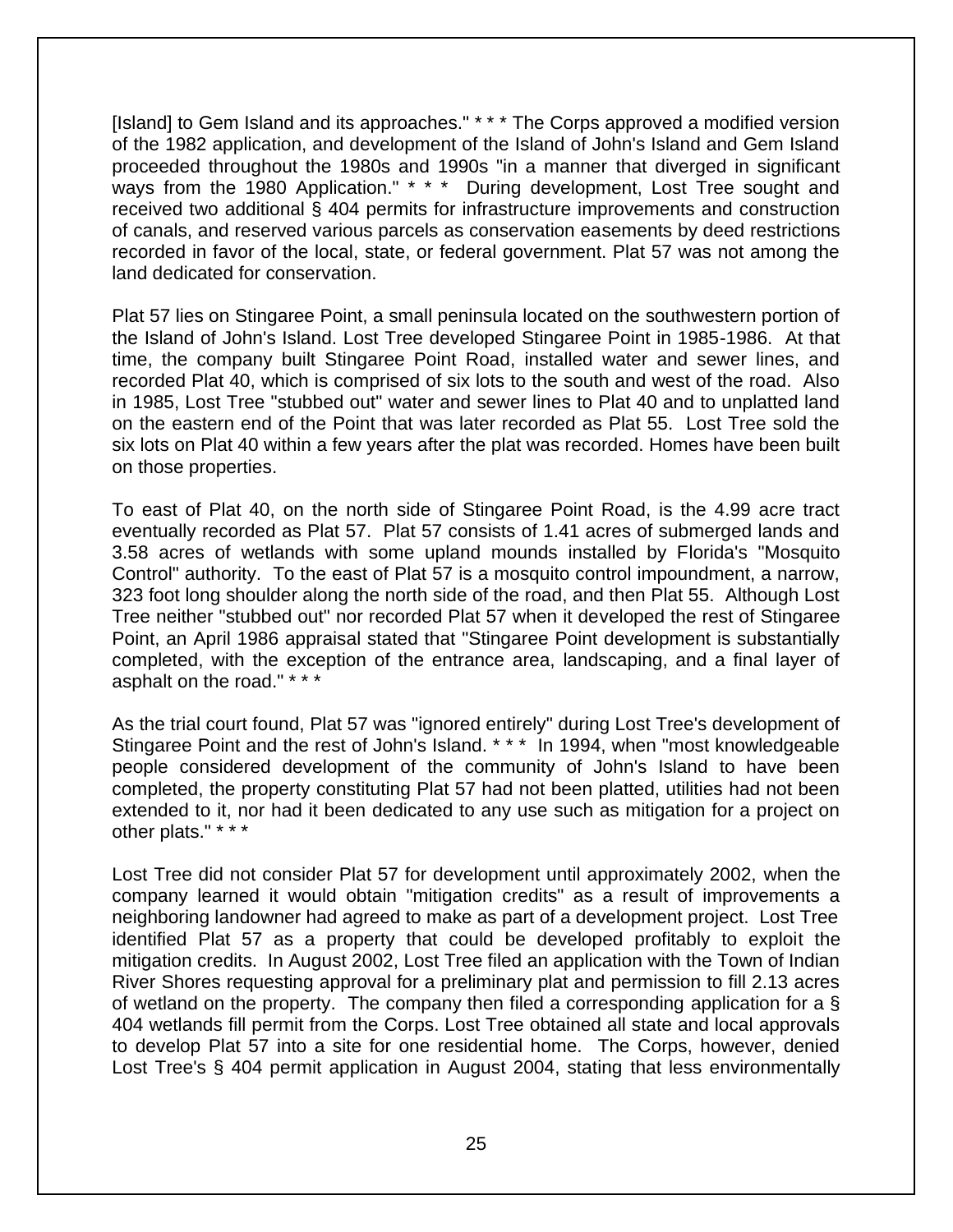[Island] to Gem Island and its approaches." * * * The Corps approved a modified version of the 1982 application, and development of the Island of John's Island and Gem Island proceeded throughout the 1980s and 1990s "in a manner that diverged in significant ways from the 1980 Application." * * * During development, Lost Tree sought and received two additional § 404 permits for infrastructure improvements and construction of canals, and reserved various parcels as conservation easements by deed restrictions recorded in favor of the local, state, or federal government. Plat 57 was not among the land dedicated for conservation.

Plat 57 lies on Stingaree Point, a small peninsula located on the southwestern portion of the Island of John's Island. Lost Tree developed Stingaree Point in 1985-1986. At that time, the company built Stingaree Point Road, installed water and sewer lines, and recorded Plat 40, which is comprised of six lots to the south and west of the road. Also in 1985, Lost Tree "stubbed out" water and sewer lines to Plat 40 and to unplatted land on the eastern end of the Point that was later recorded as Plat 55. Lost Tree sold the six lots on Plat 40 within a few years after the plat was recorded. Homes have been built on those properties.

To east of Plat 40, on the north side of Stingaree Point Road, is the 4.99 acre tract eventually recorded as Plat 57. Plat 57 consists of 1.41 acres of submerged lands and 3.58 acres of wetlands with some upland mounds installed by Florida's "Mosquito Control" authority. To the east of Plat 57 is a mosquito control impoundment, a narrow, 323 foot long shoulder along the north side of the road, and then Plat 55. Although Lost Tree neither "stubbed out" nor recorded Plat 57 when it developed the rest of Stingaree Point, an April 1986 appraisal stated that "Stingaree Point development is substantially completed, with the exception of the entrance area, landscaping, and a final layer of asphalt on the road." * * *

As the trial court found, Plat 57 was "ignored entirely" during Lost Tree's development of Stingaree Point and the rest of John's Island. * * * In 1994, when "most knowledgeable people considered development of the community of John's Island to have been completed, the property constituting Plat 57 had not been platted, utilities had not been extended to it, nor had it been dedicated to any use such as mitigation for a project on other plats." * * *

Lost Tree did not consider Plat 57 for development until approximately 2002, when the company learned it would obtain "mitigation credits" as a result of improvements a neighboring landowner had agreed to make as part of a development project. Lost Tree identified Plat 57 as a property that could be developed profitably to exploit the mitigation credits. In August 2002, Lost Tree filed an application with the Town of Indian River Shores requesting approval for a preliminary plat and permission to fill 2.13 acres of wetland on the property. The company then filed a corresponding application for a § 404 wetlands fill permit from the Corps. Lost Tree obtained all state and local approvals to develop Plat 57 into a site for one residential home. The Corps, however, denied Lost Tree's § 404 permit application in August 2004, stating that less environmentally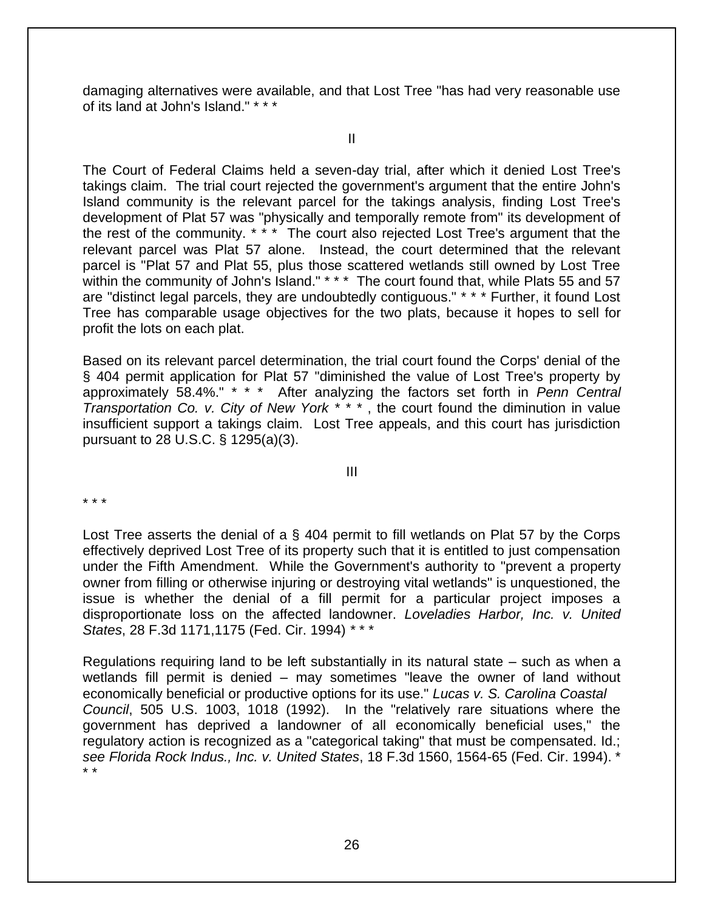damaging alternatives were available, and that Lost Tree "has had very reasonable use of its land at John's Island." * * *

## II

The Court of Federal Claims held a seven-day trial, after which it denied Lost Tree's takings claim. The trial court rejected the government's argument that the entire John's Island community is the relevant parcel for the takings analysis, finding Lost Tree's development of Plat 57 was "physically and temporally remote from" its development of the rest of the community. * * * The court also rejected Lost Tree's argument that the relevant parcel was Plat 57 alone. Instead, the court determined that the relevant parcel is "Plat 57 and Plat 55, plus those scattered wetlands still owned by Lost Tree within the community of John's Island." * * * The court found that, while Plats 55 and 57 are "distinct legal parcels, they are undoubtedly contiguous." * * * Further, it found Lost Tree has comparable usage objectives for the two plats, because it hopes to sell for profit the lots on each plat.

Based on its relevant parcel determination, the trial court found the Corps' denial of the § 404 permit application for Plat 57 "diminished the value of Lost Tree's property by approximately 58.4%." * * * After analyzing the factors set forth in *Penn Central Transportation Co. v. City of New York* * * * , the court found the diminution in value insufficient support a takings claim. Lost Tree appeals, and this court has jurisdiction pursuant to 28 U.S.C. § 1295(a)(3).

## III

* * *

Lost Tree asserts the denial of a § 404 permit to fill wetlands on Plat 57 by the Corps effectively deprived Lost Tree of its property such that it is entitled to just compensation under the Fifth Amendment. While the Government's authority to "prevent a property owner from filling or otherwise injuring or destroying vital wetlands" is unquestioned, the issue is whether the denial of a fill permit for a particular project imposes a disproportionate loss on the affected landowner. *Loveladies Harbor, Inc. v. United States*, 28 F.3d 1171,1175 (Fed. Cir. 1994) * * *

Regulations requiring land to be left substantially in its natural state – such as when a wetlands fill permit is denied – may sometimes "leave the owner of land without economically beneficial or productive options for its use." *Lucas v. S. Carolina Coastal Council*, 505 U.S. 1003, 1018 (1992). In the "relatively rare situations where the government has deprived a landowner of all economically beneficial uses," the regulatory action is recognized as a "categorical taking" that must be compensated. Id.; *see Florida Rock Indus., Inc. v. United States*, 18 F.3d 1560, 1564-65 (Fed. Cir. 1994). * * *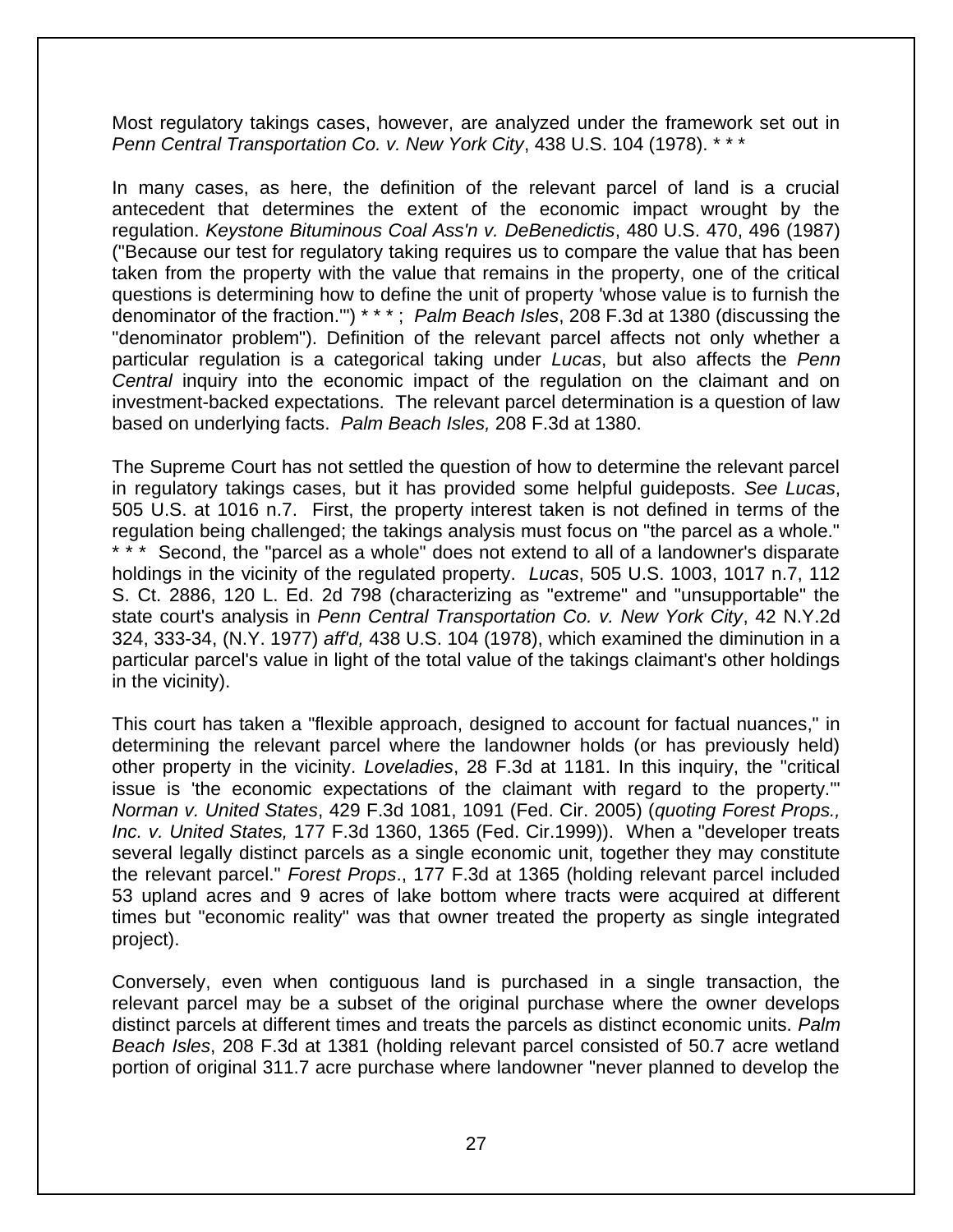Most regulatory takings cases, however, are analyzed under the framework set out in *Penn Central Transportation Co. v. New York City*, 438 U.S. 104 (1978). * * *

In many cases, as here, the definition of the relevant parcel of land is a crucial antecedent that determines the extent of the economic impact wrought by the regulation. *Keystone Bituminous Coal Ass'n v. DeBenedictis*, 480 U.S. 470, 496 (1987) ("Because our test for regulatory taking requires us to compare the value that has been taken from the property with the value that remains in the property, one of the critical questions is determining how to define the unit of property 'whose value is to furnish the denominator of the fraction.'") * * * ; *Palm Beach Isles*, 208 F.3d at 1380 (discussing the "denominator problem"). Definition of the relevant parcel affects not only whether a particular regulation is a categorical taking under *Lucas*, but also affects the *Penn Central* inquiry into the economic impact of the regulation on the claimant and on investment-backed expectations. The relevant parcel determination is a question of law based on underlying facts. *Palm Beach Isles,* 208 F.3d at 1380.

The Supreme Court has not settled the question of how to determine the relevant parcel in regulatory takings cases, but it has provided some helpful guideposts. *See Lucas*, 505 U.S. at 1016 n.7. First, the property interest taken is not defined in terms of the regulation being challenged; the takings analysis must focus on "the parcel as a whole." * * * Second, the "parcel as a whole" does not extend to all of a landowner's disparate holdings in the vicinity of the regulated property. *Lucas*, 505 U.S. 1003, 1017 n.7, 112 S. Ct. 2886, 120 L. Ed. 2d 798 (characterizing as "extreme" and "unsupportable" the state court's analysis in *Penn Central Transportation Co. v. New York City*, 42 N.Y.2d 324, 333-34, (N.Y. 1977) *aff'd,* 438 U.S. 104 (1978), which examined the diminution in a particular parcel's value in light of the total value of the takings claimant's other holdings in the vicinity).

This court has taken a "flexible approach, designed to account for factual nuances," in determining the relevant parcel where the landowner holds (or has previously held) other property in the vicinity. *Loveladies*, 28 F.3d at 1181. In this inquiry, the "critical issue is 'the economic expectations of the claimant with regard to the property.'" *Norman v. United States*, 429 F.3d 1081, 1091 (Fed. Cir. 2005) (*quoting Forest Props., Inc. v. United States,* 177 F.3d 1360, 1365 (Fed. Cir.1999)). When a "developer treats several legally distinct parcels as a single economic unit, together they may constitute the relevant parcel." *Forest Props*., 177 F.3d at 1365 (holding relevant parcel included 53 upland acres and 9 acres of lake bottom where tracts were acquired at different times but "economic reality" was that owner treated the property as single integrated project).

Conversely, even when contiguous land is purchased in a single transaction, the relevant parcel may be a subset of the original purchase where the owner develops distinct parcels at different times and treats the parcels as distinct economic units. *Palm Beach Isles*, 208 F.3d at 1381 (holding relevant parcel consisted of 50.7 acre wetland portion of original 311.7 acre purchase where landowner "never planned to develop the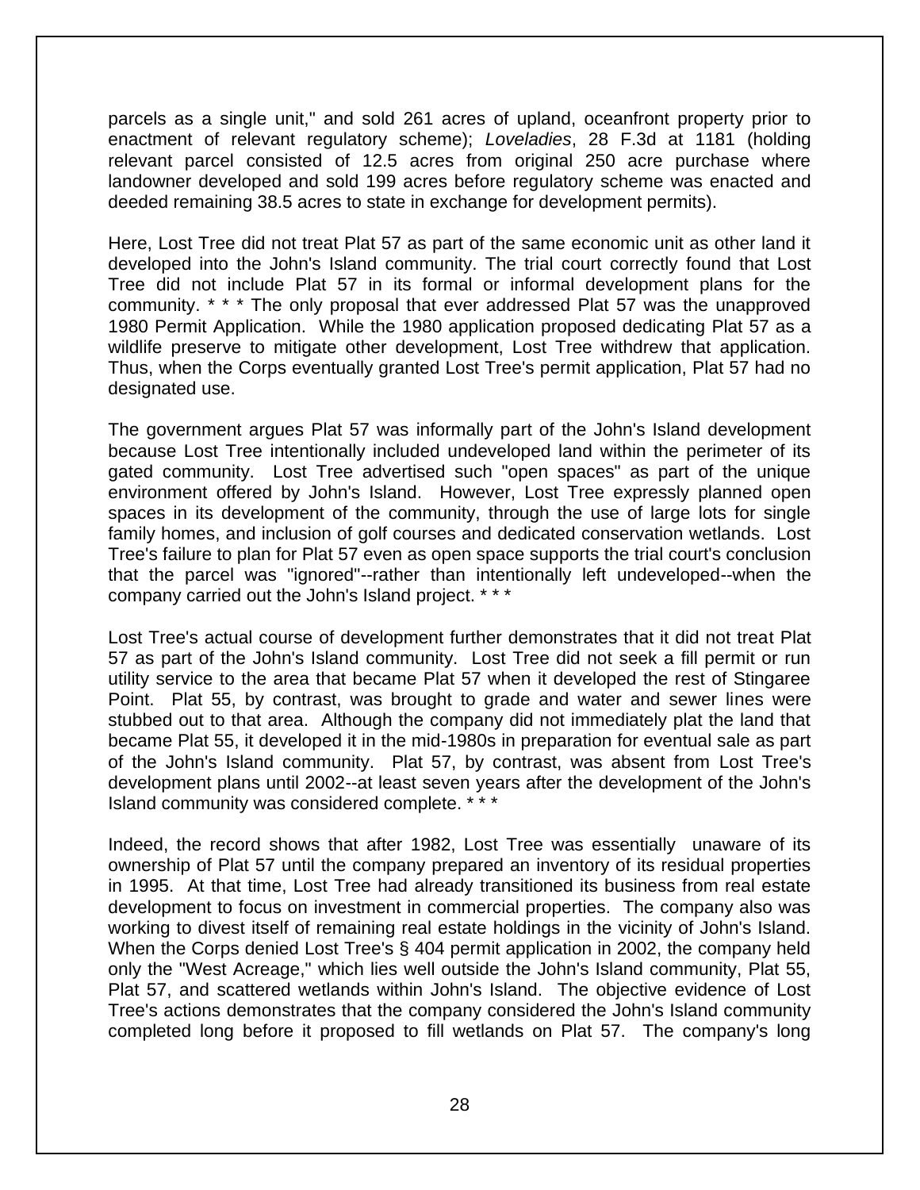parcels as a single unit," and sold 261 acres of upland, oceanfront property prior to enactment of relevant regulatory scheme); *Loveladies*, 28 F.3d at 1181 (holding relevant parcel consisted of 12.5 acres from original 250 acre purchase where landowner developed and sold 199 acres before regulatory scheme was enacted and deeded remaining 38.5 acres to state in exchange for development permits).

Here, Lost Tree did not treat Plat 57 as part of the same economic unit as other land it developed into the John's Island community. The trial court correctly found that Lost Tree did not include Plat 57 in its formal or informal development plans for the community. * * * The only proposal that ever addressed Plat 57 was the unapproved 1980 Permit Application. While the 1980 application proposed dedicating Plat 57 as a wildlife preserve to mitigate other development, Lost Tree withdrew that application. Thus, when the Corps eventually granted Lost Tree's permit application, Plat 57 had no designated use.

The government argues Plat 57 was informally part of the John's Island development because Lost Tree intentionally included undeveloped land within the perimeter of its gated community. Lost Tree advertised such "open spaces" as part of the unique environment offered by John's Island. However, Lost Tree expressly planned open spaces in its development of the community, through the use of large lots for single family homes, and inclusion of golf courses and dedicated conservation wetlands. Lost Tree's failure to plan for Plat 57 even as open space supports the trial court's conclusion that the parcel was "ignored"--rather than intentionally left undeveloped--when the company carried out the John's Island project. * * *

Lost Tree's actual course of development further demonstrates that it did not treat Plat 57 as part of the John's Island community. Lost Tree did not seek a fill permit or run utility service to the area that became Plat 57 when it developed the rest of Stingaree Point. Plat 55, by contrast, was brought to grade and water and sewer lines were stubbed out to that area. Although the company did not immediately plat the land that became Plat 55, it developed it in the mid-1980s in preparation for eventual sale as part of the John's Island community. Plat 57, by contrast, was absent from Lost Tree's development plans until 2002--at least seven years after the development of the John's Island community was considered complete. * * *

Indeed, the record shows that after 1982, Lost Tree was essentially unaware of its ownership of Plat 57 until the company prepared an inventory of its residual properties in 1995. At that time, Lost Tree had already transitioned its business from real estate development to focus on investment in commercial properties. The company also was working to divest itself of remaining real estate holdings in the vicinity of John's Island. When the Corps denied Lost Tree's § 404 permit application in 2002, the company held only the "West Acreage," which lies well outside the John's Island community, Plat 55, Plat 57, and scattered wetlands within John's Island. The objective evidence of Lost Tree's actions demonstrates that the company considered the John's Island community completed long before it proposed to fill wetlands on Plat 57. The company's long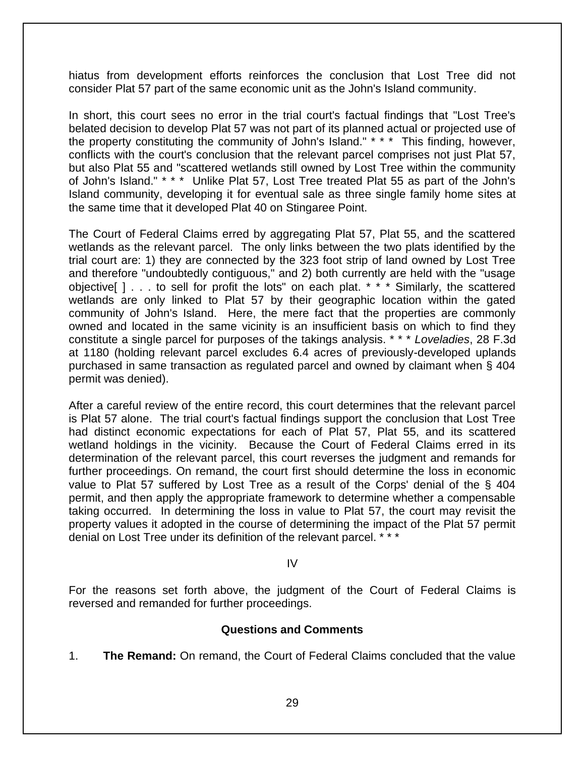hiatus from development efforts reinforces the conclusion that Lost Tree did not consider Plat 57 part of the same economic unit as the John's Island community.

In short, this court sees no error in the trial court's factual findings that "Lost Tree's belated decision to develop Plat 57 was not part of its planned actual or projected use of the property constituting the community of John's Island." * * * This finding, however, conflicts with the court's conclusion that the relevant parcel comprises not just Plat 57, but also Plat 55 and "scattered wetlands still owned by Lost Tree within the community of John's Island." * * * Unlike Plat 57, Lost Tree treated Plat 55 as part of the John's Island community, developing it for eventual sale as three single family home sites at the same time that it developed Plat 40 on Stingaree Point.

The Court of Federal Claims erred by aggregating Plat 57, Plat 55, and the scattered wetlands as the relevant parcel. The only links between the two plats identified by the trial court are: 1) they are connected by the 323 foot strip of land owned by Lost Tree and therefore "undoubtedly contiguous," and 2) both currently are held with the "usage objective[ ] . . . to sell for profit the lots" on each plat. * * * Similarly, the scattered wetlands are only linked to Plat 57 by their geographic location within the gated community of John's Island. Here, the mere fact that the properties are commonly owned and located in the same vicinity is an insufficient basis on which to find they constitute a single parcel for purposes of the takings analysis. * * * *Loveladies*, 28 F.3d at 1180 (holding relevant parcel excludes 6.4 acres of previously-developed uplands purchased in same transaction as regulated parcel and owned by claimant when § 404 permit was denied).

After a careful review of the entire record, this court determines that the relevant parcel is Plat 57 alone. The trial court's factual findings support the conclusion that Lost Tree had distinct economic expectations for each of Plat 57, Plat 55, and its scattered wetland holdings in the vicinity. Because the Court of Federal Claims erred in its determination of the relevant parcel, this court reverses the judgment and remands for further proceedings. On remand, the court first should determine the loss in economic value to Plat 57 suffered by Lost Tree as a result of the Corps' denial of the § 404 permit, and then apply the appropriate framework to determine whether a compensable taking occurred. In determining the loss in value to Plat 57, the court may revisit the property values it adopted in the course of determining the impact of the Plat 57 permit denial on Lost Tree under its definition of the relevant parcel. * * *

IV

For the reasons set forth above, the judgment of the Court of Federal Claims is reversed and remanded for further proceedings.

### Questions and Comments

1. **The Remand:** On remand, the Court of Federal Claims concluded that the value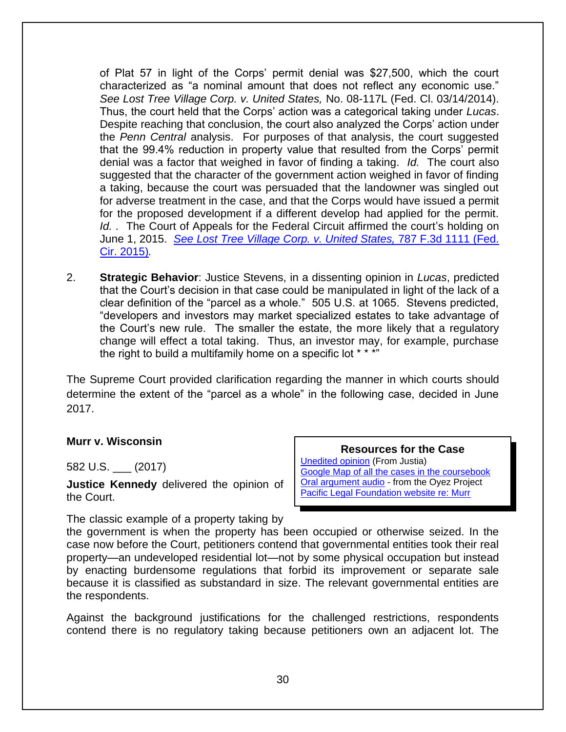of Plat 57 in light of the Corps' permit denial was $27,500, which the court characterized as "a nominal amount that does not reflect any economic use." *See Lost Tree Village Corp. v. United States,* No. 08-117L (Fed. Cl. 03/14/2014). Thus, the court held that the Corps' action was a categorical taking under *Lucas*. Despite reaching that conclusion, the court also analyzed the Corps' action under the *Penn Central* analysis. For purposes of that analysis, the court suggested that the 99.4% reduction in property value that resulted from the Corps' permit denial was a factor that weighed in favor of finding a taking. *Id.* The court also suggested that the character of the government action weighed in favor of finding a taking, because the court was persuaded that the landowner was singled out for adverse treatment in the case, and that the Corps would have issued a permit for the proposed development if a different develop had applied for the permit. *Id. .* The Court of Appeals for the Federal Circuit affirmed the court's holding on June 1, 2015. *See Lost Tree Village Corp. v. United States,* 787 F.3d 1111 (Fed. Cir. 2015)*.*

2. **Strategic Behavior**: Justice Stevens, in a dissenting opinion in *Lucas*, predicted that the Court's decision in that case could be manipulated in light of the lack of a clear definition of the "parcel as a whole." 505 U.S. at 1065. Stevens predicted, "developers and investors may market specialized estates to take advantage of the Court's new rule. The smaller the estate, the more likely that a regulatory change will effect a total taking. Thus, an investor may, for example, purchase the right to build a multifamily home on a specific lot * * *"

The Supreme Court provided clarification regarding the manner in which courts should determine the extent of the "parcel as a whole" in the following case, decided in June 2017.

**Murr v. Wisconsin**

582 U.S. ___ (2017)

**Justice Kennedy** delivered the opinion of the Court.

> **Resources for the Case**
> Unedited opinion (From Justia)
> Google Map of all the cases in the coursebook
> Oral argument audio - from the Oyez Project
> Pacific Legal Foundation website re: Murr

The classic example of a property taking by the government is when the property has been occupied or otherwise seized. In the case now before the Court, petitioners contend that governmental entities took their real property—an undeveloped residential lot—not by some physical occupation but instead by enacting burdensome regulations that forbid its improvement or separate sale because it is classified as substandard in size. The relevant governmental entities are the respondents.

Against the background justifications for the challenged restrictions, respondents contend there is no regulatory taking because petitioners own an adjacent lot. The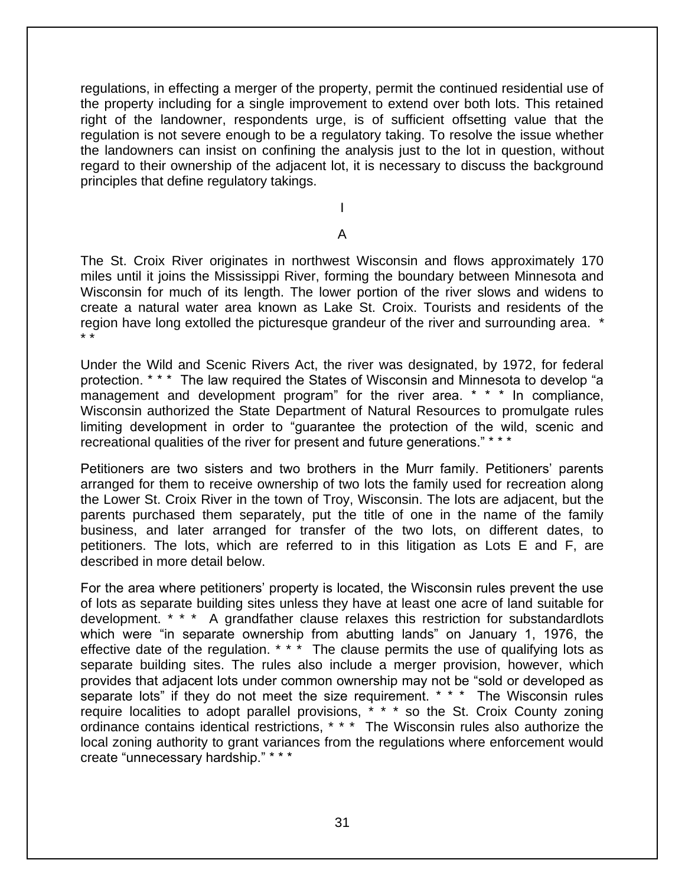regulations, in effecting a merger of the property, permit the continued residential use of the property including for a single improvement to extend over both lots. This retained right of the landowner, respondents urge, is of sufficient offsetting value that the regulation is not severe enough to be a regulatory taking. To resolve the issue whether the landowners can insist on confining the analysis just to the lot in question, without regard to their ownership of the adjacent lot, it is necessary to discuss the background principles that define regulatory takings.

# I

## A

The St. Croix River originates in northwest Wisconsin and flows approximately 170 miles until it joins the Mississippi River, forming the boundary between Minnesota and Wisconsin for much of its length. The lower portion of the river slows and widens to create a natural water area known as Lake St. Croix. Tourists and residents of the region have long extolled the picturesque grandeur of the river and surrounding area. * * *

Under the Wild and Scenic Rivers Act, the river was designated, by 1972, for federal protection. * * * The law required the States of Wisconsin and Minnesota to develop "a management and development program" for the river area. * * * In compliance, Wisconsin authorized the State Department of Natural Resources to promulgate rules limiting development in order to "guarantee the protection of the wild, scenic and recreational qualities of the river for present and future generations." * * *

Petitioners are two sisters and two brothers in the Murr family. Petitioners' parents arranged for them to receive ownership of two lots the family used for recreation along the Lower St. Croix River in the town of Troy, Wisconsin. The lots are adjacent, but the parents purchased them separately, put the title of one in the name of the family business, and later arranged for transfer of the two lots, on different dates, to petitioners. The lots, which are referred to in this litigation as Lots E and F, are described in more detail below.

For the area where petitioners' property is located, the Wisconsin rules prevent the use of lots as separate building sites unless they have at least one acre of land suitable for development. * * * A grandfather clause relaxes this restriction for substandardlots which were "in separate ownership from abutting lands" on January 1, 1976, the effective date of the regulation. * * * The clause permits the use of qualifying lots as separate building sites. The rules also include a merger provision, however, which provides that adjacent lots under common ownership may not be "sold or developed as separate lots" if they do not meet the size requirement. * * * The Wisconsin rules require localities to adopt parallel provisions, * * * so the St. Croix County zoning ordinance contains identical restrictions, * * * The Wisconsin rules also authorize the local zoning authority to grant variances from the regulations where enforcement would create "unnecessary hardship." * * *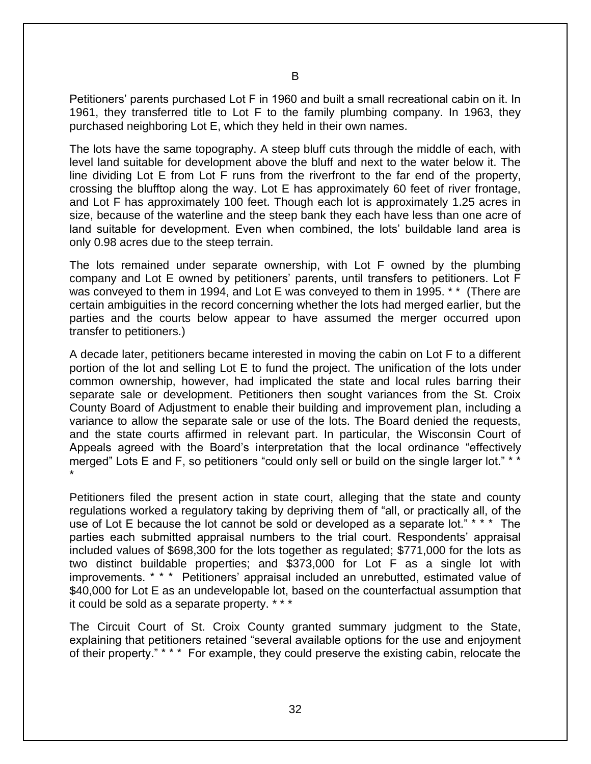## B

Petitioners' parents purchased Lot F in 1960 and built a small recreational cabin on it. In 1961, they transferred title to Lot F to the family plumbing company. In 1963, they purchased neighboring Lot E, which they held in their own names.

The lots have the same topography. A steep bluff cuts through the middle of each, with level land suitable for development above the bluff and next to the water below it. The line dividing Lot E from Lot F runs from the riverfront to the far end of the property, crossing the blufftop along the way. Lot E has approximately 60 feet of river frontage, and Lot F has approximately 100 feet. Though each lot is approximately 1.25 acres in size, because of the waterline and the steep bank they each have less than one acre of land suitable for development. Even when combined, the lots' buildable land area is only 0.98 acres due to the steep terrain.

The lots remained under separate ownership, with Lot F owned by the plumbing company and Lot E owned by petitioners' parents, until transfers to petitioners. Lot F was conveyed to them in 1994, and Lot E was conveyed to them in 1995. * * (There are certain ambiguities in the record concerning whether the lots had merged earlier, but the parties and the courts below appear to have assumed the merger occurred upon transfer to petitioners.)

A decade later, petitioners became interested in moving the cabin on Lot F to a different portion of the lot and selling Lot E to fund the project. The unification of the lots under common ownership, however, had implicated the state and local rules barring their separate sale or development. Petitioners then sought variances from the St. Croix County Board of Adjustment to enable their building and improvement plan, including a variance to allow the separate sale or use of the lots. The Board denied the requests, and the state courts affirmed in relevant part. In particular, the Wisconsin Court of Appeals agreed with the Board's interpretation that the local ordinance "effectively merged" Lots E and F, so petitioners "could only sell or build on the single larger lot." * * *

Petitioners filed the present action in state court, alleging that the state and county regulations worked a regulatory taking by depriving them of "all, or practically all, of the use of Lot E because the lot cannot be sold or developed as a separate lot." * * * The parties each submitted appraisal numbers to the trial court. Respondents' appraisal included values of $698,300 for the lots together as regulated; $771,000 for the lots as two distinct buildable properties; and $373,000 for Lot F as a single lot with improvements. * * * Petitioners' appraisal included an unrebutted, estimated value of $40,000 for Lot E as an undevelopable lot, based on the counterfactual assumption that it could be sold as a separate property. * * *

The Circuit Court of St. Croix County granted summary judgment to the State, explaining that petitioners retained "several available options for the use and enjoyment of their property." * * * For example, they could preserve the existing cabin, relocate the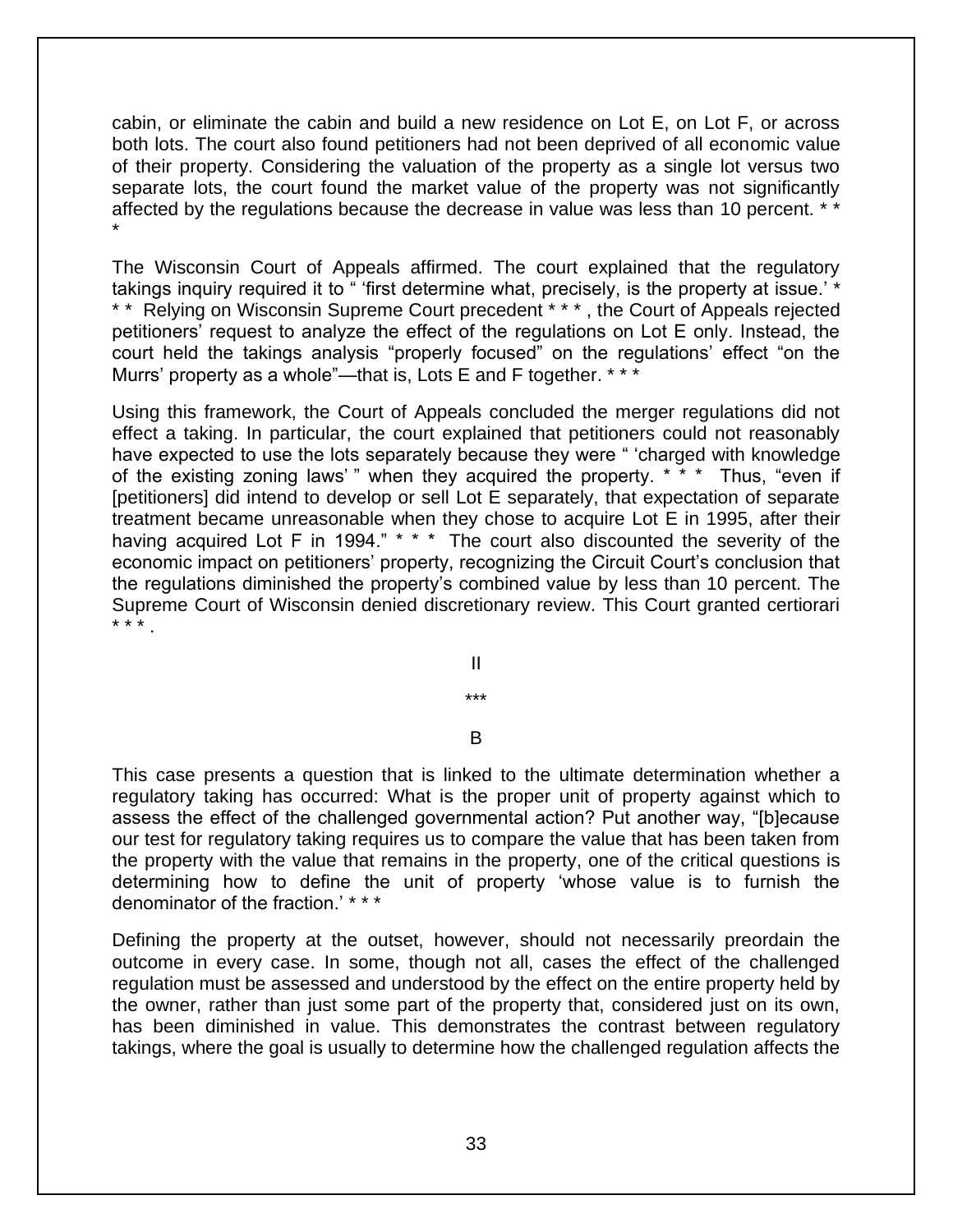cabin, or eliminate the cabin and build a new residence on Lot E, on Lot F, or across both lots. The court also found petitioners had not been deprived of all economic value of their property. Considering the valuation of the property as a single lot versus two separate lots, the court found the market value of the property was not significantly affected by the regulations because the decrease in value was less than 10 percent. * * *

The Wisconsin Court of Appeals affirmed. The court explained that the regulatory takings inquiry required it to " 'first determine what, precisely, is the property at issue.' * * * Relying on Wisconsin Supreme Court precedent * * * , the Court of Appeals rejected petitioners' request to analyze the effect of the regulations on Lot E only. Instead, the court held the takings analysis "properly focused" on the regulations' effect "on the Murrs' property as a whole"—that is, Lots E and F together. * * *

Using this framework, the Court of Appeals concluded the merger regulations did not effect a taking. In particular, the court explained that petitioners could not reasonably have expected to use the lots separately because they were " 'charged with knowledge of the existing zoning laws' " when they acquired the property. * * * Thus, "even if [petitioners] did intend to develop or sell Lot E separately, that expectation of separate treatment became unreasonable when they chose to acquire Lot E in 1995, after their having acquired Lot F in 1994." * * * The court also discounted the severity of the economic impact on petitioners' property, recognizing the Circuit Court's conclusion that the regulations diminished the property's combined value by less than 10 percent. The Supreme Court of Wisconsin denied discretionary review. This Court granted certiorari * * * .

## II

\*\*\*

### B

This case presents a question that is linked to the ultimate determination whether a regulatory taking has occurred: What is the proper unit of property against which to assess the effect of the challenged governmental action? Put another way, "[b]ecause our test for regulatory taking requires us to compare the value that has been taken from the property with the value that remains in the property, one of the critical questions is determining how to define the unit of property 'whose value is to furnish the denominator of the fraction.' * * *

Defining the property at the outset, however, should not necessarily preordain the outcome in every case. In some, though not all, cases the effect of the challenged regulation must be assessed and understood by the effect on the entire property held by the owner, rather than just some part of the property that, considered just on its own, has been diminished in value. This demonstrates the contrast between regulatory takings, where the goal is usually to determine how the challenged regulation affects the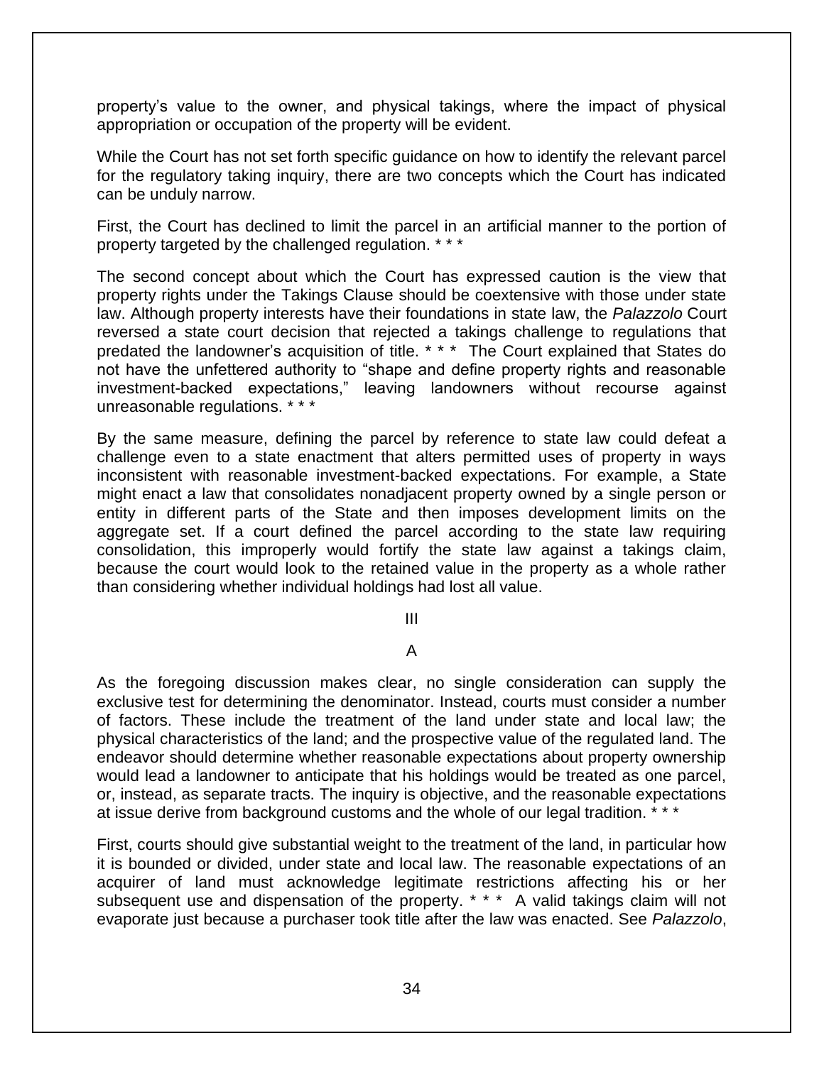property's value to the owner, and physical takings, where the impact of physical appropriation or occupation of the property will be evident.

While the Court has not set forth specific guidance on how to identify the relevant parcel for the regulatory taking inquiry, there are two concepts which the Court has indicated can be unduly narrow.

First, the Court has declined to limit the parcel in an artificial manner to the portion of property targeted by the challenged regulation. * * *

The second concept about which the Court has expressed caution is the view that property rights under the Takings Clause should be coextensive with those under state law. Although property interests have their foundations in state law, the *Palazzolo* Court reversed a state court decision that rejected a takings challenge to regulations that predated the landowner's acquisition of title. * * * The Court explained that States do not have the unfettered authority to "shape and define property rights and reasonable investment-backed expectations," leaving landowners without recourse against unreasonable regulations. * * *

By the same measure, defining the parcel by reference to state law could defeat a challenge even to a state enactment that alters permitted uses of property in ways inconsistent with reasonable investment-backed expectations. For example, a State might enact a law that consolidates nonadjacent property owned by a single person or entity in different parts of the State and then imposes development limits on the aggregate set. If a court defined the parcel according to the state law requiring consolidation, this improperly would fortify the state law against a takings claim, because the court would look to the retained value in the property as a whole rather than considering whether individual holdings had lost all value.

## III

### A

As the foregoing discussion makes clear, no single consideration can supply the exclusive test for determining the denominator. Instead, courts must consider a number of factors. These include the treatment of the land under state and local law; the physical characteristics of the land; and the prospective value of the regulated land. The endeavor should determine whether reasonable expectations about property ownership would lead a landowner to anticipate that his holdings would be treated as one parcel, or, instead, as separate tracts. The inquiry is objective, and the reasonable expectations at issue derive from background customs and the whole of our legal tradition. * * *

First, courts should give substantial weight to the treatment of the land, in particular how it is bounded or divided, under state and local law. The reasonable expectations of an acquirer of land must acknowledge legitimate restrictions affecting his or her subsequent use and dispensation of the property. * * * A valid takings claim will not evaporate just because a purchaser took title after the law was enacted. See *Palazzolo*,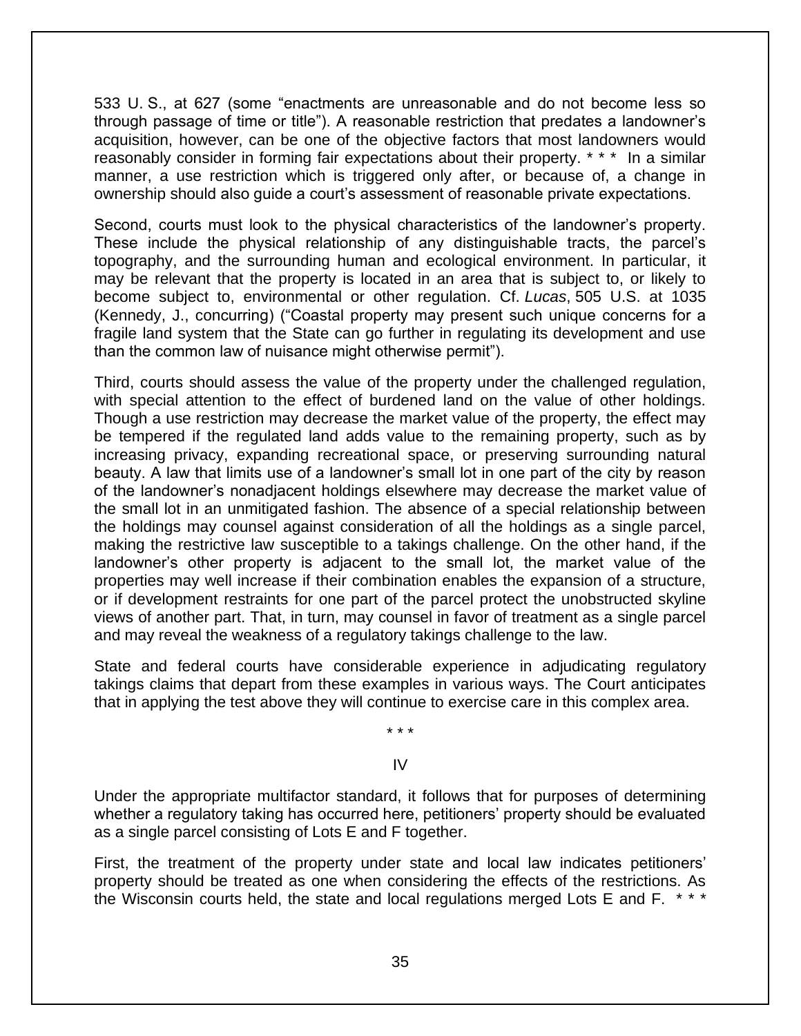533 U. S., at 627 (some "enactments are unreasonable and do not become less so through passage of time or title"). A reasonable restriction that predates a landowner's acquisition, however, can be one of the objective factors that most landowners would reasonably consider in forming fair expectations about their property. * * * In a similar manner, a use restriction which is triggered only after, or because of, a change in ownership should also guide a court's assessment of reasonable private expectations.

Second, courts must look to the physical characteristics of the landowner's property. These include the physical relationship of any distinguishable tracts, the parcel's topography, and the surrounding human and ecological environment. In particular, it may be relevant that the property is located in an area that is subject to, or likely to become subject to, environmental or other regulation. Cf. *Lucas*, 505 U.S. at 1035 (Kennedy, J., concurring) ("Coastal property may present such unique concerns for a fragile land system that the State can go further in regulating its development and use than the common law of nuisance might otherwise permit").

Third, courts should assess the value of the property under the challenged regulation, with special attention to the effect of burdened land on the value of other holdings. Though a use restriction may decrease the market value of the property, the effect may be tempered if the regulated land adds value to the remaining property, such as by increasing privacy, expanding recreational space, or preserving surrounding natural beauty. A law that limits use of a landowner's small lot in one part of the city by reason of the landowner's nonadjacent holdings elsewhere may decrease the market value of the small lot in an unmitigated fashion. The absence of a special relationship between the holdings may counsel against consideration of all the holdings as a single parcel, making the restrictive law susceptible to a takings challenge. On the other hand, if the landowner's other property is adjacent to the small lot, the market value of the properties may well increase if their combination enables the expansion of a structure, or if development restraints for one part of the parcel protect the unobstructed skyline views of another part. That, in turn, may counsel in favor of treatment as a single parcel and may reveal the weakness of a regulatory takings challenge to the law.

State and federal courts have considerable experience in adjudicating regulatory takings claims that depart from these examples in various ways. The Court anticipates that in applying the test above they will continue to exercise care in this complex area.

\* \* \*

IV

Under the appropriate multifactor standard, it follows that for purposes of determining whether a regulatory taking has occurred here, petitioners' property should be evaluated as a single parcel consisting of Lots E and F together.

First, the treatment of the property under state and local law indicates petitioners' property should be treated as one when considering the effects of the restrictions. As the Wisconsin courts held, the state and local regulations merged Lots E and F. * * *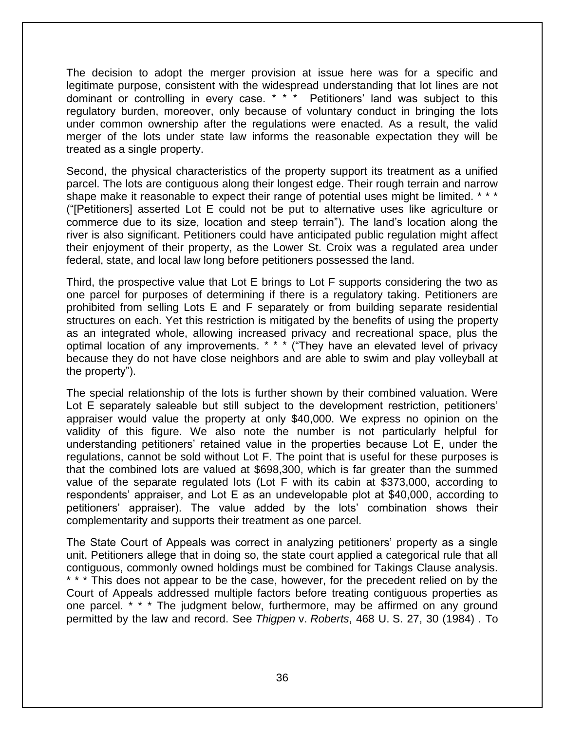The decision to adopt the merger provision at issue here was for a specific and legitimate purpose, consistent with the widespread understanding that lot lines are not dominant or controlling in every case. * * * Petitioners' land was subject to this regulatory burden, moreover, only because of voluntary conduct in bringing the lots under common ownership after the regulations were enacted. As a result, the valid merger of the lots under state law informs the reasonable expectation they will be treated as a single property.

Second, the physical characteristics of the property support its treatment as a unified parcel. The lots are contiguous along their longest edge. Their rough terrain and narrow shape make it reasonable to expect their range of potential uses might be limited. * * * ("[Petitioners] asserted Lot E could not be put to alternative uses like agriculture or commerce due to its size, location and steep terrain"). The land's location along the river is also significant. Petitioners could have anticipated public regulation might affect their enjoyment of their property, as the Lower St. Croix was a regulated area under federal, state, and local law long before petitioners possessed the land.

Third, the prospective value that Lot E brings to Lot F supports considering the two as one parcel for purposes of determining if there is a regulatory taking. Petitioners are prohibited from selling Lots E and F separately or from building separate residential structures on each. Yet this restriction is mitigated by the benefits of using the property as an integrated whole, allowing increased privacy and recreational space, plus the optimal location of any improvements. * * * ("They have an elevated level of privacy because they do not have close neighbors and are able to swim and play volleyball at the property").

The special relationship of the lots is further shown by their combined valuation. Were Lot E separately saleable but still subject to the development restriction, petitioners' appraiser would value the property at only $40,000. We express no opinion on the validity of this figure. We also note the number is not particularly helpful for understanding petitioners' retained value in the properties because Lot E, under the regulations, cannot be sold without Lot F. The point that is useful for these purposes is that the combined lots are valued at $698,300, which is far greater than the summed value of the separate regulated lots (Lot F with its cabin at $373,000, according to respondents' appraiser, and Lot E as an undevelopable plot at $40,000, according to petitioners' appraiser). The value added by the lots' combination shows their complementarity and supports their treatment as one parcel.

The State Court of Appeals was correct in analyzing petitioners' property as a single unit. Petitioners allege that in doing so, the state court applied a categorical rule that all contiguous, commonly owned holdings must be combined for Takings Clause analysis. * * * This does not appear to be the case, however, for the precedent relied on by the Court of Appeals addressed multiple factors before treating contiguous properties as one parcel. * * * The judgment below, furthermore, may be affirmed on any ground permitted by the law and record. See *Thigpen* v. *Roberts*, 468 U. S. 27, 30 (1984) . To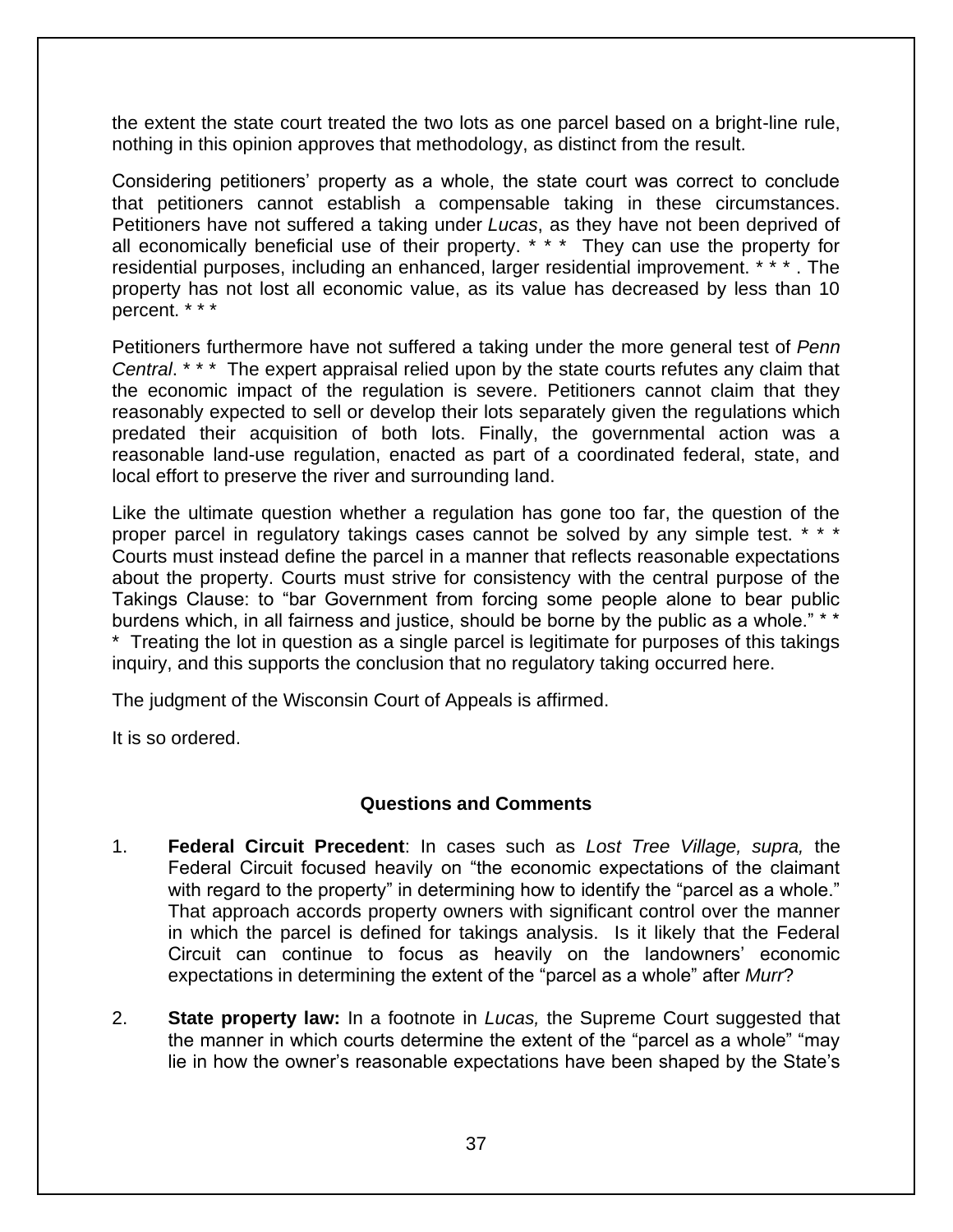the extent the state court treated the two lots as one parcel based on a bright-line rule, nothing in this opinion approves that methodology, as distinct from the result.

Considering petitioners' property as a whole, the state court was correct to conclude that petitioners cannot establish a compensable taking in these circumstances. Petitioners have not suffered a taking under *Lucas*, as they have not been deprived of all economically beneficial use of their property. * * * They can use the property for residential purposes, including an enhanced, larger residential improvement. * * * . The property has not lost all economic value, as its value has decreased by less than 10 percent. * * *

Petitioners furthermore have not suffered a taking under the more general test of *Penn Central*. * * * The expert appraisal relied upon by the state courts refutes any claim that the economic impact of the regulation is severe. Petitioners cannot claim that they reasonably expected to sell or develop their lots separately given the regulations which predated their acquisition of both lots. Finally, the governmental action was a reasonable land-use regulation, enacted as part of a coordinated federal, state, and local effort to preserve the river and surrounding land.

Like the ultimate question whether a regulation has gone too far, the question of the proper parcel in regulatory takings cases cannot be solved by any simple test. * * * Courts must instead define the parcel in a manner that reflects reasonable expectations about the property. Courts must strive for consistency with the central purpose of the Takings Clause: to "bar Government from forcing some people alone to bear public burdens which, in all fairness and justice, should be borne by the public as a whole." * * * Treating the lot in question as a single parcel is legitimate for purposes of this takings inquiry, and this supports the conclusion that no regulatory taking occurred here.

The judgment of the Wisconsin Court of Appeals is affirmed.

It is so ordered.

### Questions and Comments

1. **Federal Circuit Precedent**: In cases such as *Lost Tree Village, supra,* the Federal Circuit focused heavily on "the economic expectations of the claimant with regard to the property" in determining how to identify the "parcel as a whole." That approach accords property owners with significant control over the manner in which the parcel is defined for takings analysis. Is it likely that the Federal Circuit can continue to focus as heavily on the landowners' economic expectations in determining the extent of the "parcel as a whole" after *Murr*?

2. **State property law:** In a footnote in *Lucas,* the Supreme Court suggested that the manner in which courts determine the extent of the "parcel as a whole" "may lie in how the owner's reasonable expectations have been shaped by the State's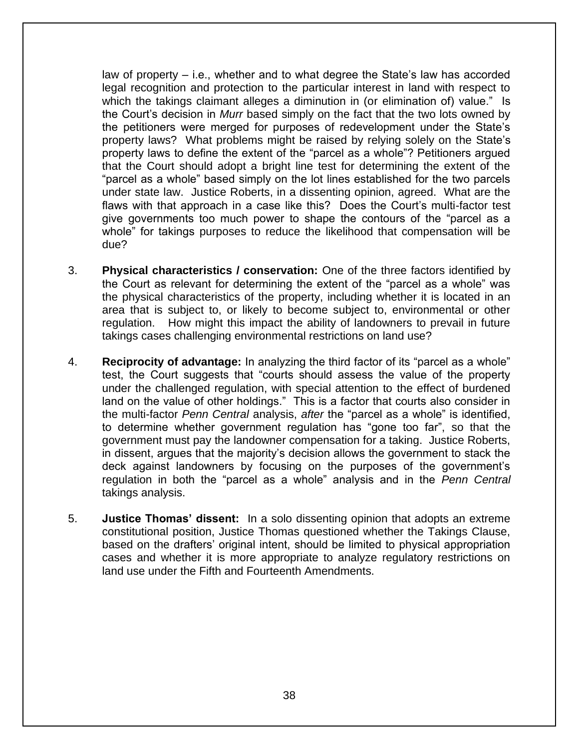law of property – i.e., whether and to what degree the State's law has accorded legal recognition and protection to the particular interest in land with respect to which the takings claimant alleges a diminution in (or elimination of) value." Is the Court's decision in *Murr* based simply on the fact that the two lots owned by the petitioners were merged for purposes of redevelopment under the State's property laws? What problems might be raised by relying solely on the State's property laws to define the extent of the "parcel as a whole"? Petitioners argued that the Court should adopt a bright line test for determining the extent of the "parcel as a whole" based simply on the lot lines established for the two parcels under state law. Justice Roberts, in a dissenting opinion, agreed. What are the flaws with that approach in a case like this? Does the Court's multi-factor test give governments too much power to shape the contours of the "parcel as a whole" for takings purposes to reduce the likelihood that compensation will be due?

3. **Physical characteristics / conservation:** One of the three factors identified by the Court as relevant for determining the extent of the "parcel as a whole" was the physical characteristics of the property, including whether it is located in an area that is subject to, or likely to become subject to, environmental or other regulation. How might this impact the ability of landowners to prevail in future takings cases challenging environmental restrictions on land use?

4. **Reciprocity of advantage:** In analyzing the third factor of its "parcel as a whole" test, the Court suggests that "courts should assess the value of the property under the challenged regulation, with special attention to the effect of burdened land on the value of other holdings." This is a factor that courts also consider in the multi-factor *Penn Central* analysis, *after* the "parcel as a whole" is identified, to determine whether government regulation has "gone too far", so that the government must pay the landowner compensation for a taking. Justice Roberts, in dissent, argues that the majority's decision allows the government to stack the deck against landowners by focusing on the purposes of the government's regulation in both the "parcel as a whole" analysis and in the *Penn Central* takings analysis.

5. **Justice Thomas' dissent:** In a solo dissenting opinion that adopts an extreme constitutional position, Justice Thomas questioned whether the Takings Clause, based on the drafters' original intent, should be limited to physical appropriation cases and whether it is more appropriate to analyze regulatory restrictions on land use under the Fifth and Fourteenth Amendments.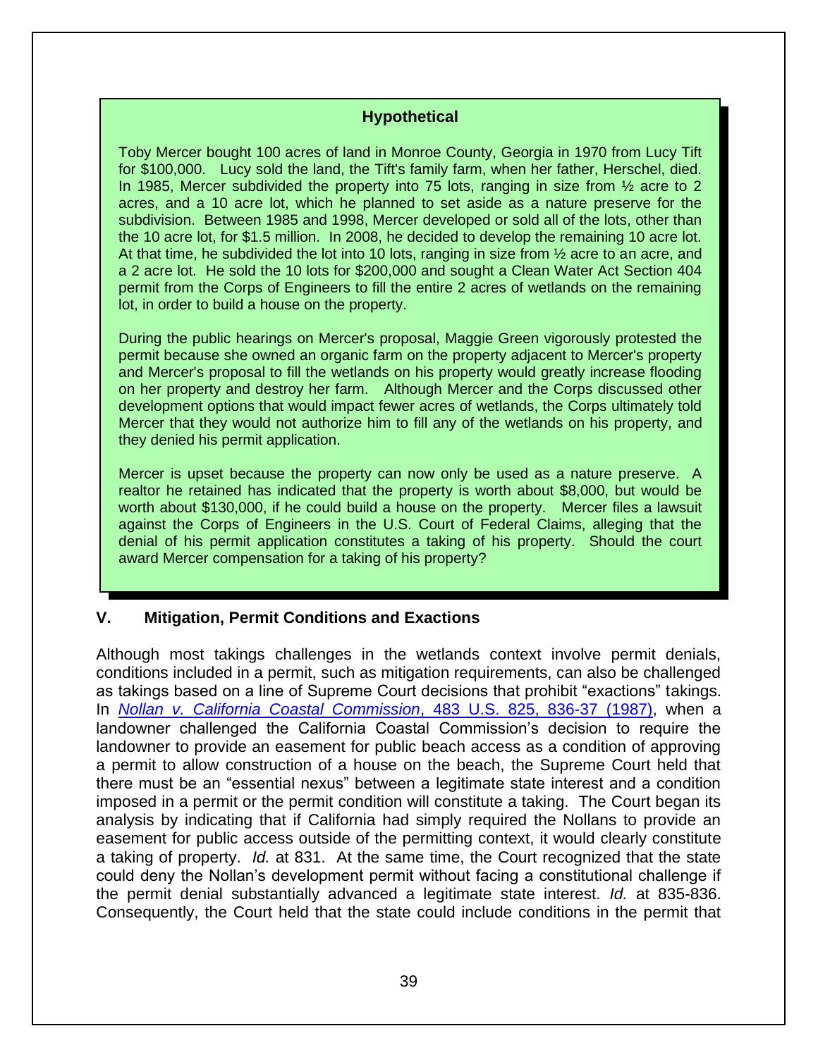**Hypothetical**

Toby Mercer bought 100 acres of land in Monroe County, Georgia in 1970 from Lucy Tift for $100,000. Lucy sold the land, the Tift's family farm, when her father, Herschel, died. In 1985, Mercer subdivided the property into 75 lots, ranging in size from ½ acre to 2 acres, and a 10 acre lot, which he planned to set aside as a nature preserve for the subdivision. Between 1985 and 1998, Mercer developed or sold all of the lots, other than the 10 acre lot, for $1.5 million. In 2008, he decided to develop the remaining 10 acre lot. At that time, he subdivided the lot into 10 lots, ranging in size from ½ acre to an acre, and a 2 acre lot. He sold the 10 lots for $200,000 and sought a Clean Water Act Section 404 permit from the Corps of Engineers to fill the entire 2 acres of wetlands on the remaining lot, in order to build a house on the property.

During the public hearings on Mercer's proposal, Maggie Green vigorously protested the permit because she owned an organic farm on the property adjacent to Mercer's property and Mercer's proposal to fill the wetlands on his property would greatly increase flooding on her property and destroy her farm. Although Mercer and the Corps discussed other development options that would impact fewer acres of wetlands, the Corps ultimately told Mercer that they would not authorize him to fill any of the wetlands on his property, and they denied his permit application.

Mercer is upset because the property can now only be used as a nature preserve. A realtor he retained has indicated that the property is worth about $8,000, but would be worth about $130,000, if he could build a house on the property. Mercer files a lawsuit against the Corps of Engineers in the U.S. Court of Federal Claims, alleging that the denial of his permit application constitutes a taking of his property. Should the court award Mercer compensation for a taking of his property?

## V. Mitigation, Permit Conditions and Exactions

Although most takings challenges in the wetlands context involve permit denials, conditions included in a permit, such as mitigation requirements, can also be challenged as takings based on a line of Supreme Court decisions that prohibit "exactions" takings. In *Nollan v. California Coastal Commission*, 483 U.S. 825, 836-37 (1987), when a landowner challenged the California Coastal Commission's decision to require the landowner to provide an easement for public beach access as a condition of approving a permit to allow construction of a house on the beach, the Supreme Court held that there must be an "essential nexus" between a legitimate state interest and a condition imposed in a permit or the permit condition will constitute a taking. The Court began its analysis by indicating that if California had simply required the Nollans to provide an easement for public access outside of the permitting context, it would clearly constitute a taking of property. *Id.* at 831. At the same time, the Court recognized that the state could deny the Nollan's development permit without facing a constitutional challenge if the permit denial substantially advanced a legitimate state interest. *Id.* at 835-836. Consequently, the Court held that the state could include conditions in the permit that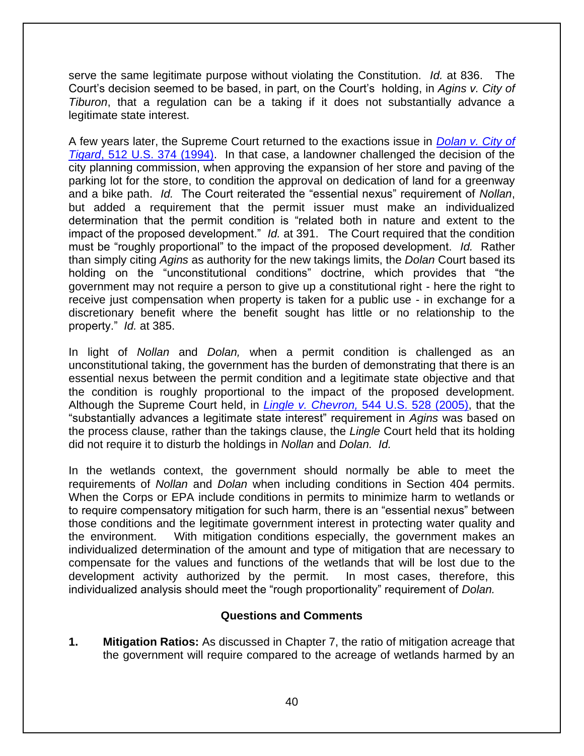serve the same legitimate purpose without violating the Constitution. *Id.* at 836. The Court's decision seemed to be based, in part, on the Court's holding, in *Agins v. City of Tiburon*, that a regulation can be a taking if it does not substantially advance a legitimate state interest.

A few years later, the Supreme Court returned to the exactions issue in [*Dolan v. City of Tigard*, 512 U.S. 374 (1994)](). In that case, a landowner challenged the decision of the city planning commission, when approving the expansion of her store and paving of the parking lot for the store, to condition the approval on dedication of land for a greenway and a bike path. *Id.* The Court reiterated the "essential nexus" requirement of *Nollan*, but added a requirement that the permit issuer must make an individualized determination that the permit condition is "related both in nature and extent to the impact of the proposed development." *Id.* at 391. The Court required that the condition must be "roughly proportional" to the impact of the proposed development. *Id.* Rather than simply citing *Agins* as authority for the new takings limits, the *Dolan* Court based its holding on the "unconstitutional conditions" doctrine, which provides that "the government may not require a person to give up a constitutional right - here the right to receive just compensation when property is taken for a public use - in exchange for a discretionary benefit where the benefit sought has little or no relationship to the property." *Id.* at 385.

In light of *Nollan* and *Dolan,* when a permit condition is challenged as an unconstitutional taking, the government has the burden of demonstrating that there is an essential nexus between the permit condition and a legitimate state objective and that the condition is roughly proportional to the impact of the proposed development. Although the Supreme Court held, in [*Lingle v. Chevron,* 544 U.S. 528 (2005)](), that the "substantially advances a legitimate state interest" requirement in *Agins* was based on the process clause, rather than the takings clause, the *Lingle* Court held that its holding did not require it to disturb the holdings in *Nollan* and *Dolan. Id.*

In the wetlands context, the government should normally be able to meet the requirements of *Nollan* and *Dolan* when including conditions in Section 404 permits. When the Corps or EPA include conditions in permits to minimize harm to wetlands or to require compensatory mitigation for such harm, there is an "essential nexus" between those conditions and the legitimate government interest in protecting water quality and the environment. With mitigation conditions especially, the government makes an individualized determination of the amount and type of mitigation that are necessary to compensate for the values and functions of the wetlands that will be lost due to the development activity authorized by the permit. In most cases, therefore, this individualized analysis should meet the "rough proportionality" requirement of *Dolan.*

**Questions and Comments**

1. **Mitigation Ratios:** As discussed in Chapter 7, the ratio of mitigation acreage that the government will require compared to the acreage of wetlands harmed by an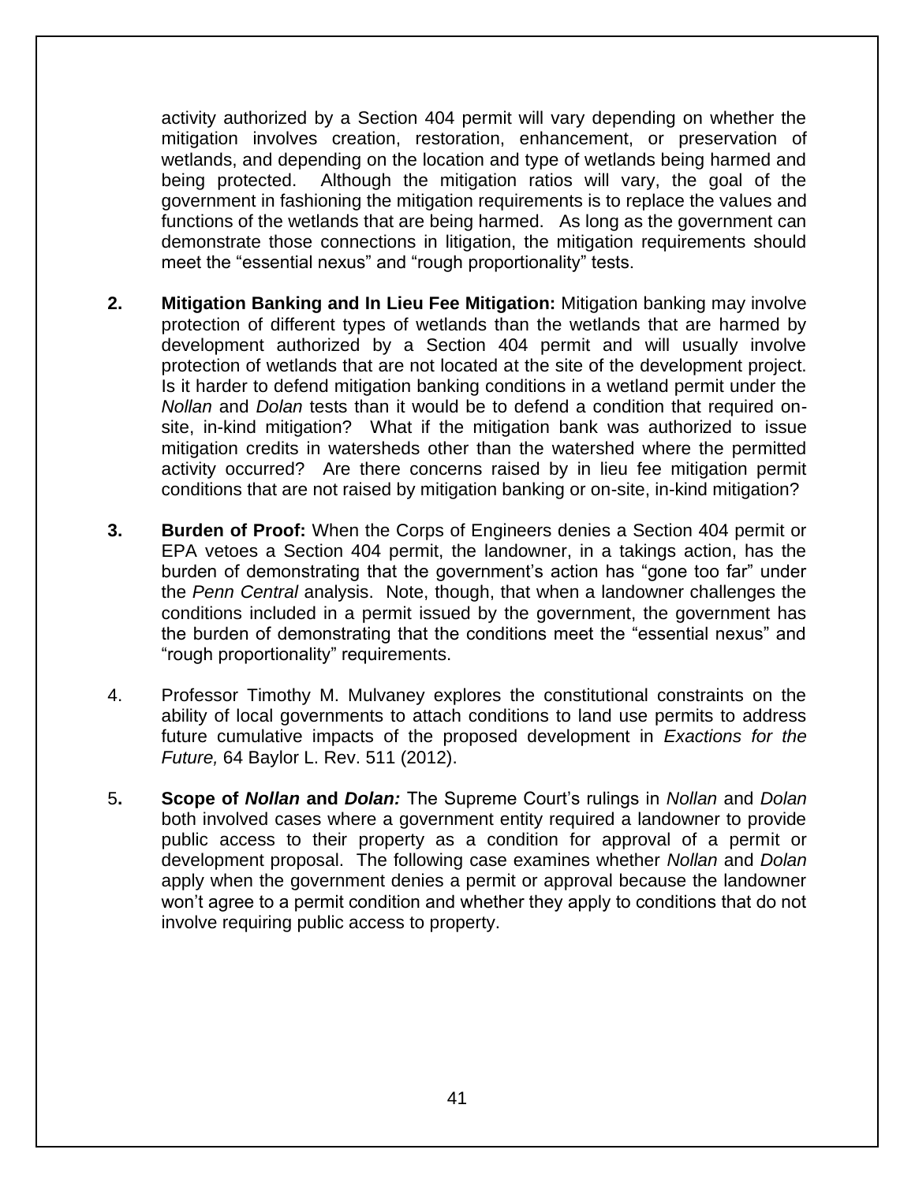activity authorized by a Section 404 permit will vary depending on whether the mitigation involves creation, restoration, enhancement, or preservation of wetlands, and depending on the location and type of wetlands being harmed and being protected. Although the mitigation ratios will vary, the goal of the government in fashioning the mitigation requirements is to replace the values and functions of the wetlands that are being harmed. As long as the government can demonstrate those connections in litigation, the mitigation requirements should meet the "essential nexus" and "rough proportionality" tests.

2. **Mitigation Banking and In Lieu Fee Mitigation:** Mitigation banking may involve protection of different types of wetlands than the wetlands that are harmed by development authorized by a Section 404 permit and will usually involve protection of wetlands that are not located at the site of the development project. Is it harder to defend mitigation banking conditions in a wetland permit under the *Nollan* and *Dolan* tests than it would be to defend a condition that required on-site, in-kind mitigation? What if the mitigation bank was authorized to issue mitigation credits in watersheds other than the watershed where the permitted activity occurred? Are there concerns raised by in lieu fee mitigation permit conditions that are not raised by mitigation banking or on-site, in-kind mitigation?

3. **Burden of Proof:** When the Corps of Engineers denies a Section 404 permit or EPA vetoes a Section 404 permit, the landowner, in a takings action, has the burden of demonstrating that the government's action has "gone too far" under the *Penn Central* analysis. Note, though, that when a landowner challenges the conditions included in a permit issued by the government, the government has the burden of demonstrating that the conditions meet the "essential nexus" and "rough proportionality" requirements.

4. Professor Timothy M. Mulvaney explores the constitutional constraints on the ability of local governments to attach conditions to land use permits to address future cumulative impacts of the proposed development in *Exactions for the Future,* 64 Baylor L. Rev. 511 (2012).

5. **Scope of *Nollan* and *Dolan*:** The Supreme Court's rulings in *Nollan* and *Dolan* both involved cases where a government entity required a landowner to provide public access to their property as a condition for approval of a permit or development proposal. The following case examines whether *Nollan* and *Dolan* apply when the government denies a permit or approval because the landowner won't agree to a permit condition and whether they apply to conditions that do not involve requiring public access to property.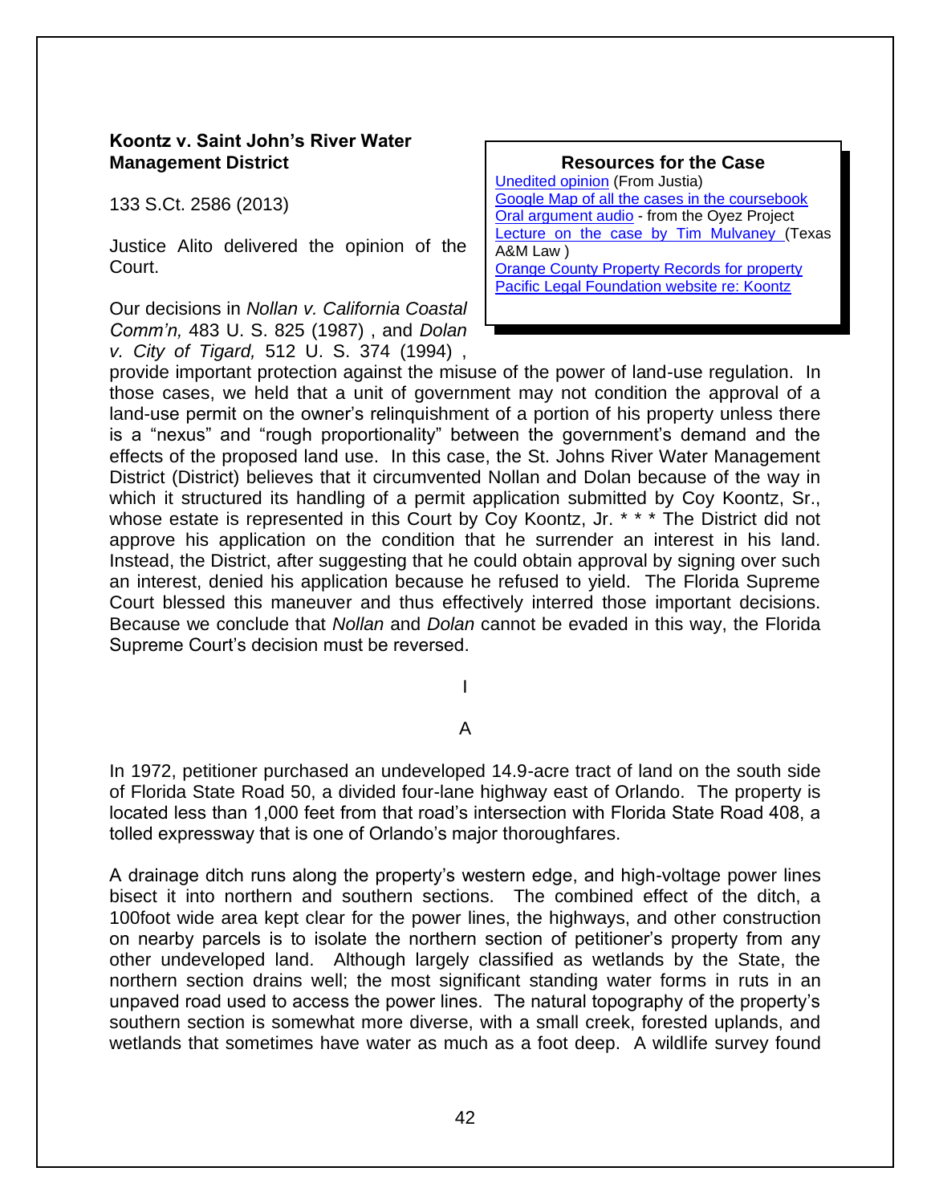**Koontz v. Saint John's River Water Management District**

133 S.Ct. 2586 (2013)

> **Resources for the Case**
>
> [Unedited opinion](#) (From Justia)
> [Google Map of all the cases in the coursebook](#)
> [Oral argument audio](#) - from the Oyez Project
> [Lecture on the case by Tim Mulvaney](#) (Texas A&M Law )
> [Orange County Property Records for property](#)
> [Pacific Legal Foundation website re: Koontz](#)

Justice Alito delivered the opinion of the Court.

Our decisions in *Nollan v. California Coastal Comm'n,* 483 U. S. 825 (1987) , and *Dolan v. City of Tigard,* 512 U. S. 374 (1994) , provide important protection against the misuse of the power of land-use regulation. In those cases, we held that a unit of government may not condition the approval of a land-use permit on the owner's relinquishment of a portion of his property unless there is a "nexus" and "rough proportionality" between the government's demand and the effects of the proposed land use. In this case, the St. Johns River Water Management District (District) believes that it circumvented Nollan and Dolan because of the way in which it structured its handling of a permit application submitted by Coy Koontz, Sr., whose estate is represented in this Court by Coy Koontz, Jr. * * * The District did not approve his application on the condition that he surrender an interest in his land. Instead, the District, after suggesting that he could obtain approval by signing over such an interest, denied his application because he refused to yield. The Florida Supreme Court blessed this maneuver and thus effectively interred those important decisions. Because we conclude that *Nollan* and *Dolan* cannot be evaded in this way, the Florida Supreme Court's decision must be reversed.

## I

### A

In 1972, petitioner purchased an undeveloped 14.9-acre tract of land on the south side of Florida State Road 50, a divided four-lane highway east of Orlando. The property is located less than 1,000 feet from that road's intersection with Florida State Road 408, a tolled expressway that is one of Orlando's major thoroughfares.

A drainage ditch runs along the property's western edge, and high-voltage power lines bisect it into northern and southern sections. The combined effect of the ditch, a 100foot wide area kept clear for the power lines, the highways, and other construction on nearby parcels is to isolate the northern section of petitioner's property from any other undeveloped land. Although largely classified as wetlands by the State, the northern section drains well; the most significant standing water forms in ruts in an unpaved road used to access the power lines. The natural topography of the property's southern section is somewhat more diverse, with a small creek, forested uplands, and wetlands that sometimes have water as much as a foot deep. A wildlife survey found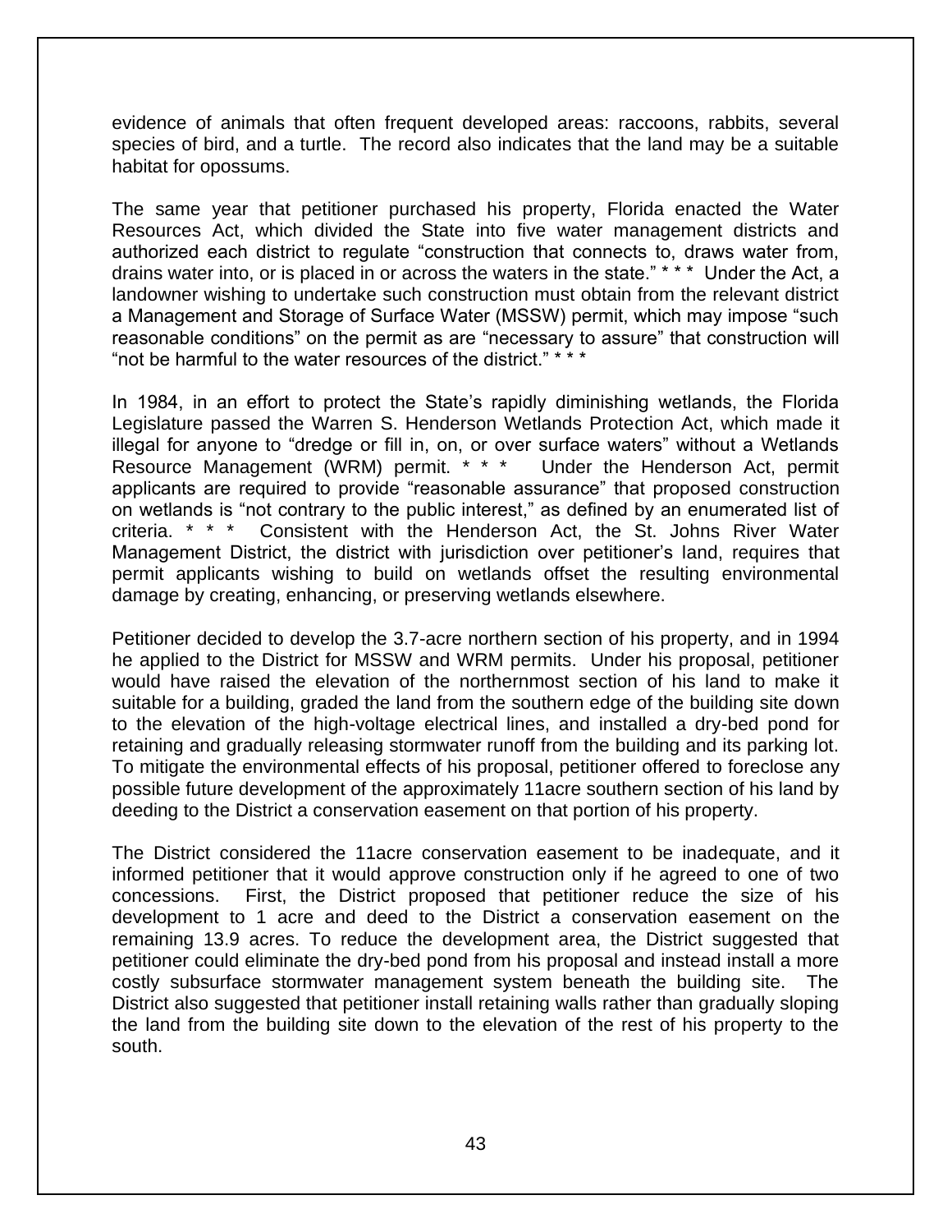evidence of animals that often frequent developed areas: raccoons, rabbits, several species of bird, and a turtle. The record also indicates that the land may be a suitable habitat for opossums.

The same year that petitioner purchased his property, Florida enacted the Water Resources Act, which divided the State into five water management districts and authorized each district to regulate "construction that connects to, draws water from, drains water into, or is placed in or across the waters in the state." * * * Under the Act, a landowner wishing to undertake such construction must obtain from the relevant district a Management and Storage of Surface Water (MSSW) permit, which may impose "such reasonable conditions" on the permit as are "necessary to assure" that construction will "not be harmful to the water resources of the district." * * *

In 1984, in an effort to protect the State's rapidly diminishing wetlands, the Florida Legislature passed the Warren S. Henderson Wetlands Protection Act, which made it illegal for anyone to "dredge or fill in, on, or over surface waters" without a Wetlands Resource Management (WRM) permit. * * * Under the Henderson Act, permit applicants are required to provide "reasonable assurance" that proposed construction on wetlands is "not contrary to the public interest," as defined by an enumerated list of criteria. * * * Consistent with the Henderson Act, the St. Johns River Water Management District, the district with jurisdiction over petitioner's land, requires that permit applicants wishing to build on wetlands offset the resulting environmental damage by creating, enhancing, or preserving wetlands elsewhere.

Petitioner decided to develop the 3.7-acre northern section of his property, and in 1994 he applied to the District for MSSW and WRM permits. Under his proposal, petitioner would have raised the elevation of the northernmost section of his land to make it suitable for a building, graded the land from the southern edge of the building site down to the elevation of the high-voltage electrical lines, and installed a dry-bed pond for retaining and gradually releasing stormwater runoff from the building and its parking lot. To mitigate the environmental effects of his proposal, petitioner offered to foreclose any possible future development of the approximately 11acre southern section of his land by deeding to the District a conservation easement on that portion of his property.

The District considered the 11acre conservation easement to be inadequate, and it informed petitioner that it would approve construction only if he agreed to one of two concessions. First, the District proposed that petitioner reduce the size of his development to 1 acre and deed to the District a conservation easement on the remaining 13.9 acres. To reduce the development area, the District suggested that petitioner could eliminate the dry-bed pond from his proposal and instead install a more costly subsurface stormwater management system beneath the building site. The District also suggested that petitioner install retaining walls rather than gradually sloping the land from the building site down to the elevation of the rest of his property to the south.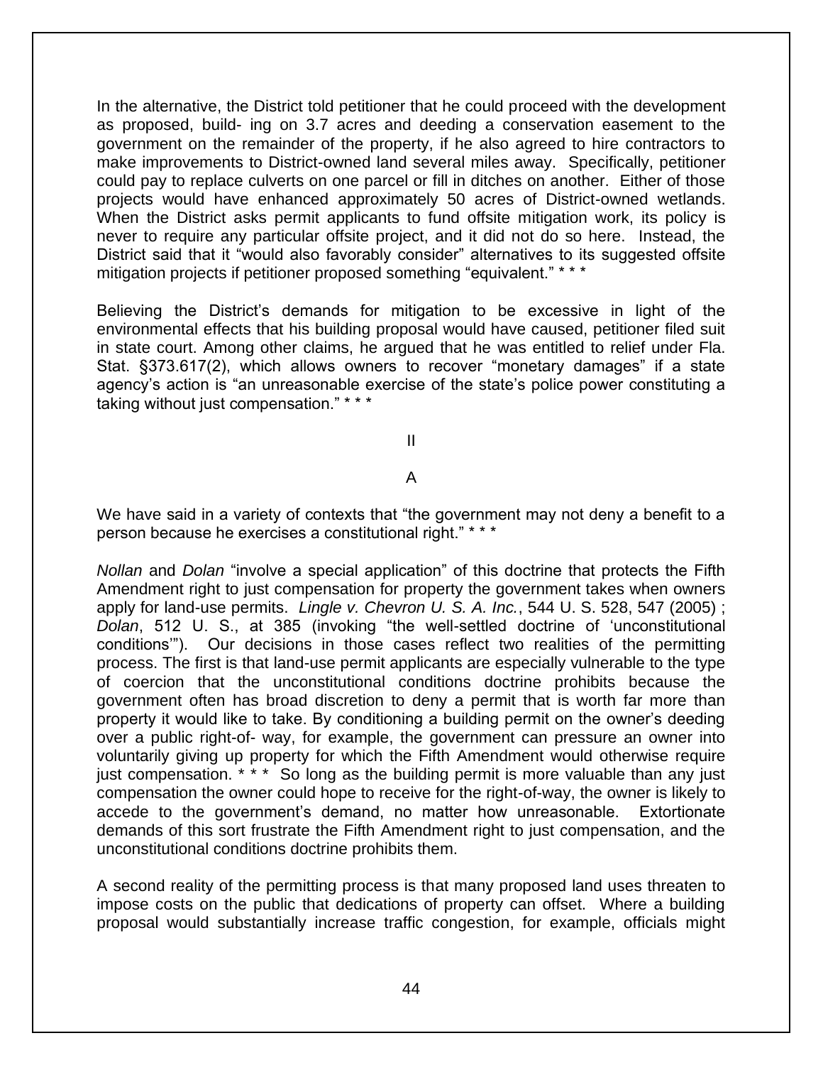In the alternative, the District told petitioner that he could proceed with the development as proposed, build- ing on 3.7 acres and deeding a conservation easement to the government on the remainder of the property, if he also agreed to hire contractors to make improvements to District-owned land several miles away. Specifically, petitioner could pay to replace culverts on one parcel or fill in ditches on another. Either of those projects would have enhanced approximately 50 acres of District-owned wetlands. When the District asks permit applicants to fund offsite mitigation work, its policy is never to require any particular offsite project, and it did not do so here. Instead, the District said that it "would also favorably consider" alternatives to its suggested offsite mitigation projects if petitioner proposed something "equivalent." * * *

Believing the District's demands for mitigation to be excessive in light of the environmental effects that his building proposal would have caused, petitioner filed suit in state court. Among other claims, he argued that he was entitled to relief under Fla. Stat. §373.617(2), which allows owners to recover "monetary damages" if a state agency's action is "an unreasonable exercise of the state's police power constituting a taking without just compensation." * * *

## II

### A

We have said in a variety of contexts that "the government may not deny a benefit to a person because he exercises a constitutional right." * * *

*Nollan* and *Dolan* "involve a special application" of this doctrine that protects the Fifth Amendment right to just compensation for property the government takes when owners apply for land-use permits. *Lingle v. Chevron U. S. A. Inc.*, 544 U. S. 528, 547 (2005) ; *Dolan*, 512 U. S., at 385 (invoking "the well-settled doctrine of 'unconstitutional conditions'"). Our decisions in those cases reflect two realities of the permitting process. The first is that land-use permit applicants are especially vulnerable to the type of coercion that the unconstitutional conditions doctrine prohibits because the government often has broad discretion to deny a permit that is worth far more than property it would like to take. By conditioning a building permit on the owner's deeding over a public right-of- way, for example, the government can pressure an owner into voluntarily giving up property for which the Fifth Amendment would otherwise require just compensation. * * * So long as the building permit is more valuable than any just compensation the owner could hope to receive for the right-of-way, the owner is likely to accede to the government's demand, no matter how unreasonable. Extortionate demands of this sort frustrate the Fifth Amendment right to just compensation, and the unconstitutional conditions doctrine prohibits them.

A second reality of the permitting process is that many proposed land uses threaten to impose costs on the public that dedications of property can offset. Where a building proposal would substantially increase traffic congestion, for example, officials might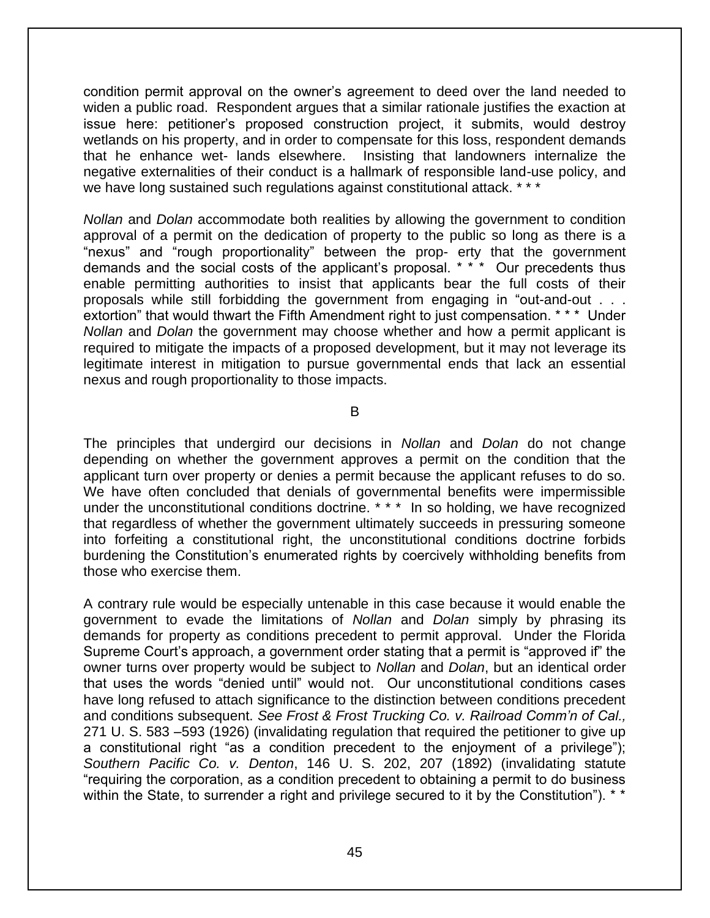condition permit approval on the owner's agreement to deed over the land needed to widen a public road. Respondent argues that a similar rationale justifies the exaction at issue here: petitioner's proposed construction project, it submits, would destroy wetlands on his property, and in order to compensate for this loss, respondent demands that he enhance wet- lands elsewhere. Insisting that landowners internalize the negative externalities of their conduct is a hallmark of responsible land-use policy, and we have long sustained such regulations against constitutional attack. * * *

*Nollan* and *Dolan* accommodate both realities by allowing the government to condition approval of a permit on the dedication of property to the public so long as there is a "nexus" and "rough proportionality" between the prop- erty that the government demands and the social costs of the applicant's proposal. * * * Our precedents thus enable permitting authorities to insist that applicants bear the full costs of their proposals while still forbidding the government from engaging in "out-and-out . . . extortion" that would thwart the Fifth Amendment right to just compensation. * * * Under *Nollan* and *Dolan* the government may choose whether and how a permit applicant is required to mitigate the impacts of a proposed development, but it may not leverage its legitimate interest in mitigation to pursue governmental ends that lack an essential nexus and rough proportionality to those impacts.

B

The principles that undergird our decisions in *Nollan* and *Dolan* do not change depending on whether the government approves a permit on the condition that the applicant turn over property or denies a permit because the applicant refuses to do so. We have often concluded that denials of governmental benefits were impermissible under the unconstitutional conditions doctrine. * * * In so holding, we have recognized that regardless of whether the government ultimately succeeds in pressuring someone into forfeiting a constitutional right, the unconstitutional conditions doctrine forbids burdening the Constitution's enumerated rights by coercively withholding benefits from those who exercise them.

A contrary rule would be especially untenable in this case because it would enable the government to evade the limitations of *Nollan* and *Dolan* simply by phrasing its demands for property as conditions precedent to permit approval. Under the Florida Supreme Court's approach, a government order stating that a permit is "approved if" the owner turns over property would be subject to *Nollan* and *Dolan*, but an identical order that uses the words "denied until" would not. Our unconstitutional conditions cases have long refused to attach significance to the distinction between conditions precedent and conditions subsequent. *See Frost & Frost Trucking Co. v. Railroad Comm'n of Cal.,* 271 U. S. 583 –593 (1926) (invalidating regulation that required the petitioner to give up a constitutional right "as a condition precedent to the enjoyment of a privilege"); *Southern Pacific Co. v. Denton*, 146 U. S. 202, 207 (1892) (invalidating statute "requiring the corporation, as a condition precedent to obtaining a permit to do business within the State, to surrender a right and privilege secured to it by the Constitution"). * *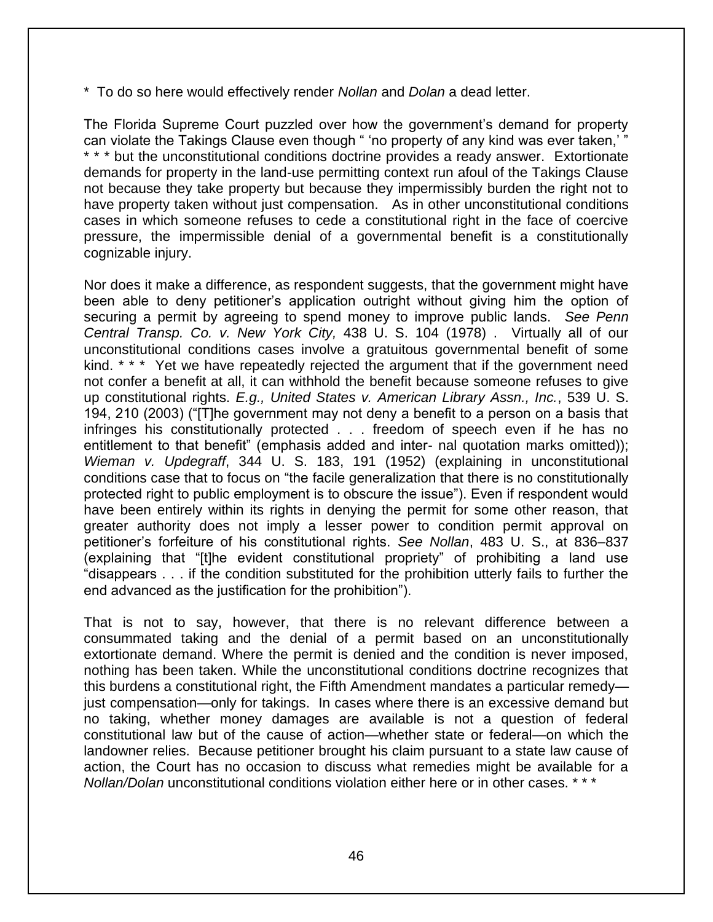* To do so here would effectively render *Nollan* and *Dolan* a dead letter.

The Florida Supreme Court puzzled over how the government's demand for property can violate the Takings Clause even though " 'no property of any kind was ever taken,' " * * * but the unconstitutional conditions doctrine provides a ready answer. Extortionate demands for property in the land-use permitting context run afoul of the Takings Clause not because they take property but because they impermissibly burden the right not to have property taken without just compensation. As in other unconstitutional conditions cases in which someone refuses to cede a constitutional right in the face of coercive pressure, the impermissible denial of a governmental benefit is a constitutionally cognizable injury.

Nor does it make a difference, as respondent suggests, that the government might have been able to deny petitioner's application outright without giving him the option of securing a permit by agreeing to spend money to improve public lands. *See Penn Central Transp. Co. v. New York City,* 438 U. S. 104 (1978) . Virtually all of our unconstitutional conditions cases involve a gratuitous governmental benefit of some kind. * * * Yet we have repeatedly rejected the argument that if the government need not confer a benefit at all, it can withhold the benefit because someone refuses to give up constitutional rights. *E.g., United States v. American Library Assn., Inc.*, 539 U. S. 194, 210 (2003) ("[T]he government may not deny a benefit to a person on a basis that infringes his constitutionally protected . . . freedom of speech even if he has no entitlement to that benefit" (emphasis added and inter- nal quotation marks omitted)); *Wieman v. Updegraff*, 344 U. S. 183, 191 (1952) (explaining in unconstitutional conditions case that to focus on "the facile generalization that there is no constitutionally protected right to public employment is to obscure the issue"). Even if respondent would have been entirely within its rights in denying the permit for some other reason, that greater authority does not imply a lesser power to condition permit approval on petitioner's forfeiture of his constitutional rights. *See Nollan*, 483 U. S., at 836–837 (explaining that "[t]he evident constitutional propriety" of prohibiting a land use "disappears . . . if the condition substituted for the prohibition utterly fails to further the end advanced as the justification for the prohibition").

That is not to say, however, that there is no relevant difference between a consummated taking and the denial of a permit based on an unconstitutionally extortionate demand. Where the permit is denied and the condition is never imposed, nothing has been taken. While the unconstitutional conditions doctrine recognizes that this burdens a constitutional right, the Fifth Amendment mandates a particular remedy—just compensation—only for takings. In cases where there is an excessive demand but no taking, whether money damages are available is not a question of federal constitutional law but of the cause of action—whether state or federal—on which the landowner relies. Because petitioner brought his claim pursuant to a state law cause of action, the Court has no occasion to discuss what remedies might be available for a *Nollan/Dolan* unconstitutional conditions violation either here or in other cases. * * *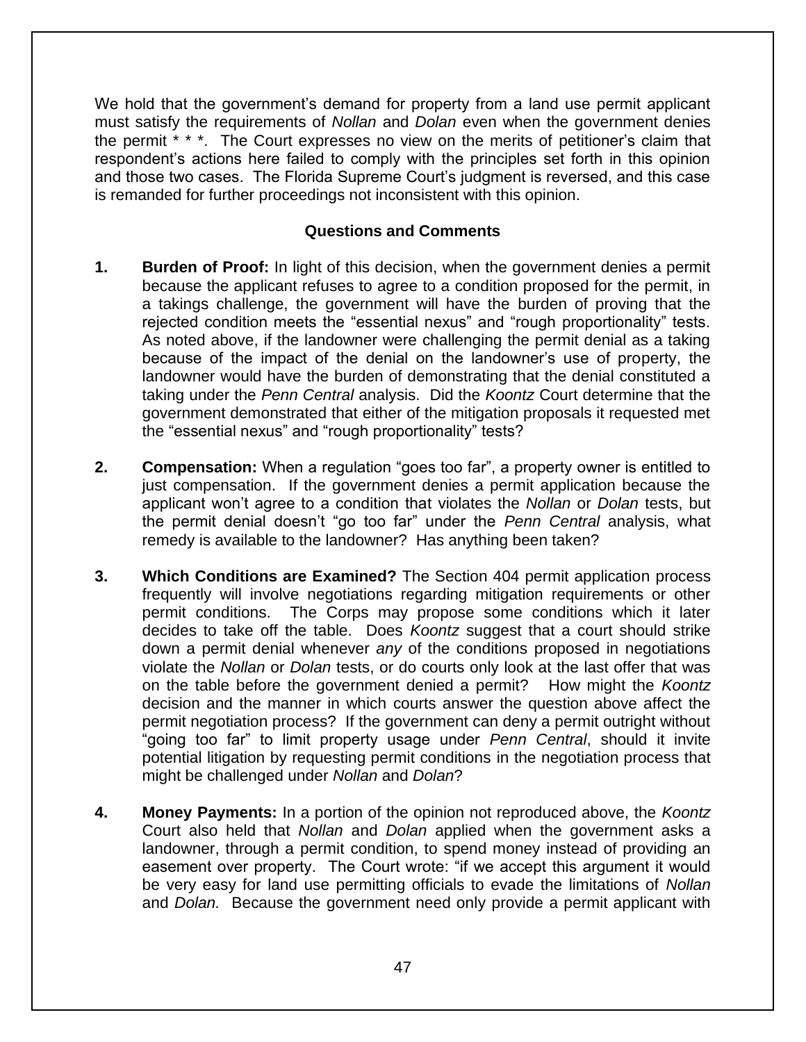We hold that the government's demand for property from a land use permit applicant must satisfy the requirements of *Nollan* and *Dolan* even when the government denies the permit * * *. The Court expresses no view on the merits of petitioner's claim that respondent's actions here failed to comply with the principles set forth in this opinion and those two cases. The Florida Supreme Court's judgment is reversed, and this case is remanded for further proceedings not inconsistent with this opinion.

**Questions and Comments**

1. **Burden of Proof:** In light of this decision, when the government denies a permit because the applicant refuses to agree to a condition proposed for the permit, in a takings challenge, the government will have the burden of proving that the rejected condition meets the "essential nexus" and "rough proportionality" tests. As noted above, if the landowner were challenging the permit denial as a taking because of the impact of the denial on the landowner's use of property, the landowner would have the burden of demonstrating that the denial constituted a taking under the *Penn Central* analysis. Did the *Koontz* Court determine that the government demonstrated that either of the mitigation proposals it requested met the "essential nexus" and "rough proportionality" tests?

2. **Compensation:** When a regulation "goes too far", a property owner is entitled to just compensation. If the government denies a permit application because the applicant won't agree to a condition that violates the *Nollan* or *Dolan* tests, but the permit denial doesn't "go too far" under the *Penn Central* analysis, what remedy is available to the landowner? Has anything been taken?

3. **Which Conditions are Examined?** The Section 404 permit application process frequently will involve negotiations regarding mitigation requirements or other permit conditions. The Corps may propose some conditions which it later decides to take off the table. Does *Koontz* suggest that a court should strike down a permit denial whenever *any* of the conditions proposed in negotiations violate the *Nollan* or *Dolan* tests, or do courts only look at the last offer that was on the table before the government denied a permit? How might the *Koontz* decision and the manner in which courts answer the question above affect the permit negotiation process? If the government can deny a permit outright without "going too far" to limit property usage under *Penn Central*, should it invite potential litigation by requesting permit conditions in the negotiation process that might be challenged under *Nollan* and *Dolan*?

4. **Money Payments:** In a portion of the opinion not reproduced above, the *Koontz* Court also held that *Nollan* and *Dolan* applied when the government asks a landowner, through a permit condition, to spend money instead of providing an easement over property. The Court wrote: "if we accept this argument it would be very easy for land use permitting officials to evade the limitations of *Nollan* and *Dolan.* Because the government need only provide a permit applicant with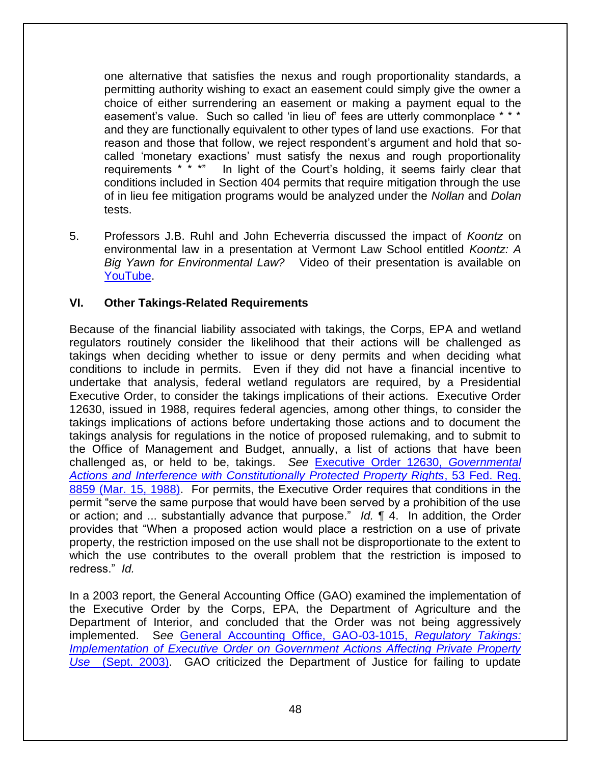one alternative that satisfies the nexus and rough proportionality standards, a permitting authority wishing to exact an easement could simply give the owner a choice of either surrendering an easement or making a payment equal to the easement's value. Such so called 'in lieu of' fees are utterly commonplace * * * and they are functionally equivalent to other types of land use exactions. For that reason and those that follow, we reject respondent's argument and hold that so-called 'monetary exactions' must satisfy the nexus and rough proportionality requirements * * *" In light of the Court's holding, it seems fairly clear that conditions included in Section 404 permits that require mitigation through the use of in lieu fee mitigation programs would be analyzed under the *Nollan* and *Dolan* tests.

5. Professors J.B. Ruhl and John Echeverria discussed the impact of *Koontz* on environmental law in a presentation at Vermont Law School entitled *Koontz: A Big Yawn for Environmental Law?* Video of their presentation is available on YouTube.

### VI. Other Takings-Related Requirements

Because of the financial liability associated with takings, the Corps, EPA and wetland regulators routinely consider the likelihood that their actions will be challenged as takings when deciding whether to issue or deny permits and when deciding what conditions to include in permits. Even if they did not have a financial incentive to undertake that analysis, federal wetland regulators are required, by a Presidential Executive Order, to consider the takings implications of their actions. Executive Order 12630, issued in 1988, requires federal agencies, among other things, to consider the takings implications of actions before undertaking those actions and to document the takings analysis for regulations in the notice of proposed rulemaking, and to submit to the Office of Management and Budget, annually, a list of actions that have been challenged as, or held to be, takings. *See* Executive Order 12630, *Governmental Actions and Interference with Constitutionally Protected Property Rights*, 53 Fed. Reg. 8859 (Mar. 15, 1988). For permits, the Executive Order requires that conditions in the permit "serve the same purpose that would have been served by a prohibition of the use or action; and ... substantially advance that purpose." *Id.* ¶ 4. In addition, the Order provides that "When a proposed action would place a restriction on a use of private property, the restriction imposed on the use shall not be disproportionate to the extent to which the use contributes to the overall problem that the restriction is imposed to redress." *Id.*

In a 2003 report, the General Accounting Office (GAO) examined the implementation of the Executive Order by the Corps, EPA, the Department of Agriculture and the Department of Interior, and concluded that the Order was not being aggressively implemented. S*ee* General Accounting Office, GAO-03-1015, *Regulatory Takings: Implementation of Executive Order on Government Actions Affecting Private Property Use* (Sept. 2003). GAO criticized the Department of Justice for failing to update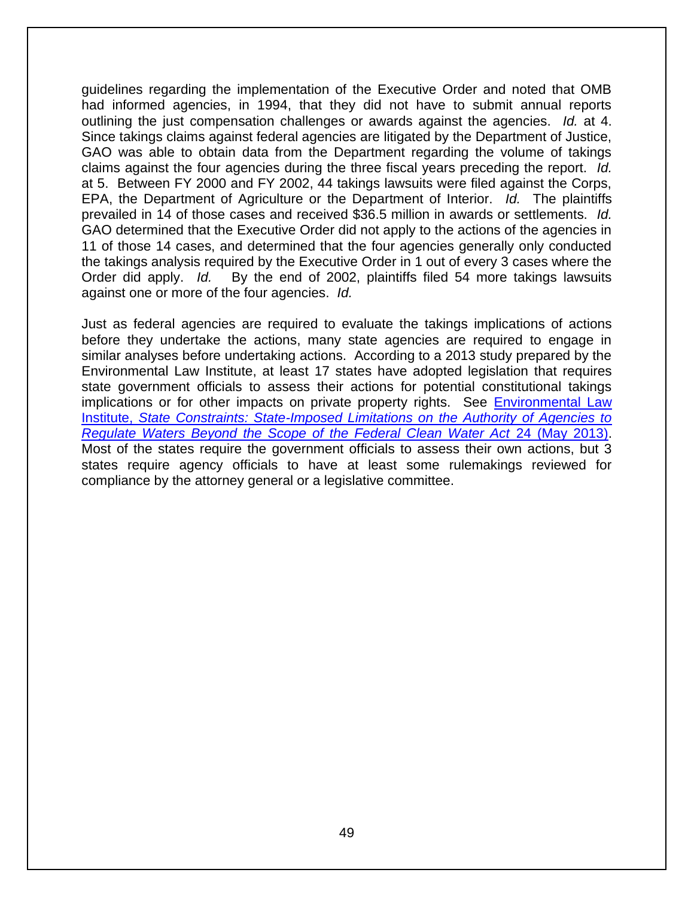guidelines regarding the implementation of the Executive Order and noted that OMB had informed agencies, in 1994, that they did not have to submit annual reports outlining the just compensation challenges or awards against the agencies. *Id.* at 4. Since takings claims against federal agencies are litigated by the Department of Justice, GAO was able to obtain data from the Department regarding the volume of takings claims against the four agencies during the three fiscal years preceding the report. *Id.* at 5. Between FY 2000 and FY 2002, 44 takings lawsuits were filed against the Corps, EPA, the Department of Agriculture or the Department of Interior. *Id.* The plaintiffs prevailed in 14 of those cases and received $36.5 million in awards or settlements. *Id.* GAO determined that the Executive Order did not apply to the actions of the agencies in 11 of those 14 cases, and determined that the four agencies generally only conducted the takings analysis required by the Executive Order in 1 out of every 3 cases where the Order did apply. *Id.* By the end of 2002, plaintiffs filed 54 more takings lawsuits against one or more of the four agencies. *Id.*

Just as federal agencies are required to evaluate the takings implications of actions before they undertake the actions, many state agencies are required to engage in similar analyses before undertaking actions. According to a 2013 study prepared by the Environmental Law Institute, at least 17 states have adopted legislation that requires state government officials to assess their actions for potential constitutional takings implications or for other impacts on private property rights. See Environmental Law Institute, *State Constraints: State-Imposed Limitations on the Authority of Agencies to Regulate Waters Beyond the Scope of the Federal Clean Water Act* 24 (May 2013). Most of the states require the government officials to assess their own actions, but 3 states require agency officials to have at least some rulemakings reviewed for compliance by the attorney general or a legislative committee.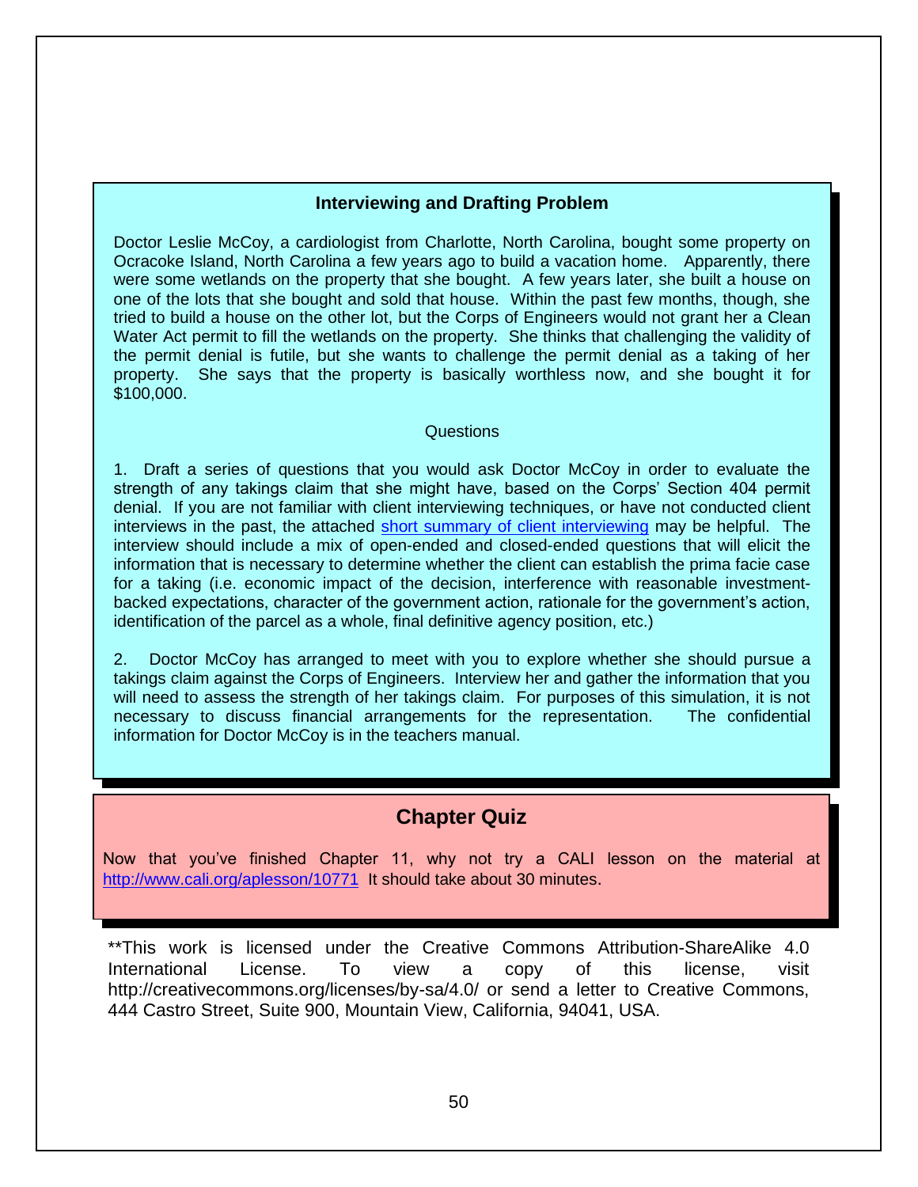### Interviewing and Drafting Problem

Doctor Leslie McCoy, a cardiologist from Charlotte, North Carolina, bought some property on Ocracoke Island, North Carolina a few years ago to build a vacation home. Apparently, there were some wetlands on the property that she bought. A few years later, she built a house on one of the lots that she bought and sold that house. Within the past few months, though, she tried to build a house on the other lot, but the Corps of Engineers would not grant her a Clean Water Act permit to fill the wetlands on the property. She thinks that challenging the validity of the permit denial is futile, but she wants to challenge the permit denial as a taking of her property. She says that the property is basically worthless now, and she bought it for $100,000.

Questions

1. Draft a series of questions that you would ask Doctor McCoy in order to evaluate the strength of any takings claim that she might have, based on the Corps' Section 404 permit denial. If you are not familiar with client interviewing techniques, or have not conducted client interviews in the past, the attached [short summary of client interviewing] may be helpful. The interview should include a mix of open-ended and closed-ended questions that will elicit the information that is necessary to determine whether the client can establish the prima facie case for a taking (i.e. economic impact of the decision, interference with reasonable investment-backed expectations, character of the government action, rationale for the government's action, identification of the parcel as a whole, final definitive agency position, etc.)

2. Doctor McCoy has arranged to meet with you to explore whether she should pursue a takings claim against the Corps of Engineers. Interview her and gather the information that you will need to assess the strength of her takings claim. For purposes of this simulation, it is not necessary to discuss financial arrangements for the representation. The confidential information for Doctor McCoy is in the teachers manual.

## Chapter Quiz

Now that you've finished Chapter 11, why not try a CALI lesson on the material at http://www.cali.org/aplesson/10771 It should take about 30 minutes.

**This work is licensed under the Creative Commons Attribution-ShareAlike 4.0 International License. To view a copy of this license, visit http://creativecommons.org/licenses/by-sa/4.0/ or send a letter to Creative Commons, 444 Castro Street, Suite 900, Mountain View, California, 94041, USA.